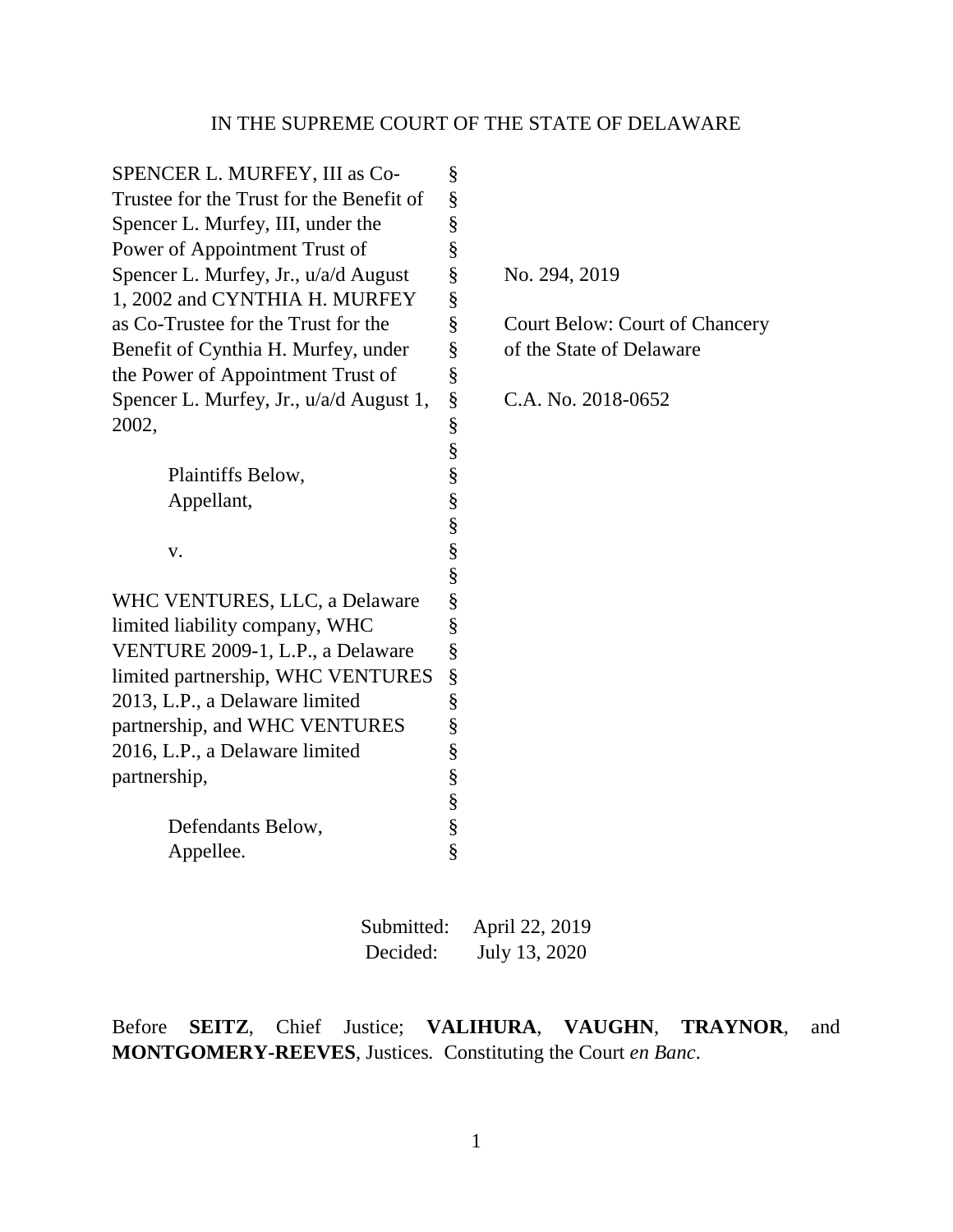IN THE SUPREME COURT OF THE STATE OF DELAWARE

| | | |
|---|---|---|
| SPENCER L. MURFEY, III as Co-Trustee for the Trust for the Benefit of Spencer L. Murfey, III, under the Power of Appointment Trust of Spencer L. Murfey, Jr., u/a/d August 1, 2002 and CYNTHIA H. MURFEY as Co-Trustee for the Trust for the Benefit of Cynthia H. Murfey, under the Power of Appointment Trust of Spencer L. Murfey, Jr., u/a/d August 1, 2002, | § | No. 294, 2019 |
| | § | |
| Plaintiffs Below, Appellant, | § | Court Below: Court of Chancery of the State of Delaware |
| | § | |
| v. | § | C.A. No. 2018-0652 |
| | § | |
| WHC VENTURES, LLC, a Delaware limited liability company, WHC VENTURE 2009-1, L.P., a Delaware limited partnership, WHC VENTURES 2013, L.P., a Delaware limited partnership, and WHC VENTURES 2016, L.P., a Delaware limited partnership, | § | |
| | § | |
| Defendants Below, Appellee. | § | |

Submitted: April 22, 2019
Decided: July 13, 2020

Before **SEITZ**, Chief Justice; **VALIHURA**, **VAUGHN**, **TRAYNOR**, and **MONTGOMERY-REEVES**, Justices. Constituting the Court *en Banc*.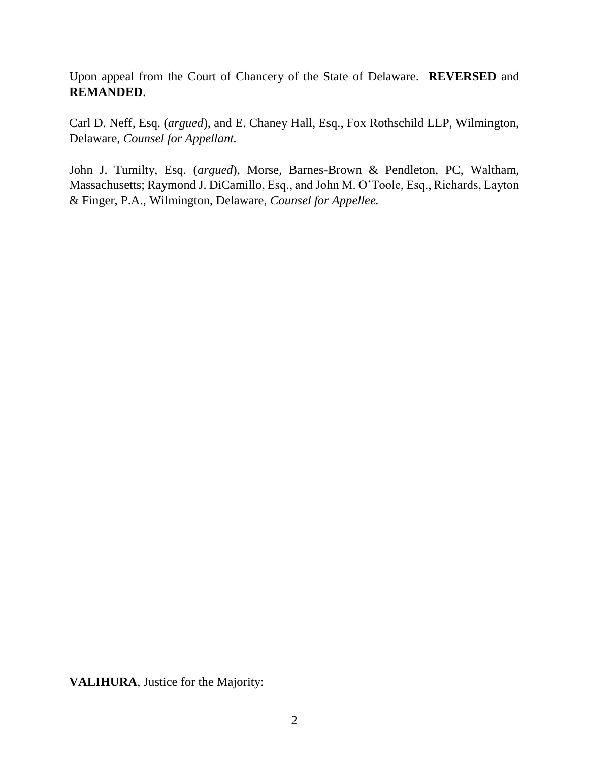Upon appeal from the Court of Chancery of the State of Delaware. **REVERSED** and **REMANDED**.

Carl D. Neff, Esq. (*argued*), and E. Chaney Hall, Esq., Fox Rothschild LLP, Wilmington, Delaware, *Counsel for Appellant.*

John J. Tumilty, Esq. (*argued*), Morse, Barnes-Brown & Pendleton, PC, Waltham, Massachusetts; Raymond J. DiCamillo, Esq., and John M. O'Toole, Esq., Richards, Layton & Finger, P.A., Wilmington, Delaware, *Counsel for Appellee.*

**VALIHURA**, Justice for the Majority: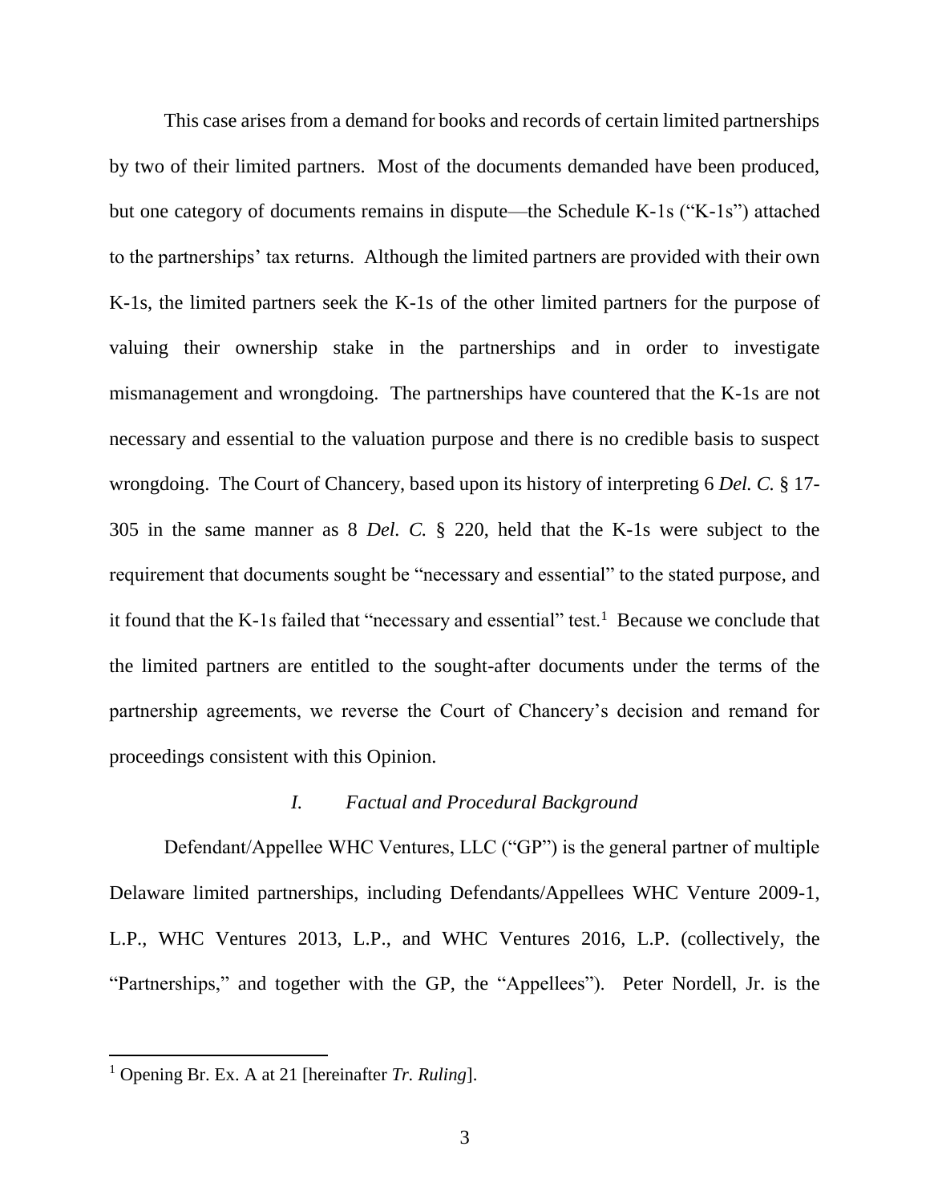This case arises from a demand for books and records of certain limited partnerships by two of their limited partners. Most of the documents demanded have been produced, but one category of documents remains in dispute—the Schedule K-1s ("K-1s") attached to the partnerships' tax returns. Although the limited partners are provided with their own K-1s, the limited partners seek the K-1s of the other limited partners for the purpose of valuing their ownership stake in the partnerships and in order to investigate mismanagement and wrongdoing. The partnerships have countered that the K-1s are not necessary and essential to the valuation purpose and there is no credible basis to suspect wrongdoing. The Court of Chancery, based upon its history of interpreting 6 *Del. C.* § 17-305 in the same manner as 8 *Del. C.* § 220, held that the K-1s were subject to the requirement that documents sought be "necessary and essential" to the stated purpose, and it found that the K-1s failed that "necessary and essential" test.[1] Because we conclude that the limited partners are entitled to the sought-after documents under the terms of the partnership agreements, we reverse the Court of Chancery's decision and remand for proceedings consistent with this Opinion.

## *I. Factual and Procedural Background*

Defendant/Appellee WHC Ventures, LLC ("GP") is the general partner of multiple Delaware limited partnerships, including Defendants/Appellees WHC Venture 2009-1, L.P., WHC Ventures 2013, L.P., and WHC Ventures 2016, L.P. (collectively, the "Partnerships," and together with the GP, the "Appellees"). Peter Nordell, Jr. is the

[1] Opening Br. Ex. A at 21 [hereinafter *Tr. Ruling*].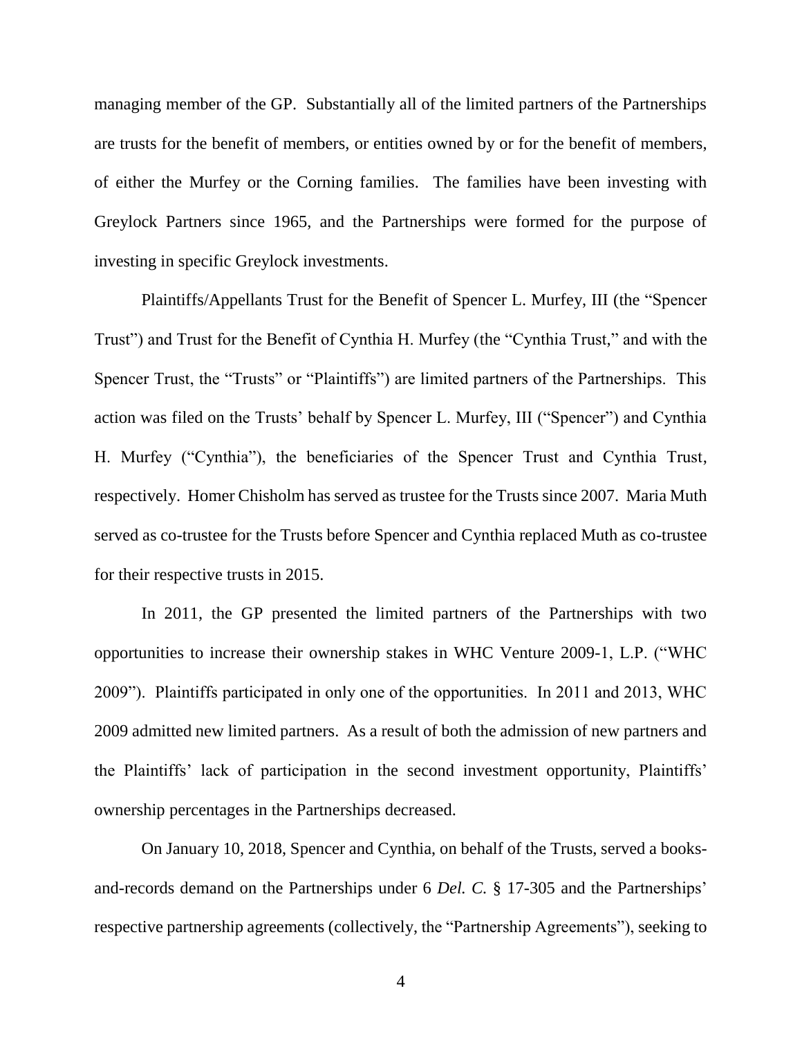managing member of the GP. Substantially all of the limited partners of the Partnerships are trusts for the benefit of members, or entities owned by or for the benefit of members, of either the Murfey or the Corning families. The families have been investing with Greylock Partners since 1965, and the Partnerships were formed for the purpose of investing in specific Greylock investments.

Plaintiffs/Appellants Trust for the Benefit of Spencer L. Murfey, III (the "Spencer Trust") and Trust for the Benefit of Cynthia H. Murfey (the "Cynthia Trust," and with the Spencer Trust, the "Trusts" or "Plaintiffs") are limited partners of the Partnerships. This action was filed on the Trusts' behalf by Spencer L. Murfey, III ("Spencer") and Cynthia H. Murfey ("Cynthia"), the beneficiaries of the Spencer Trust and Cynthia Trust, respectively. Homer Chisholm has served as trustee for the Trusts since 2007. Maria Muth served as co-trustee for the Trusts before Spencer and Cynthia replaced Muth as co-trustee for their respective trusts in 2015.

In 2011, the GP presented the limited partners of the Partnerships with two opportunities to increase their ownership stakes in WHC Venture 2009-1, L.P. ("WHC 2009"). Plaintiffs participated in only one of the opportunities. In 2011 and 2013, WHC 2009 admitted new limited partners. As a result of both the admission of new partners and the Plaintiffs' lack of participation in the second investment opportunity, Plaintiffs' ownership percentages in the Partnerships decreased.

On January 10, 2018, Spencer and Cynthia, on behalf of the Trusts, served a books-and-records demand on the Partnerships under 6 *Del. C.* § 17-305 and the Partnerships' respective partnership agreements (collectively, the "Partnership Agreements"), seeking to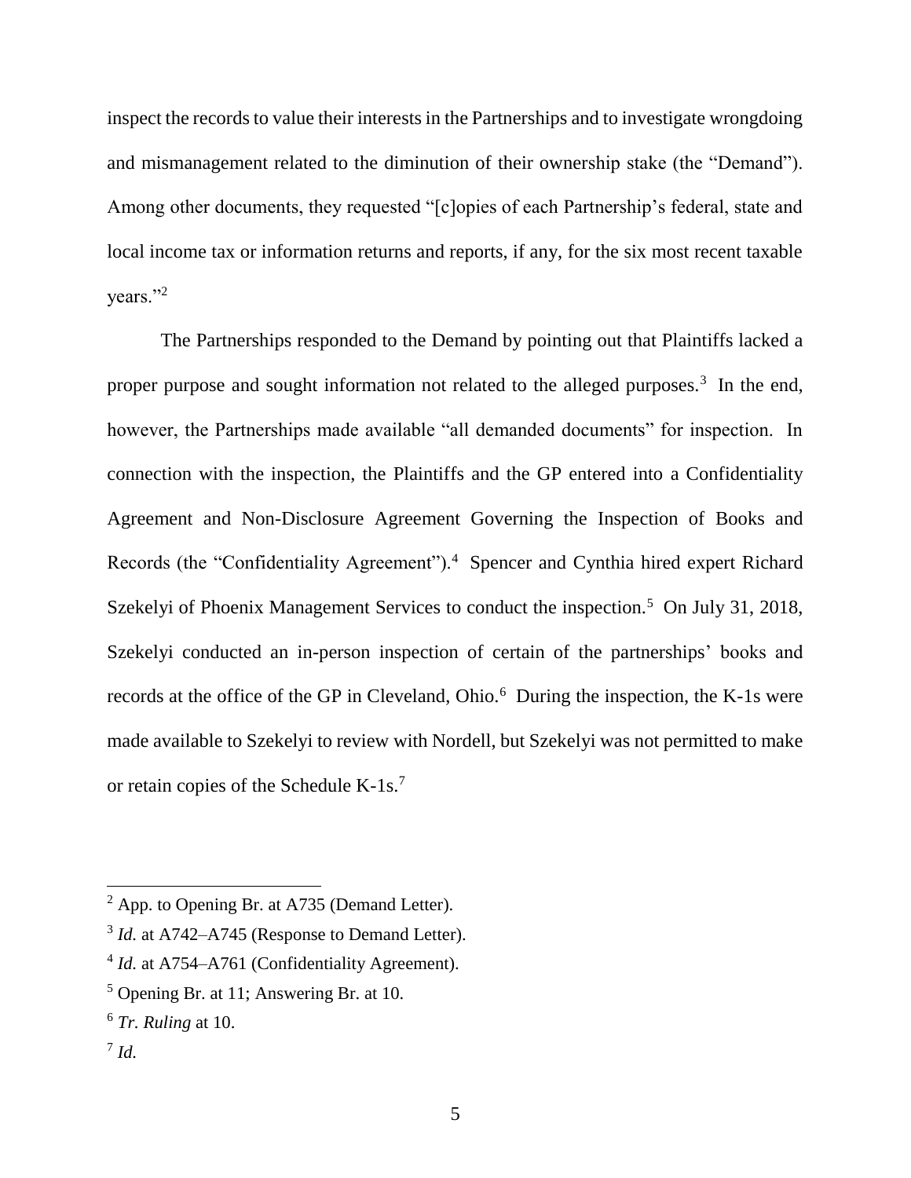inspect the records to value their interests in the Partnerships and to investigate wrongdoing and mismanagement related to the diminution of their ownership stake (the "Demand"). Among other documents, they requested "[c]opies of each Partnership's federal, state and local income tax or information returns and reports, if any, for the six most recent taxable years."[2]

The Partnerships responded to the Demand by pointing out that Plaintiffs lacked a proper purpose and sought information not related to the alleged purposes.[3] In the end, however, the Partnerships made available "all demanded documents" for inspection. In connection with the inspection, the Plaintiffs and the GP entered into a Confidentiality Agreement and Non-Disclosure Agreement Governing the Inspection of Books and Records (the "Confidentiality Agreement").[4] Spencer and Cynthia hired expert Richard Szekelyi of Phoenix Management Services to conduct the inspection.[5] On July 31, 2018, Szekelyi conducted an in-person inspection of certain of the partnerships' books and records at the office of the GP in Cleveland, Ohio.[6] During the inspection, the K-1s were made available to Szekelyi to review with Nordell, but Szekelyi was not permitted to make or retain copies of the Schedule K-1s.[7]

---

[2] App. to Opening Br. at A735 (Demand Letter).

[3] *Id.* at A742–A745 (Response to Demand Letter).

[4] *Id.* at A754–A761 (Confidentiality Agreement).

[5] Opening Br. at 11; Answering Br. at 10.

[6] *Tr. Ruling* at 10.

[7] *Id.*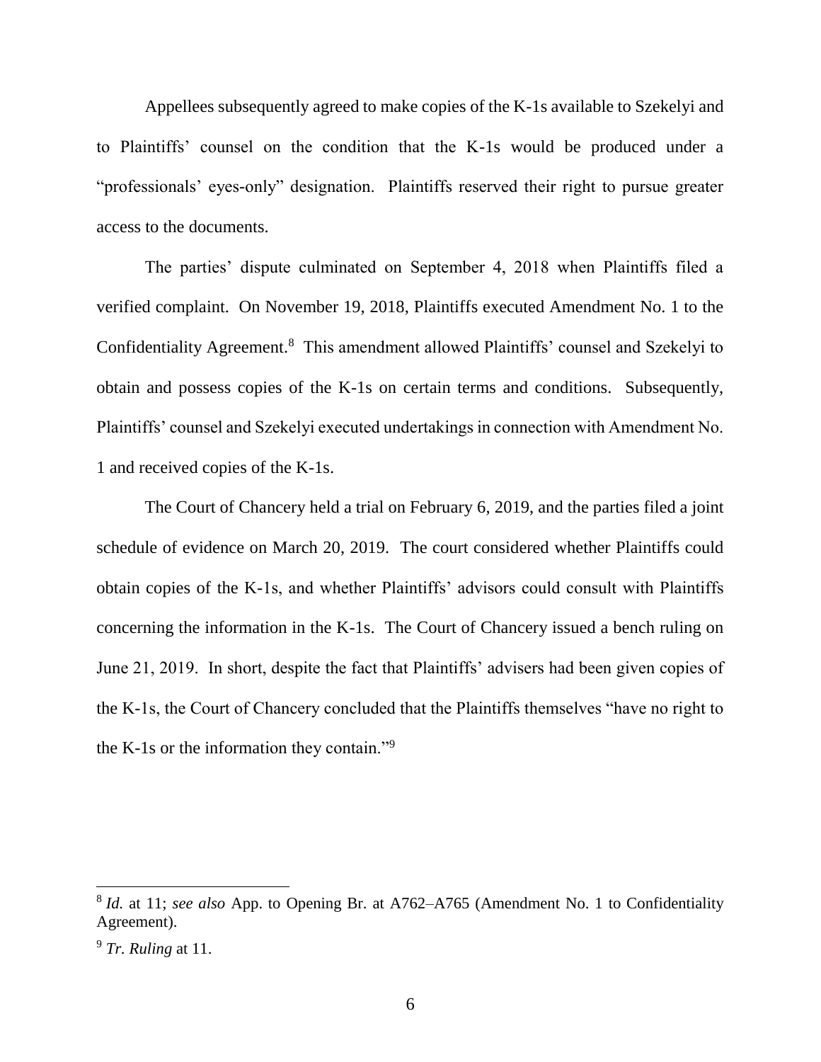Appellees subsequently agreed to make copies of the K-1s available to Szekelyi and to Plaintiffs' counsel on the condition that the K-1s would be produced under a "professionals' eyes-only" designation. Plaintiffs reserved their right to pursue greater access to the documents.

The parties' dispute culminated on September 4, 2018 when Plaintiffs filed a verified complaint. On November 19, 2018, Plaintiffs executed Amendment No. 1 to the Confidentiality Agreement.[8] This amendment allowed Plaintiffs' counsel and Szekelyi to obtain and possess copies of the K-1s on certain terms and conditions. Subsequently, Plaintiffs' counsel and Szekelyi executed undertakings in connection with Amendment No. 1 and received copies of the K-1s.

The Court of Chancery held a trial on February 6, 2019, and the parties filed a joint schedule of evidence on March 20, 2019. The court considered whether Plaintiffs could obtain copies of the K-1s, and whether Plaintiffs' advisors could consult with Plaintiffs concerning the information in the K-1s. The Court of Chancery issued a bench ruling on June 21, 2019. In short, despite the fact that Plaintiffs' advisers had been given copies of the K-1s, the Court of Chancery concluded that the Plaintiffs themselves "have no right to the K-1s or the information they contain."[9]

---

[8] *Id.* at 11; *see also* App. to Opening Br. at A762–A765 (Amendment No. 1 to Confidentiality Agreement).

[9] *Tr. Ruling* at 11.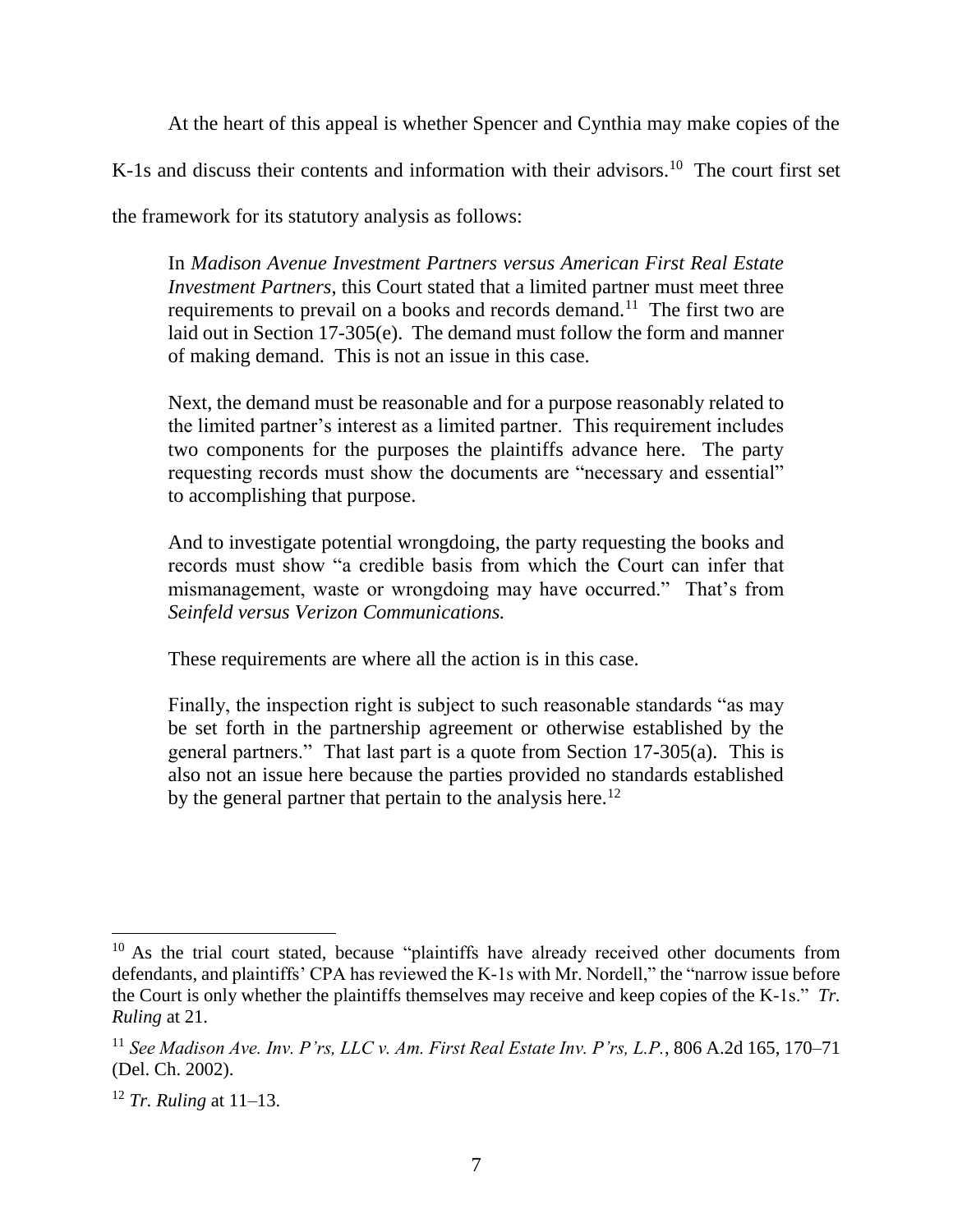At the heart of this appeal is whether Spencer and Cynthia may make copies of the K-1s and discuss their contents and information with their advisors.[10] The court first set the framework for its statutory analysis as follows:

> In *Madison Avenue Investment Partners versus American First Real Estate Investment Partners*, this Court stated that a limited partner must meet three requirements to prevail on a books and records demand.[11] The first two are laid out in Section 17-305(e). The demand must follow the form and manner of making demand. This is not an issue in this case.
>
> Next, the demand must be reasonable and for a purpose reasonably related to the limited partner's interest as a limited partner. This requirement includes two components for the purposes the plaintiffs advance here. The party requesting records must show the documents are "necessary and essential" to accomplishing that purpose.
>
> And to investigate potential wrongdoing, the party requesting the books and records must show "a credible basis from which the Court can infer that mismanagement, waste or wrongdoing may have occurred." That's from *Seinfeld versus Verizon Communications.*
>
> These requirements are where all the action is in this case.
>
> Finally, the inspection right is subject to such reasonable standards "as may be set forth in the partnership agreement or otherwise established by the general partners." That last part is a quote from Section 17-305(a). This is also not an issue here because the parties provided no standards established by the general partner that pertain to the analysis here.[12]

---

[10] As the trial court stated, because "plaintiffs have already received other documents from defendants, and plaintiffs' CPA has reviewed the K-1s with Mr. Nordell," the "narrow issue before the Court is only whether the plaintiffs themselves may receive and keep copies of the K-1s." *Tr. Ruling* at 21.

[11] *See Madison Ave. Inv. P'rs, LLC v. Am. First Real Estate Inv. P'rs, L.P.*, 806 A.2d 165, 170–71 (Del. Ch. 2002).

[12] *Tr. Ruling* at 11–13.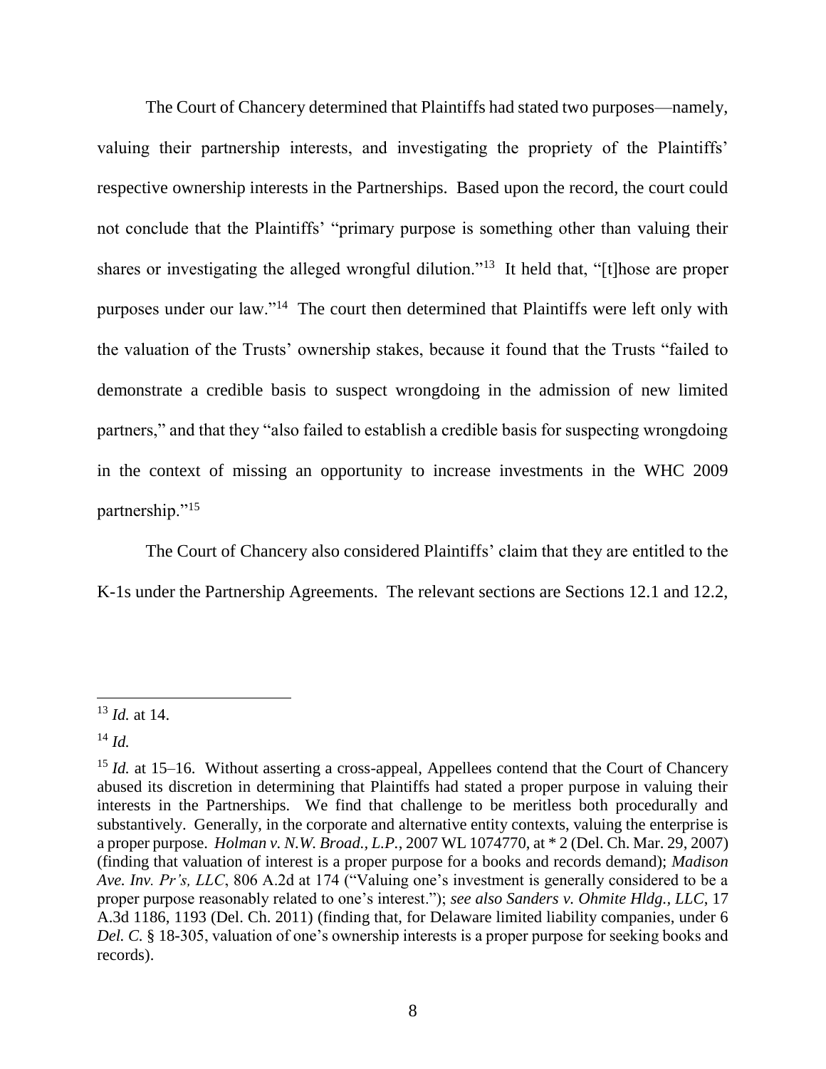The Court of Chancery determined that Plaintiffs had stated two purposes—namely, valuing their partnership interests, and investigating the propriety of the Plaintiffs' respective ownership interests in the Partnerships. Based upon the record, the court could not conclude that the Plaintiffs' "primary purpose is something other than valuing their shares or investigating the alleged wrongful dilution."[13] It held that, "[t]hose are proper purposes under our law."[14] The court then determined that Plaintiffs were left only with the valuation of the Trusts' ownership stakes, because it found that the Trusts "failed to demonstrate a credible basis to suspect wrongdoing in the admission of new limited partners," and that they "also failed to establish a credible basis for suspecting wrongdoing in the context of missing an opportunity to increase investments in the WHC 2009 partnership."[15]

The Court of Chancery also considered Plaintiffs' claim that they are entitled to the K-1s under the Partnership Agreements. The relevant sections are Sections 12.1 and 12.2,

---

[13] *Id.* at 14.

[14] *Id.*

[15] *Id.* at 15–16. Without asserting a cross-appeal, Appellees contend that the Court of Chancery abused its discretion in determining that Plaintiffs had stated a proper purpose in valuing their interests in the Partnerships. We find that challenge to be meritless both procedurally and substantively. Generally, in the corporate and alternative entity contexts, valuing the enterprise is a proper purpose. *Holman v. N.W. Broad., L.P.*, 2007 WL 1074770, at * 2 (Del. Ch. Mar. 29, 2007) (finding that valuation of interest is a proper purpose for a books and records demand); *Madison Ave. Inv. Pr's, LLC*, 806 A.2d at 174 ("Valuing one's investment is generally considered to be a proper purpose reasonably related to one's interest."); *see also Sanders v. Ohmite Hldg., LLC*, 17 A.3d 1186, 1193 (Del. Ch. 2011) (finding that, for Delaware limited liability companies, under 6 *Del. C.* § 18-305, valuation of one's ownership interests is a proper purpose for seeking books and records).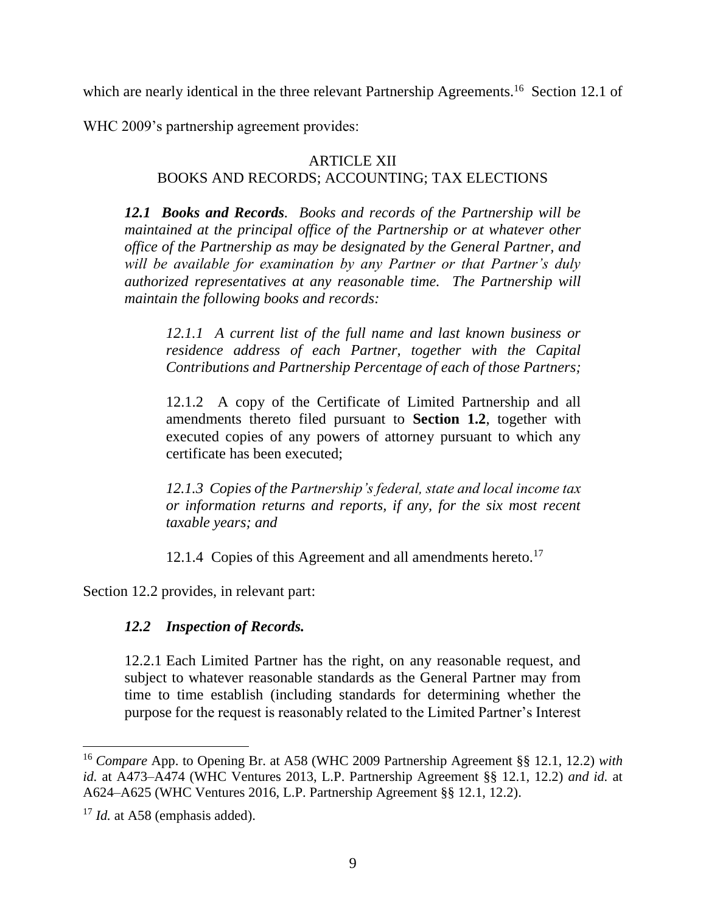which are nearly identical in the three relevant Partnership Agreements.[16] Section 12.1 of WHC 2009's partnership agreement provides:

> ARTICLE XII
> BOOKS AND RECORDS; ACCOUNTING; TAX ELECTIONS
>
> ***12.1 Books and Records.*** *Books and records of the Partnership will be maintained at the principal office of the Partnership or at whatever other office of the Partnership as may be designated by the General Partner, and will be available for examination by any Partner or that Partner's duly authorized representatives at any reasonable time. The Partnership will maintain the following books and records:*
>
> > *12.1.1 A current list of the full name and last known business or residence address of each Partner, together with the Capital Contributions and Partnership Percentage of each of those Partners;*
> >
> > 12.1.2 A copy of the Certificate of Limited Partnership and all amendments thereto filed pursuant to **Section 1.2**, together with executed copies of any powers of attorney pursuant to which any certificate has been executed;
> >
> > *12.1.3 Copies of the Partnership's federal, state and local income tax or information returns and reports, if any, for the six most recent taxable years; and*
> >
> > 12.1.4 Copies of this Agreement and all amendments hereto.[17]

Section 12.2 provides, in relevant part:

> ***12.2 Inspection of Records.***
>
> 12.2.1 Each Limited Partner has the right, on any reasonable request, and subject to whatever reasonable standards as the General Partner may from time to time establish (including standards for determining whether the purpose for the request is reasonably related to the Limited Partner's Interest

---

[16] *Compare* App. to Opening Br. at A58 (WHC 2009 Partnership Agreement §§ 12.1, 12.2) *with id.* at A473–A474 (WHC Ventures 2013, L.P. Partnership Agreement §§ 12.1, 12.2) *and id.* at A624–A625 (WHC Ventures 2016, L.P. Partnership Agreement §§ 12.1, 12.2).

[17] *Id.* at A58 (emphasis added).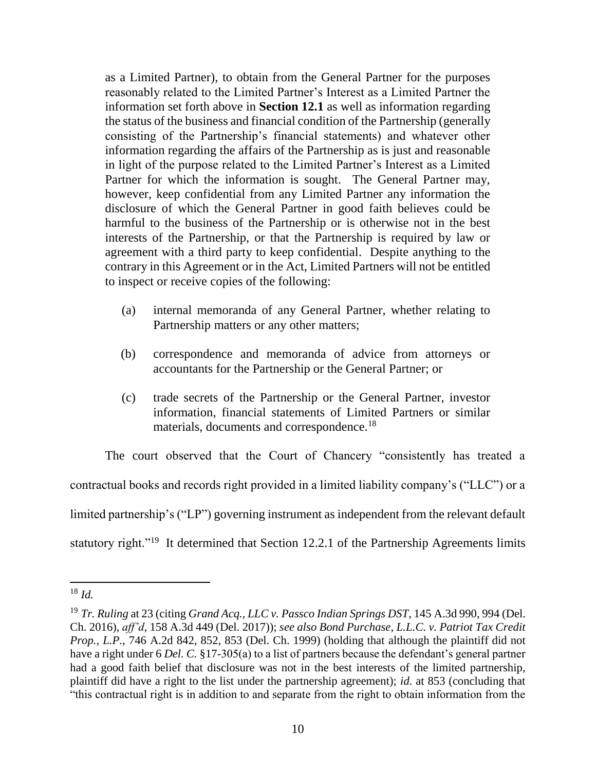as a Limited Partner), to obtain from the General Partner for the purposes reasonably related to the Limited Partner's Interest as a Limited Partner the information set forth above in **Section 12.1** as well as information regarding the status of the business and financial condition of the Partnership (generally consisting of the Partnership's financial statements) and whatever other information regarding the affairs of the Partnership as is just and reasonable in light of the purpose related to the Limited Partner's Interest as a Limited Partner for which the information is sought. The General Partner may, however, keep confidential from any Limited Partner any information the disclosure of which the General Partner in good faith believes could be harmful to the business of the Partnership or is otherwise not in the best interests of the Partnership, or that the Partnership is required by law or agreement with a third party to keep confidential. Despite anything to the contrary in this Agreement or in the Act, Limited Partners will not be entitled to inspect or receive copies of the following:

> (a) internal memoranda of any General Partner, whether relating to Partnership matters or any other matters;
>
> (b) correspondence and memoranda of advice from attorneys or accountants for the Partnership or the General Partner; or
>
> (c) trade secrets of the Partnership or the General Partner, investor information, financial statements of Limited Partners or similar materials, documents and correspondence.[18]

The court observed that the Court of Chancery "consistently has treated a contractual books and records right provided in a limited liability company's ("LLC") or a limited partnership's ("LP") governing instrument as independent from the relevant default statutory right."[19] It determined that Section 12.2.1 of the Partnership Agreements limits

---

[18] *Id.*

[19] *Tr. Ruling* at 23 (citing *Grand Acq., LLC v. Passco Indian Springs DST*, 145 A.3d 990, 994 (Del. Ch. 2016), *aff'd*, 158 A.3d 449 (Del. 2017)); *see also Bond Purchase, L.L.C. v. Patriot Tax Credit Prop., L.P.*, 746 A.2d 842, 852, 853 (Del. Ch. 1999) (holding that although the plaintiff did not have a right under 6 *Del. C.* §17-305(a) to a list of partners because the defendant's general partner had a good faith belief that disclosure was not in the best interests of the limited partnership, plaintiff did have a right to the list under the partnership agreement); *id.* at 853 (concluding that "this contractual right is in addition to and separate from the right to obtain information from the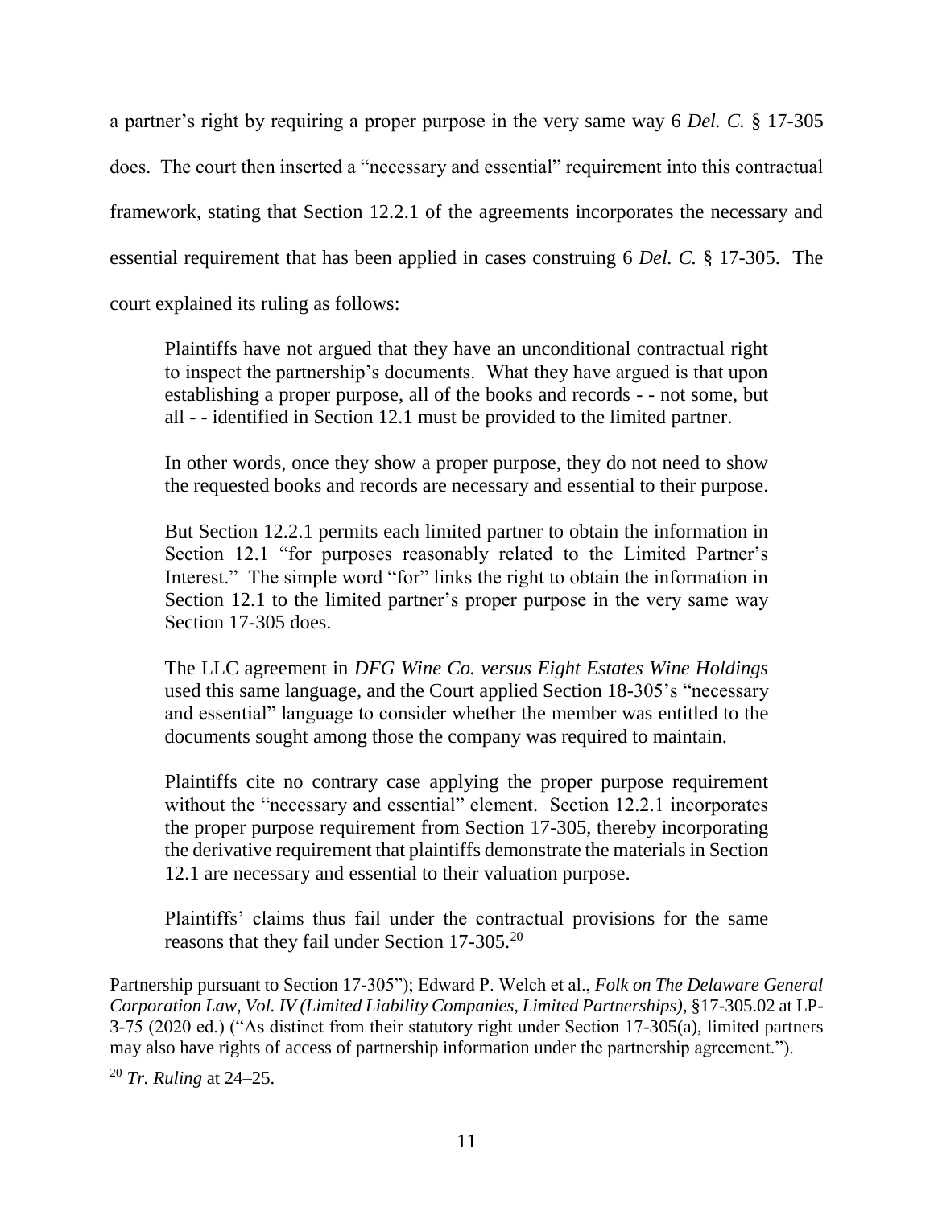a partner's right by requiring a proper purpose in the very same way 6 *Del. C.* § 17-305 does. The court then inserted a "necessary and essential" requirement into this contractual framework, stating that Section 12.2.1 of the agreements incorporates the necessary and essential requirement that has been applied in cases construing 6 *Del. C.* § 17-305. The court explained its ruling as follows:

> Plaintiffs have not argued that they have an unconditional contractual right to inspect the partnership's documents. What they have argued is that upon establishing a proper purpose, all of the books and records - - not some, but all - - identified in Section 12.1 must be provided to the limited partner.
>
> In other words, once they show a proper purpose, they do not need to show the requested books and records are necessary and essential to their purpose.
>
> But Section 12.2.1 permits each limited partner to obtain the information in Section 12.1 "for purposes reasonably related to the Limited Partner's Interest." The simple word "for" links the right to obtain the information in Section 12.1 to the limited partner's proper purpose in the very same way Section 17-305 does.
>
> The LLC agreement in *DFG Wine Co. versus Eight Estates Wine Holdings* used this same language, and the Court applied Section 18-305's "necessary and essential" language to consider whether the member was entitled to the documents sought among those the company was required to maintain.
>
> Plaintiffs cite no contrary case applying the proper purpose requirement without the "necessary and essential" element. Section 12.2.1 incorporates the proper purpose requirement from Section 17-305, thereby incorporating the derivative requirement that plaintiffs demonstrate the materials in Section 12.1 are necessary and essential to their valuation purpose.
>
> Plaintiffs' claims thus fail under the contractual provisions for the same reasons that they fail under Section 17-305.[20]

---

Partnership pursuant to Section 17-305"); Edward P. Welch et al., *Folk on The Delaware General Corporation Law, Vol. IV (Limited Liability Companies, Limited Partnerships)*, §17-305.02 at LP-3-75 (2020 ed.) ("As distinct from their statutory right under Section 17-305(a), limited partners may also have rights of access of partnership information under the partnership agreement.").

[20] *Tr. Ruling* at 24–25.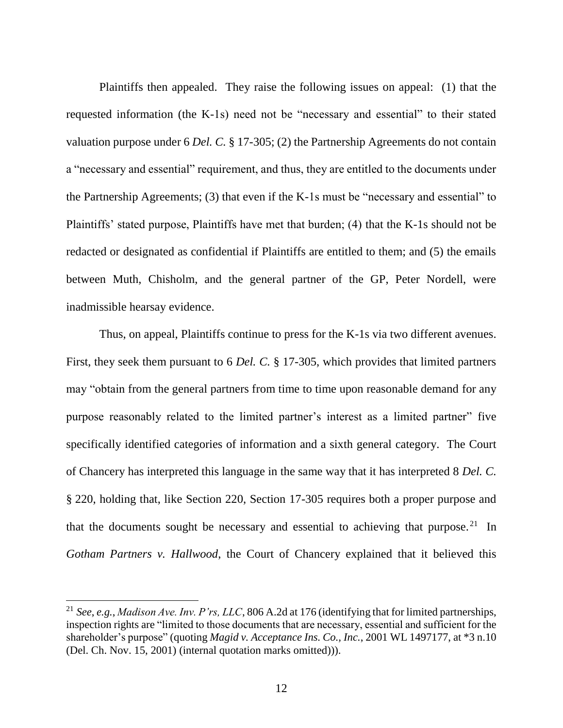Plaintiffs then appealed. They raise the following issues on appeal: (1) that the requested information (the K-1s) need not be "necessary and essential" to their stated valuation purpose under 6 *Del. C.* § 17-305; (2) the Partnership Agreements do not contain a "necessary and essential" requirement, and thus, they are entitled to the documents under the Partnership Agreements; (3) that even if the K-1s must be "necessary and essential" to Plaintiffs' stated purpose, Plaintiffs have met that burden; (4) that the K-1s should not be redacted or designated as confidential if Plaintiffs are entitled to them; and (5) the emails between Muth, Chisholm, and the general partner of the GP, Peter Nordell, were inadmissible hearsay evidence.

Thus, on appeal, Plaintiffs continue to press for the K-1s via two different avenues. First, they seek them pursuant to 6 *Del. C.* § 17-305, which provides that limited partners may "obtain from the general partners from time to time upon reasonable demand for any purpose reasonably related to the limited partner's interest as a limited partner" five specifically identified categories of information and a sixth general category. The Court of Chancery has interpreted this language in the same way that it has interpreted 8 *Del. C.* § 220, holding that, like Section 220, Section 17-305 requires both a proper purpose and that the documents sought be necessary and essential to achieving that purpose.[21] In *Gotham Partners v. Hallwood*, the Court of Chancery explained that it believed this

---

[21] *See, e.g.*, *Madison Ave. Inv. P'rs, LLC*, 806 A.2d at 176 (identifying that for limited partnerships, inspection rights are "limited to those documents that are necessary, essential and sufficient for the shareholder's purpose" (quoting *Magid v. Acceptance Ins. Co., Inc.*, 2001 WL 1497177, at *3 n.10 (Del. Ch. Nov. 15, 2001) (internal quotation marks omitted))).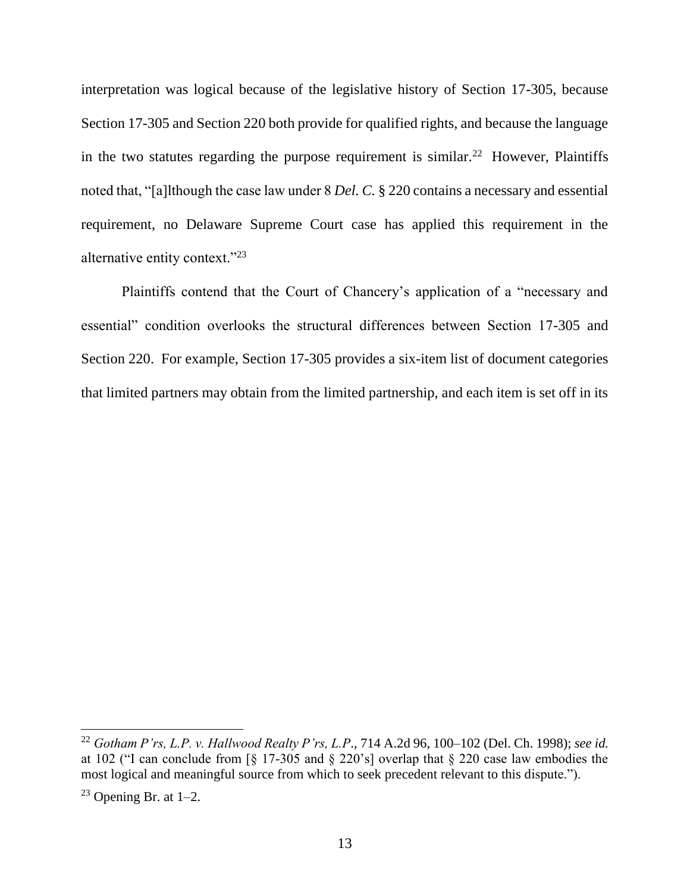interpretation was logical because of the legislative history of Section 17-305, because Section 17-305 and Section 220 both provide for qualified rights, and because the language in the two statutes regarding the purpose requirement is similar.[22] However, Plaintiffs noted that, "[a]lthough the case law under 8 *Del. C.* § 220 contains a necessary and essential requirement, no Delaware Supreme Court case has applied this requirement in the alternative entity context."[23]

Plaintiffs contend that the Court of Chancery's application of a "necessary and essential" condition overlooks the structural differences between Section 17-305 and Section 220. For example, Section 17-305 provides a six-item list of document categories that limited partners may obtain from the limited partnership, and each item is set off in its

---

[22] *Gotham P'rs, L.P. v. Hallwood Realty P'rs, L.P.*, 714 A.2d 96, 100–102 (Del. Ch. 1998); *see id.* at 102 ("I can conclude from [§ 17-305 and § 220's] overlap that § 220 case law embodies the most logical and meaningful source from which to seek precedent relevant to this dispute.").

[23] Opening Br. at 1–2.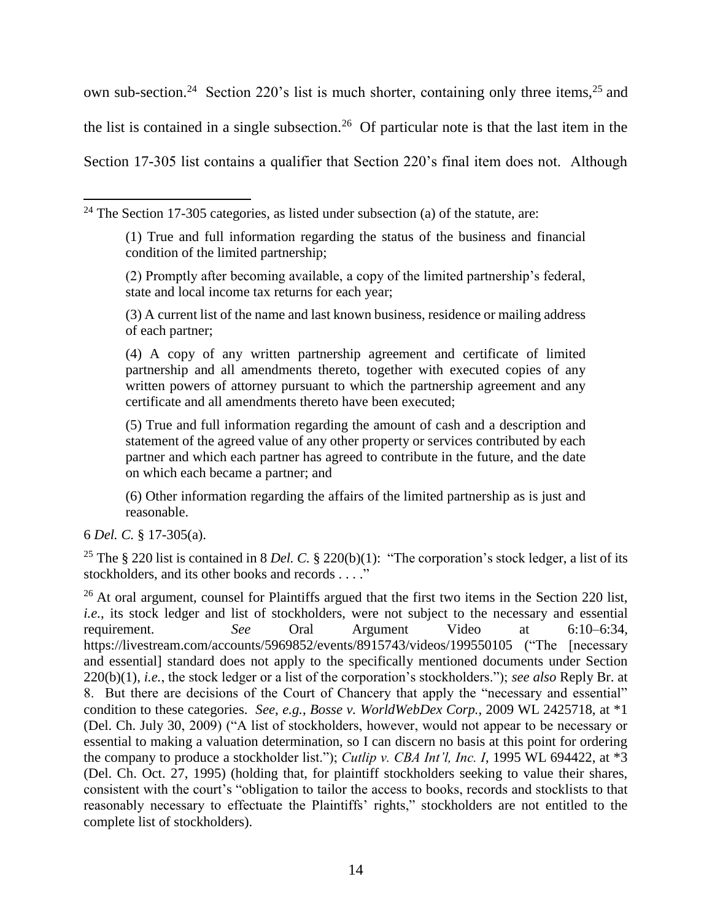own sub-section.[24] Section 220's list is much shorter, containing only three items,[25] and the list is contained in a single subsection.[26] Of particular note is that the last item in the Section 17-305 list contains a qualifier that Section 220's final item does not. Although

---

[24] The Section 17-305 categories, as listed under subsection (a) of the statute, are:

> (1) True and full information regarding the status of the business and financial condition of the limited partnership;
>
> (2) Promptly after becoming available, a copy of the limited partnership's federal, state and local income tax returns for each year;
>
> (3) A current list of the name and last known business, residence or mailing address of each partner;
>
> (4) A copy of any written partnership agreement and certificate of limited partnership and all amendments thereto, together with executed copies of any written powers of attorney pursuant to which the partnership agreement and any certificate and all amendments thereto have been executed;
>
> (5) True and full information regarding the amount of cash and a description and statement of the agreed value of any other property or services contributed by each partner and which each partner has agreed to contribute in the future, and the date on which each became a partner; and
>
> (6) Other information regarding the affairs of the limited partnership as is just and reasonable.

6 *Del. C.* § 17-305(a).

[25] The § 220 list is contained in 8 *Del. C.* § 220(b)(1): "The corporation's stock ledger, a list of its stockholders, and its other books and records . . . ."

[26] At oral argument, counsel for Plaintiffs argued that the first two items in the Section 220 list, *i.e.*, its stock ledger and list of stockholders, were not subject to the necessary and essential requirement. *See* Oral Argument Video at 6:10–6:34, https://livestream.com/accounts/5969852/events/8915743/videos/199550105 ("The [necessary and essential] standard does not apply to the specifically mentioned documents under Section 220(b)(1), *i.e.*, the stock ledger or a list of the corporation's stockholders."); *see also* Reply Br. at 8. But there are decisions of the Court of Chancery that apply the "necessary and essential" condition to these categories. *See, e.g.*, *Bosse v. WorldWebDex Corp.*, 2009 WL 2425718, at *1 (Del. Ch. July 30, 2009) ("A list of stockholders, however, would not appear to be necessary or essential to making a valuation determination, so I can discern no basis at this point for ordering the company to produce a stockholder list."); *Cutlip v. CBA Int'l, Inc. I*, 1995 WL 694422, at *3 (Del. Ch. Oct. 27, 1995) (holding that, for plaintiff stockholders seeking to value their shares, consistent with the court's "obligation to tailor the access to books, records and stocklists to that reasonably necessary to effectuate the Plaintiffs' rights," stockholders are not entitled to the complete list of stockholders).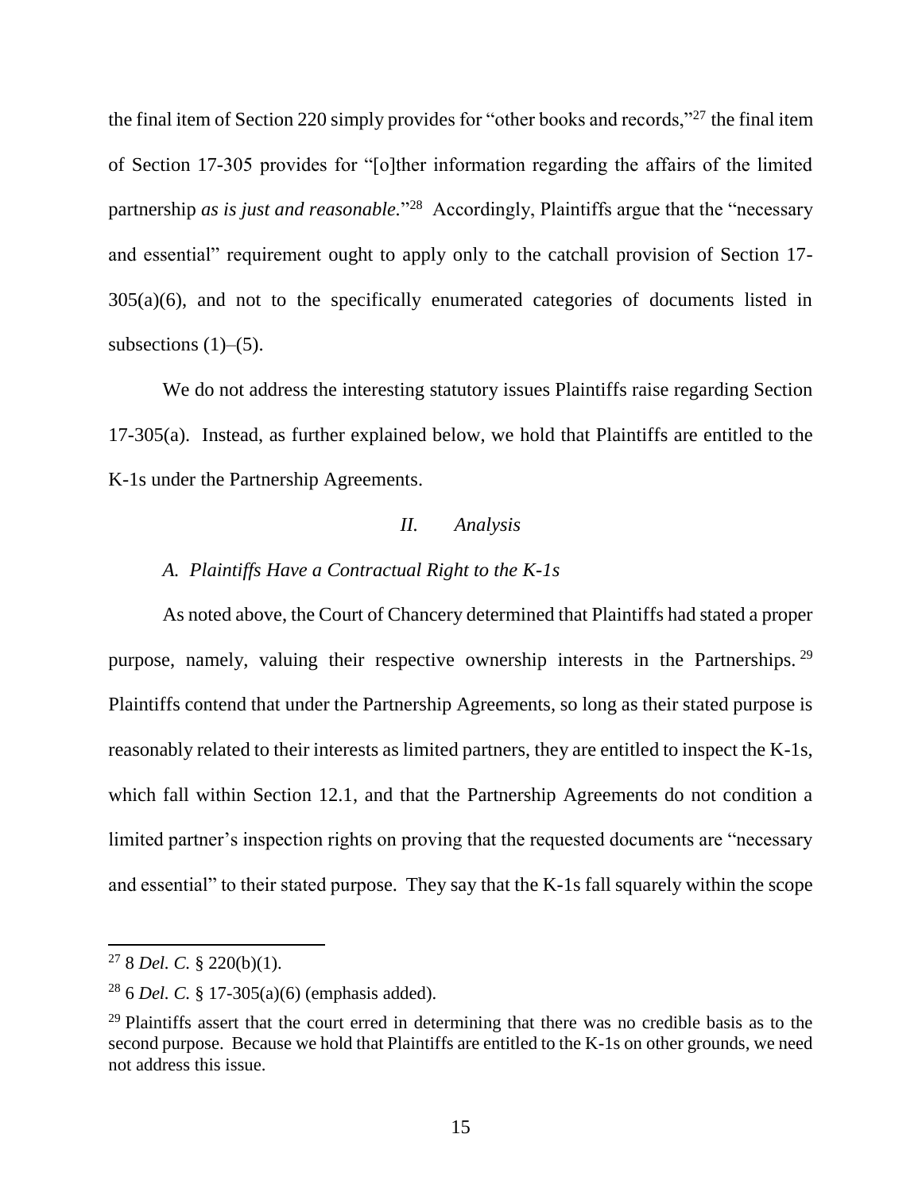the final item of Section 220 simply provides for "other books and records,"[27] the final item of Section 17-305 provides for "[o]ther information regarding the affairs of the limited partnership *as is just and reasonable.*"[28] Accordingly, Plaintiffs argue that the "necessary and essential" requirement ought to apply only to the catchall provision of Section 17-305(a)(6), and not to the specifically enumerated categories of documents listed in subsections (1)–(5).

We do not address the interesting statutory issues Plaintiffs raise regarding Section 17-305(a). Instead, as further explained below, we hold that Plaintiffs are entitled to the K-1s under the Partnership Agreements.

## *II. Analysis*

### *A. Plaintiffs Have a Contractual Right to the K-1s*

As noted above, the Court of Chancery determined that Plaintiffs had stated a proper purpose, namely, valuing their respective ownership interests in the Partnerships.[29] Plaintiffs contend that under the Partnership Agreements, so long as their stated purpose is reasonably related to their interests as limited partners, they are entitled to inspect the K-1s, which fall within Section 12.1, and that the Partnership Agreements do not condition a limited partner's inspection rights on proving that the requested documents are "necessary and essential" to their stated purpose. They say that the K-1s fall squarely within the scope

---

[27] 8 *Del. C.* § 220(b)(1).

[28] 6 *Del. C.* § 17-305(a)(6) (emphasis added).

[29] Plaintiffs assert that the court erred in determining that there was no credible basis as to the second purpose. Because we hold that Plaintiffs are entitled to the K-1s on other grounds, we need not address this issue.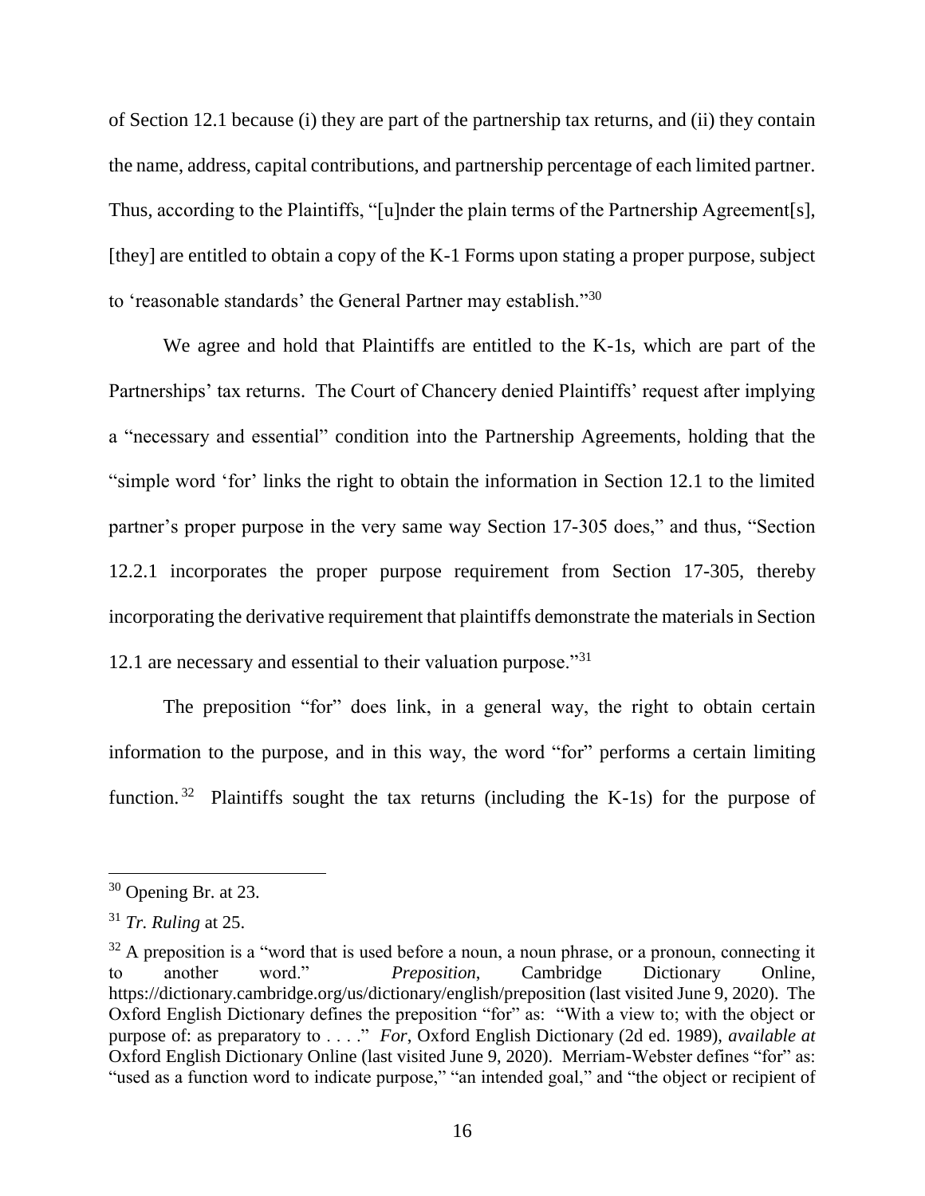of Section 12.1 because (i) they are part of the partnership tax returns, and (ii) they contain the name, address, capital contributions, and partnership percentage of each limited partner. Thus, according to the Plaintiffs, "[u]nder the plain terms of the Partnership Agreement[s], [they] are entitled to obtain a copy of the K-1 Forms upon stating a proper purpose, subject to 'reasonable standards' the General Partner may establish."[30]

We agree and hold that Plaintiffs are entitled to the K-1s, which are part of the Partnerships' tax returns. The Court of Chancery denied Plaintiffs' request after implying a "necessary and essential" condition into the Partnership Agreements, holding that the "simple word 'for' links the right to obtain the information in Section 12.1 to the limited partner's proper purpose in the very same way Section 17-305 does," and thus, "Section 12.2.1 incorporates the proper purpose requirement from Section 17-305, thereby incorporating the derivative requirement that plaintiffs demonstrate the materials in Section 12.1 are necessary and essential to their valuation purpose."[31]

The preposition "for" does link, in a general way, the right to obtain certain information to the purpose, and in this way, the word "for" performs a certain limiting function.[32] Plaintiffs sought the tax returns (including the K-1s) for the purpose of

---

[30] Opening Br. at 23.

[31] *Tr. Ruling* at 25.

[32] A preposition is a "word that is used before a noun, a noun phrase, or a pronoun, connecting it to another word." *Preposition*, Cambridge Dictionary Online, https://dictionary.cambridge.org/us/dictionary/english/preposition (last visited June 9, 2020). The Oxford English Dictionary defines the preposition "for" as: "With a view to; with the object or purpose of: as preparatory to . . . ." *For*, Oxford English Dictionary (2d ed. 1989), *available at* Oxford English Dictionary Online (last visited June 9, 2020). Merriam-Webster defines "for" as: "used as a function word to indicate purpose," "an intended goal," and "the object or recipient of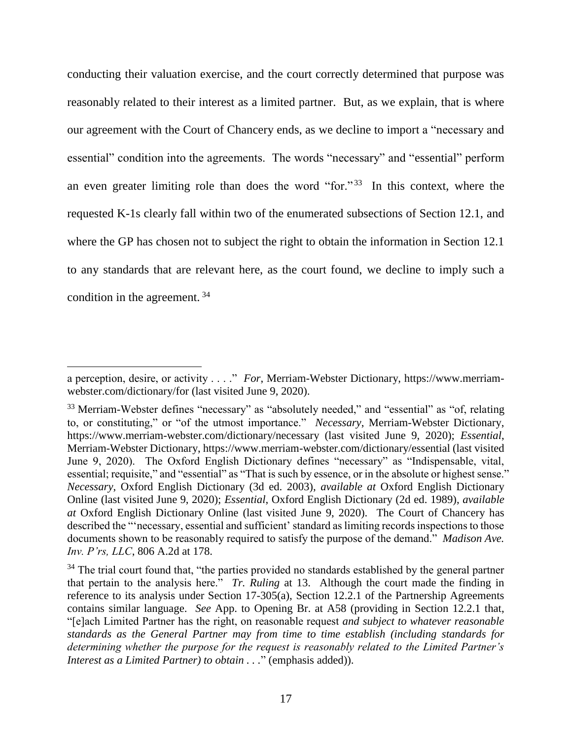conducting their valuation exercise, and the court correctly determined that purpose was reasonably related to their interest as a limited partner. But, as we explain, that is where our agreement with the Court of Chancery ends, as we decline to import a "necessary and essential" condition into the agreements. The words "necessary" and "essential" perform an even greater limiting role than does the word "for."[33] In this context, where the requested K-1s clearly fall within two of the enumerated subsections of Section 12.1, and where the GP has chosen not to subject the right to obtain the information in Section 12.1 to any standards that are relevant here, as the court found, we decline to imply such a condition in the agreement.[34]

---

a perception, desire, or activity . . . ." *For*, Merriam-Webster Dictionary, https://www.merriam-webster.com/dictionary/for (last visited June 9, 2020).

[33] Merriam-Webster defines "necessary" as "absolutely needed," and "essential" as "of, relating to, or constituting," or "of the utmost importance." *Necessary*, Merriam-Webster Dictionary, https://www.merriam-webster.com/dictionary/necessary (last visited June 9, 2020); *Essential*, Merriam-Webster Dictionary, https://www.merriam-webster.com/dictionary/essential (last visited June 9, 2020). The Oxford English Dictionary defines "necessary" as "Indispensable, vital, essential; requisite," and "essential" as "That is such by essence, or in the absolute or highest sense." *Necessary*, Oxford English Dictionary (3d ed. 2003), *available at* Oxford English Dictionary Online (last visited June 9, 2020); *Essential*, Oxford English Dictionary (2d ed. 1989), *available at* Oxford English Dictionary Online (last visited June 9, 2020). The Court of Chancery has described the "'necessary, essential and sufficient' standard as limiting records inspections to those documents shown to be reasonably required to satisfy the purpose of the demand." *Madison Ave. Inv. P'rs, LLC*, 806 A.2d at 178.

[34] The trial court found that, "the parties provided no standards established by the general partner that pertain to the analysis here." *Tr. Ruling* at 13. Although the court made the finding in reference to its analysis under Section 17-305(a), Section 12.2.1 of the Partnership Agreements contains similar language. *See* App. to Opening Br. at A58 (providing in Section 12.2.1 that, "[e]ach Limited Partner has the right, on reasonable request *and subject to whatever reasonable standards as the General Partner may from time to time establish (including standards for determining whether the purpose for the request is reasonably related to the Limited Partner's Interest as a Limited Partner) to obtain* . . ." (emphasis added)).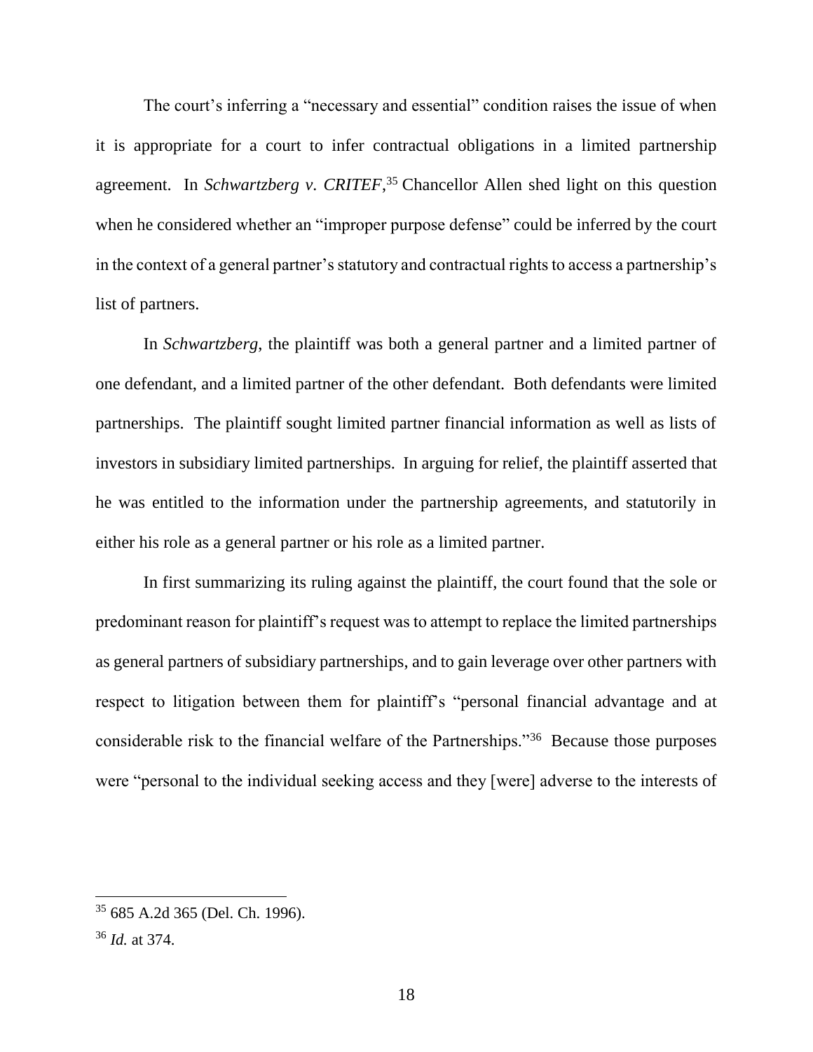The court's inferring a "necessary and essential" condition raises the issue of when it is appropriate for a court to infer contractual obligations in a limited partnership agreement. In *Schwartzberg v. CRITEF*,[35] Chancellor Allen shed light on this question when he considered whether an "improper purpose defense" could be inferred by the court in the context of a general partner's statutory and contractual rights to access a partnership's list of partners.

In *Schwartzberg*, the plaintiff was both a general partner and a limited partner of one defendant, and a limited partner of the other defendant. Both defendants were limited partnerships. The plaintiff sought limited partner financial information as well as lists of investors in subsidiary limited partnerships. In arguing for relief, the plaintiff asserted that he was entitled to the information under the partnership agreements, and statutorily in either his role as a general partner or his role as a limited partner.

In first summarizing its ruling against the plaintiff, the court found that the sole or predominant reason for plaintiff's request was to attempt to replace the limited partnerships as general partners of subsidiary partnerships, and to gain leverage over other partners with respect to litigation between them for plaintiff's "personal financial advantage and at considerable risk to the financial welfare of the Partnerships."[36] Because those purposes were "personal to the individual seeking access and they [were] adverse to the interests of

---

[35] 685 A.2d 365 (Del. Ch. 1996).

[36] *Id.* at 374.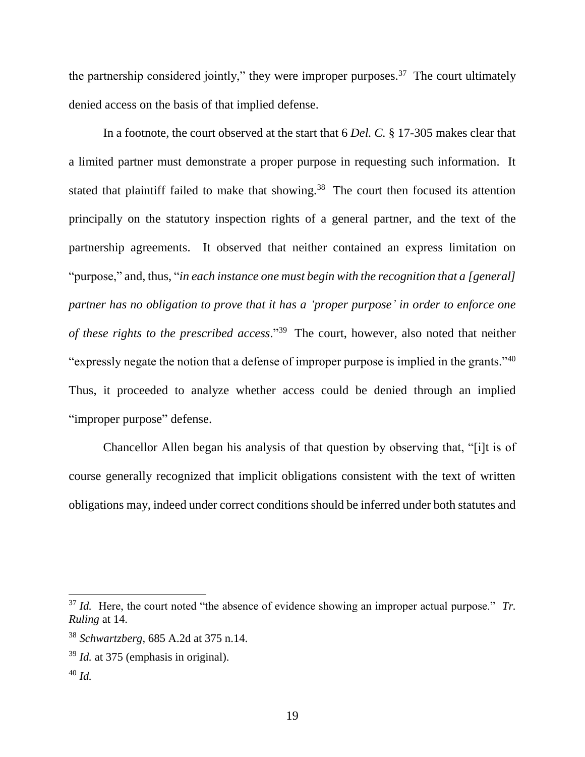the partnership considered jointly," they were improper purposes.[37] The court ultimately denied access on the basis of that implied defense.

In a footnote, the court observed at the start that 6 *Del. C.* § 17-305 makes clear that a limited partner must demonstrate a proper purpose in requesting such information. It stated that plaintiff failed to make that showing.[38] The court then focused its attention principally on the statutory inspection rights of a general partner, and the text of the partnership agreements. It observed that neither contained an express limitation on "purpose," and, thus, "*in each instance one must begin with the recognition that a [general] partner has no obligation to prove that it has a 'proper purpose' in order to enforce one of these rights to the prescribed access*."[39] The court, however, also noted that neither "expressly negate the notion that a defense of improper purpose is implied in the grants."[40] Thus, it proceeded to analyze whether access could be denied through an implied "improper purpose" defense.

Chancellor Allen began his analysis of that question by observing that, "[i]t is of course generally recognized that implicit obligations consistent with the text of written obligations may, indeed under correct conditions should be inferred under both statutes and

---

[37] *Id.* Here, the court noted "the absence of evidence showing an improper actual purpose." *Tr. Ruling* at 14.

[38] *Schwartzberg*, 685 A.2d at 375 n.14.

[39] *Id.* at 375 (emphasis in original).

[40] *Id.*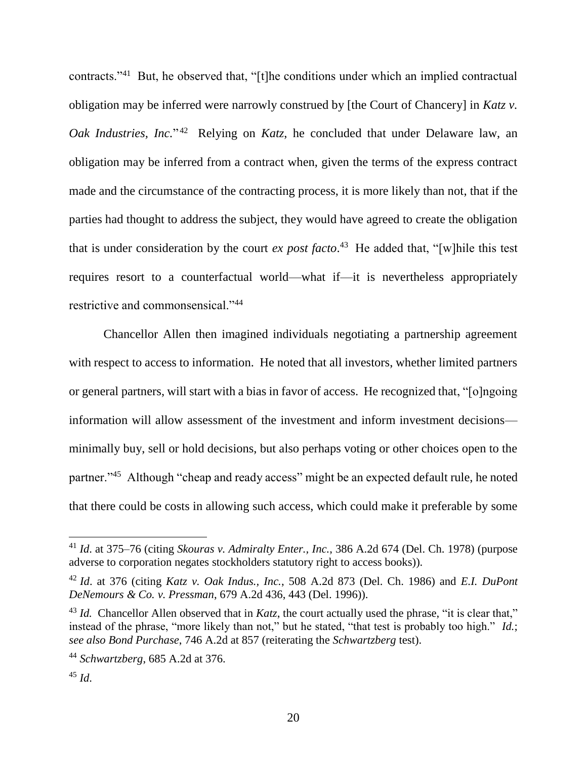contracts."[41] But, he observed that, "[t]he conditions under which an implied contractual obligation may be inferred were narrowly construed by [the Court of Chancery] in *Katz v. Oak Industries, Inc.*"[42] Relying on *Katz*, he concluded that under Delaware law, an obligation may be inferred from a contract when, given the terms of the express contract made and the circumstance of the contracting process, it is more likely than not, that if the parties had thought to address the subject, they would have agreed to create the obligation that is under consideration by the court *ex post facto*.[43] He added that, "[w]hile this test requires resort to a counterfactual world—what if—it is nevertheless appropriately restrictive and commonsensical."[44]

Chancellor Allen then imagined individuals negotiating a partnership agreement with respect to access to information. He noted that all investors, whether limited partners or general partners, will start with a bias in favor of access. He recognized that, "[o]ngoing information will allow assessment of the investment and inform investment decisions—minimally buy, sell or hold decisions, but also perhaps voting or other choices open to the partner."[45] Although "cheap and ready access" might be an expected default rule, he noted that there could be costs in allowing such access, which could make it preferable by some

---

[41] *Id*. at 375–76 (citing *Skouras v. Admiralty Enter., Inc.*, 386 A.2d 674 (Del. Ch. 1978) (purpose adverse to corporation negates stockholders statutory right to access books)).

[42] *Id*. at 376 (citing *Katz v. Oak Indus., Inc.*, 508 A.2d 873 (Del. Ch. 1986) and *E.I. DuPont DeNemours & Co. v. Pressman*, 679 A.2d 436, 443 (Del. 1996)).

[43] *Id.* Chancellor Allen observed that in *Katz*, the court actually used the phrase, "it is clear that," instead of the phrase, "more likely than not," but he stated, "that test is probably too high." *Id.*; *see also Bond Purchase*, 746 A.2d at 857 (reiterating the *Schwartzberg* test).

[44] *Schwartzberg*, 685 A.2d at 376.

[45] *Id.*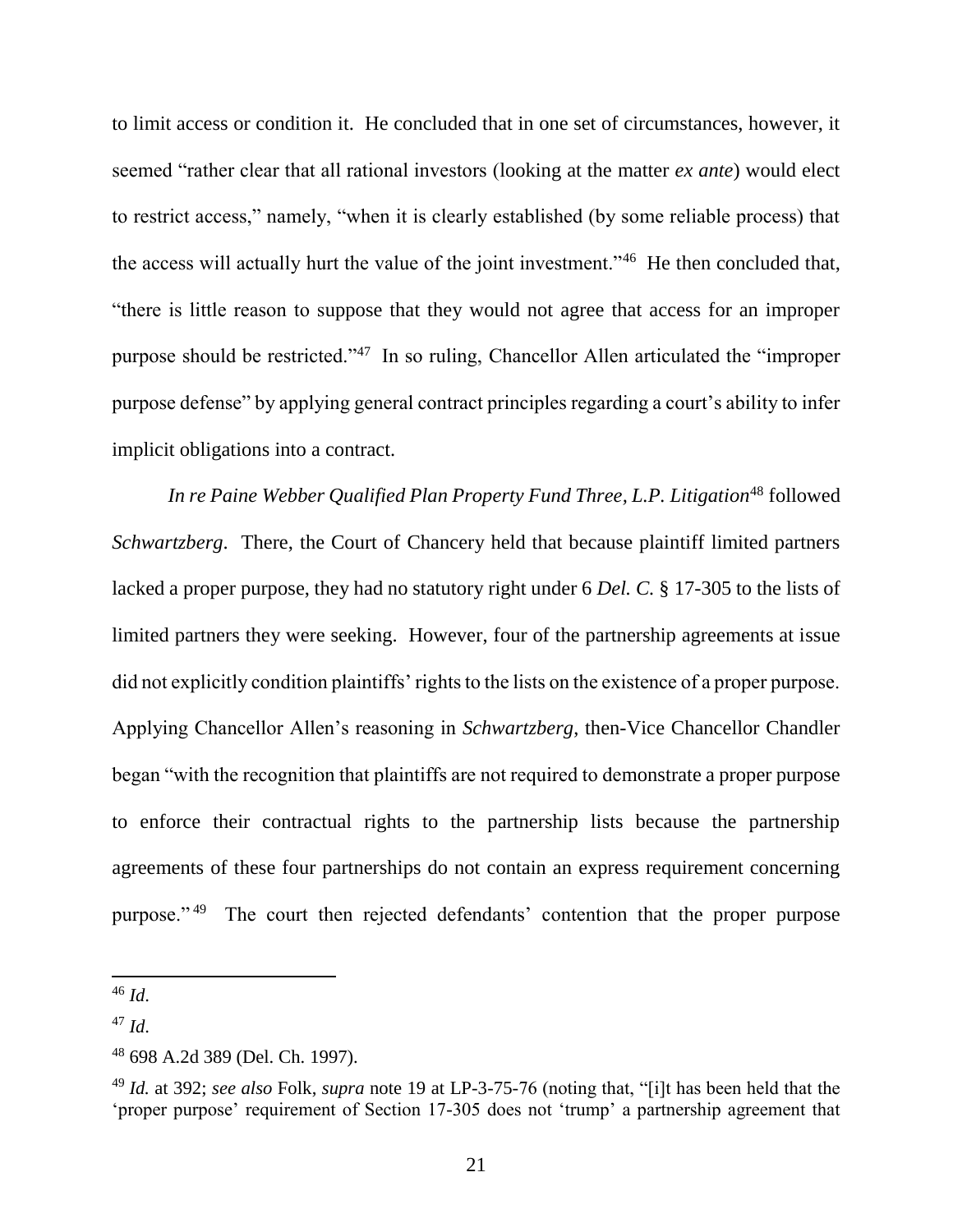to limit access or condition it. He concluded that in one set of circumstances, however, it seemed "rather clear that all rational investors (looking at the matter *ex ante*) would elect to restrict access," namely, "when it is clearly established (by some reliable process) that the access will actually hurt the value of the joint investment."[46] He then concluded that, "there is little reason to suppose that they would not agree that access for an improper purpose should be restricted."[47] In so ruling, Chancellor Allen articulated the "improper purpose defense" by applying general contract principles regarding a court's ability to infer implicit obligations into a contract.

*In re Paine Webber Qualified Plan Property Fund Three, L.P. Litigation*[48] followed *Schwartzberg*. There, the Court of Chancery held that because plaintiff limited partners lacked a proper purpose, they had no statutory right under 6 *Del. C.* § 17-305 to the lists of limited partners they were seeking. However, four of the partnership agreements at issue did not explicitly condition plaintiffs' rights to the lists on the existence of a proper purpose. Applying Chancellor Allen's reasoning in *Schwartzberg*, then-Vice Chancellor Chandler began "with the recognition that plaintiffs are not required to demonstrate a proper purpose to enforce their contractual rights to the partnership lists because the partnership agreements of these four partnerships do not contain an express requirement concerning purpose."[49] The court then rejected defendants' contention that the proper purpose

---

[46] *Id.*

[47] *Id.*

[48] 698 A.2d 389 (Del. Ch. 1997).

[49] *Id.* at 392; *see also* Folk, *supra* note 19 at LP-3-75-76 (noting that, "[i]t has been held that the 'proper purpose' requirement of Section 17-305 does not 'trump' a partnership agreement that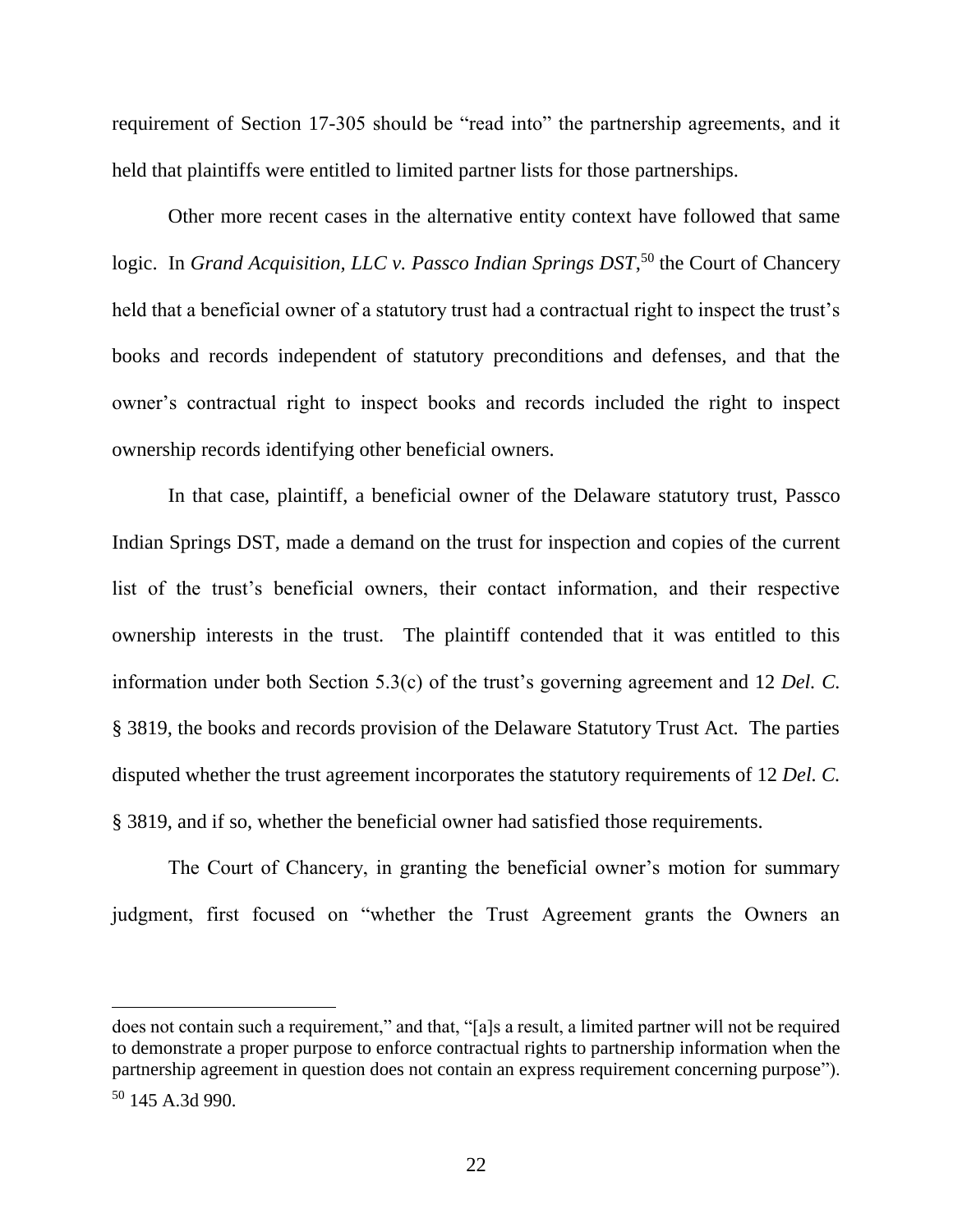requirement of Section 17-305 should be "read into" the partnership agreements, and it held that plaintiffs were entitled to limited partner lists for those partnerships.

Other more recent cases in the alternative entity context have followed that same logic. In *Grand Acquisition, LLC v. Passco Indian Springs DST*,[50] the Court of Chancery held that a beneficial owner of a statutory trust had a contractual right to inspect the trust's books and records independent of statutory preconditions and defenses, and that the owner's contractual right to inspect books and records included the right to inspect ownership records identifying other beneficial owners.

In that case, plaintiff, a beneficial owner of the Delaware statutory trust, Passco Indian Springs DST, made a demand on the trust for inspection and copies of the current list of the trust's beneficial owners, their contact information, and their respective ownership interests in the trust. The plaintiff contended that it was entitled to this information under both Section 5.3(c) of the trust's governing agreement and 12 *Del. C.* § 3819, the books and records provision of the Delaware Statutory Trust Act. The parties disputed whether the trust agreement incorporates the statutory requirements of 12 *Del. C.* § 3819, and if so, whether the beneficial owner had satisfied those requirements.

The Court of Chancery, in granting the beneficial owner's motion for summary judgment, first focused on "whether the Trust Agreement grants the Owners an

---

does not contain such a requirement," and that, "[a]s a result, a limited partner will not be required to demonstrate a proper purpose to enforce contractual rights to partnership information when the partnership agreement in question does not contain an express requirement concerning purpose").

[50] 145 A.3d 990.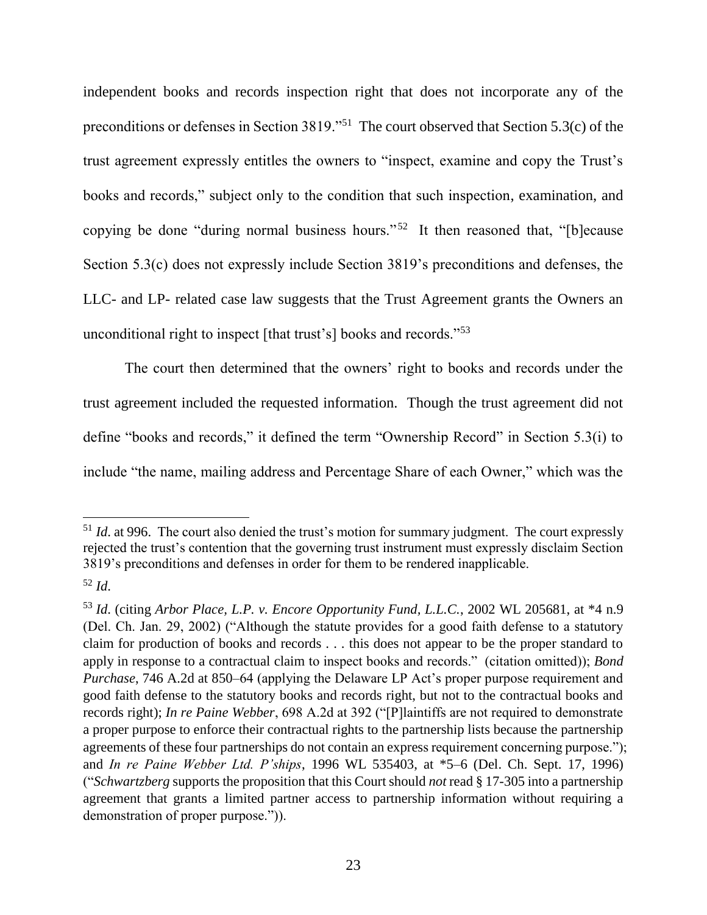independent books and records inspection right that does not incorporate any of the preconditions or defenses in Section 3819."[51] The court observed that Section 5.3(c) of the trust agreement expressly entitles the owners to "inspect, examine and copy the Trust's books and records," subject only to the condition that such inspection, examination, and copying be done "during normal business hours."[52] It then reasoned that, "[b]ecause Section 5.3(c) does not expressly include Section 3819's preconditions and defenses, the LLC- and LP- related case law suggests that the Trust Agreement grants the Owners an unconditional right to inspect [that trust's] books and records."[53]

The court then determined that the owners' right to books and records under the trust agreement included the requested information. Though the trust agreement did not define "books and records," it defined the term "Ownership Record" in Section 5.3(i) to include "the name, mailing address and Percentage Share of each Owner," which was the

---

[51] *Id.* at 996. The court also denied the trust's motion for summary judgment. The court expressly rejected the trust's contention that the governing trust instrument must expressly disclaim Section 3819's preconditions and defenses in order for them to be rendered inapplicable.

[52] *Id.*

[53] *Id.* (citing *Arbor Place, L.P. v. Encore Opportunity Fund, L.L.C.*, 2002 WL 205681, at *4 n.9 (Del. Ch. Jan. 29, 2002) ("Although the statute provides for a good faith defense to a statutory claim for production of books and records . . . this does not appear to be the proper standard to apply in response to a contractual claim to inspect books and records." (citation omitted)); *Bond Purchase*, 746 A.2d at 850–64 (applying the Delaware LP Act's proper purpose requirement and good faith defense to the statutory books and records right, but not to the contractual books and records right); *In re Paine Webber*, 698 A.2d at 392 ("[P]laintiffs are not required to demonstrate a proper purpose to enforce their contractual rights to the partnership lists because the partnership agreements of these four partnerships do not contain an express requirement concerning purpose."); and *In re Paine Webber Ltd. P'ships*, 1996 WL 535403, at *5–6 (Del. Ch. Sept. 17, 1996) ("*Schwartzberg* supports the proposition that this Court should *not* read § 17-305 into a partnership agreement that grants a limited partner access to partnership information without requiring a demonstration of proper purpose.")).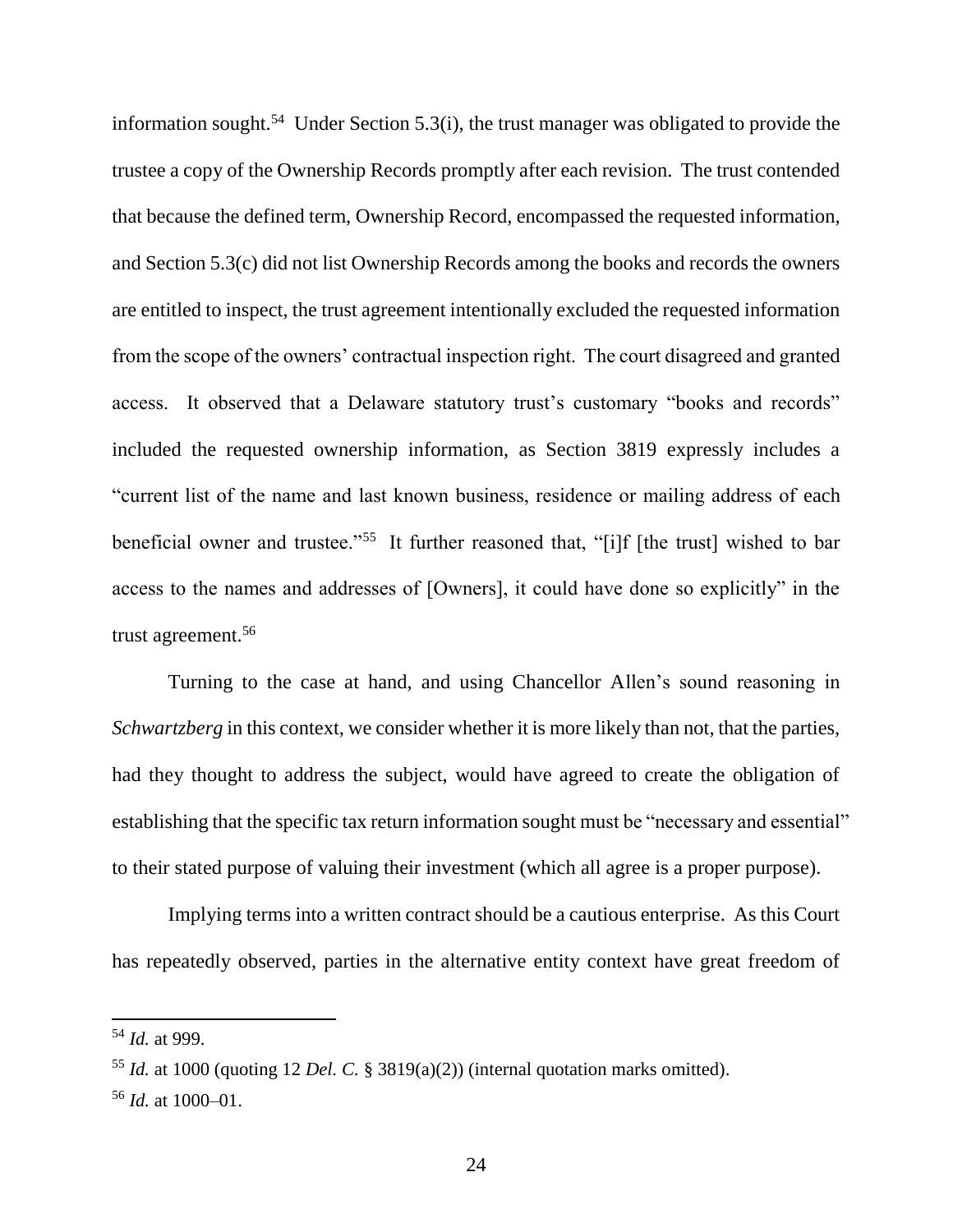information sought.[54] Under Section 5.3(i), the trust manager was obligated to provide the trustee a copy of the Ownership Records promptly after each revision. The trust contended that because the defined term, Ownership Record, encompassed the requested information, and Section 5.3(c) did not list Ownership Records among the books and records the owners are entitled to inspect, the trust agreement intentionally excluded the requested information from the scope of the owners' contractual inspection right. The court disagreed and granted access. It observed that a Delaware statutory trust's customary "books and records" included the requested ownership information, as Section 3819 expressly includes a "current list of the name and last known business, residence or mailing address of each beneficial owner and trustee."[55] It further reasoned that, "[i]f [the trust] wished to bar access to the names and addresses of [Owners], it could have done so explicitly" in the trust agreement.[56]

Turning to the case at hand, and using Chancellor Allen's sound reasoning in *Schwartzberg* in this context, we consider whether it is more likely than not, that the parties, had they thought to address the subject, would have agreed to create the obligation of establishing that the specific tax return information sought must be "necessary and essential" to their stated purpose of valuing their investment (which all agree is a proper purpose).

Implying terms into a written contract should be a cautious enterprise. As this Court has repeatedly observed, parties in the alternative entity context have great freedom of

---

[54] *Id.* at 999.

[55] *Id.* at 1000 (quoting 12 *Del. C.* § 3819(a)(2)) (internal quotation marks omitted).

[56] *Id.* at 1000–01.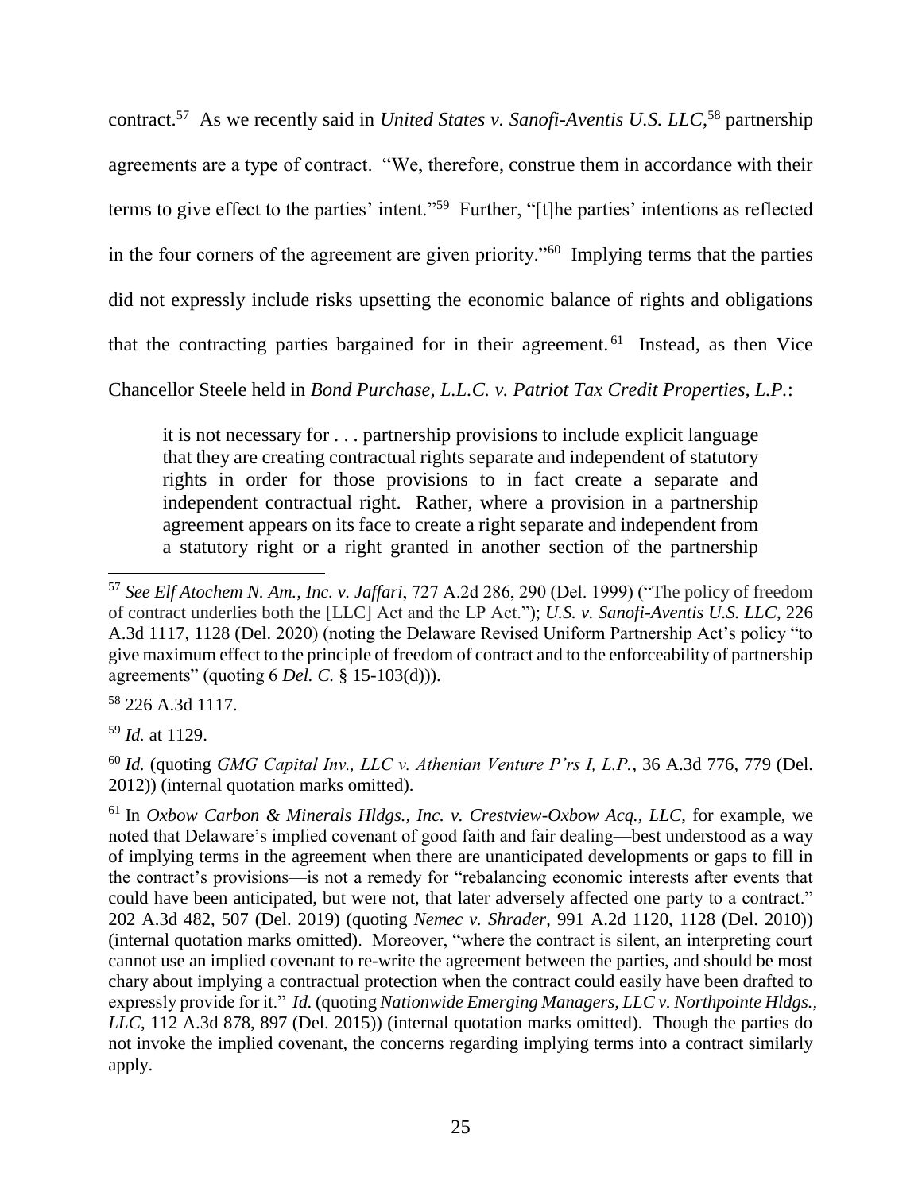contract.[57] As we recently said in *United States v. Sanofi-Aventis U.S. LLC*,[58] partnership agreements are a type of contract. "We, therefore, construe them in accordance with their terms to give effect to the parties' intent."[59] Further, "[t]he parties' intentions as reflected in the four corners of the agreement are given priority."[60] Implying terms that the parties did not expressly include risks upsetting the economic balance of rights and obligations that the contracting parties bargained for in their agreement.[61] Instead, as then Vice Chancellor Steele held in *Bond Purchase, L.L.C. v. Patriot Tax Credit Properties, L.P.*:

> it is not necessary for . . . partnership provisions to include explicit language that they are creating contractual rights separate and independent of statutory rights in order for those provisions to in fact create a separate and independent contractual right. Rather, where a provision in a partnership agreement appears on its face to create a right separate and independent from a statutory right or a right granted in another section of the partnership

---

[57] *See Elf Atochem N. Am., Inc. v. Jaffari*, 727 A.2d 286, 290 (Del. 1999) ("The policy of freedom of contract underlies both the [LLC] Act and the LP Act."); *U.S. v. Sanofi-Aventis U.S. LLC*, 226 A.3d 1117, 1128 (Del. 2020) (noting the Delaware Revised Uniform Partnership Act's policy "to give maximum effect to the principle of freedom of contract and to the enforceability of partnership agreements" (quoting 6 *Del. C.* § 15-103(d))).

[58] 226 A.3d 1117.

[59] *Id.* at 1129.

[60] *Id.* (quoting *GMG Capital Inv., LLC v. Athenian Venture P'rs I, L.P.*, 36 A.3d 776, 779 (Del. 2012)) (internal quotation marks omitted).

[61] In *Oxbow Carbon & Minerals Hldgs., Inc. v. Crestview-Oxbow Acq., LLC*, for example, we noted that Delaware's implied covenant of good faith and fair dealing—best understood as a way of implying terms in the agreement when there are unanticipated developments or gaps to fill in the contract's provisions—is not a remedy for "rebalancing economic interests after events that could have been anticipated, but were not, that later adversely affected one party to a contract." 202 A.3d 482, 507 (Del. 2019) (quoting *Nemec v. Shrader*, 991 A.2d 1120, 1128 (Del. 2010)) (internal quotation marks omitted). Moreover, "where the contract is silent, an interpreting court cannot use an implied covenant to re-write the agreement between the parties, and should be most chary about implying a contractual protection when the contract could easily have been drafted to expressly provide for it." *Id.* (quoting *Nationwide Emerging Managers, LLC v. Northpointe Hldgs., LLC*, 112 A.3d 878, 897 (Del. 2015)) (internal quotation marks omitted). Though the parties do not invoke the implied covenant, the concerns regarding implying terms into a contract similarly apply.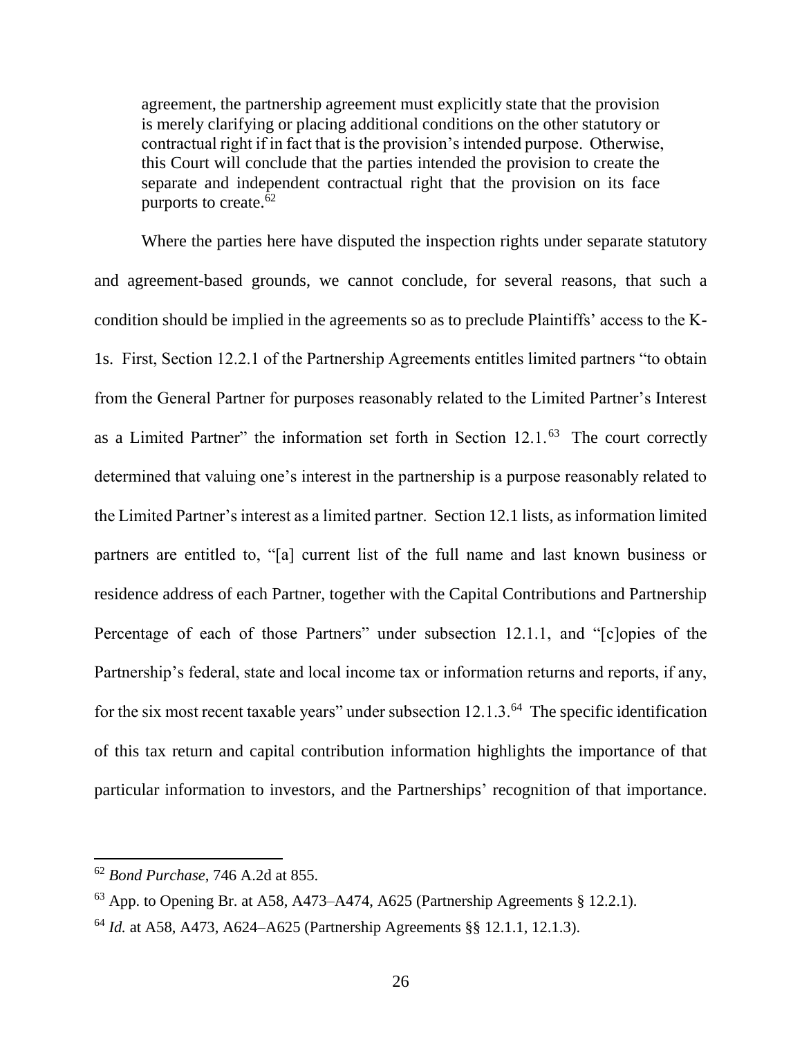> agreement, the partnership agreement must explicitly state that the provision is merely clarifying or placing additional conditions on the other statutory or contractual right if in fact that is the provision's intended purpose. Otherwise, this Court will conclude that the parties intended the provision to create the separate and independent contractual right that the provision on its face purports to create.[62]

Where the parties here have disputed the inspection rights under separate statutory and agreement-based grounds, we cannot conclude, for several reasons, that such a condition should be implied in the agreements so as to preclude Plaintiffs' access to the K-1s. First, Section 12.2.1 of the Partnership Agreements entitles limited partners "to obtain from the General Partner for purposes reasonably related to the Limited Partner's Interest as a Limited Partner" the information set forth in Section 12.1.[63] The court correctly determined that valuing one's interest in the partnership is a purpose reasonably related to the Limited Partner's interest as a limited partner. Section 12.1 lists, as information limited partners are entitled to, "[a] current list of the full name and last known business or residence address of each Partner, together with the Capital Contributions and Partnership Percentage of each of those Partners" under subsection 12.1.1, and "[c]opies of the Partnership's federal, state and local income tax or information returns and reports, if any, for the six most recent taxable years" under subsection 12.1.3.[64] The specific identification of this tax return and capital contribution information highlights the importance of that particular information to investors, and the Partnerships' recognition of that importance.

---

[62] *Bond Purchase*, 746 A.2d at 855.

[63] App. to Opening Br. at A58, A473–A474, A625 (Partnership Agreements § 12.2.1).

[64] *Id.* at A58, A473, A624–A625 (Partnership Agreements §§ 12.1.1, 12.1.3).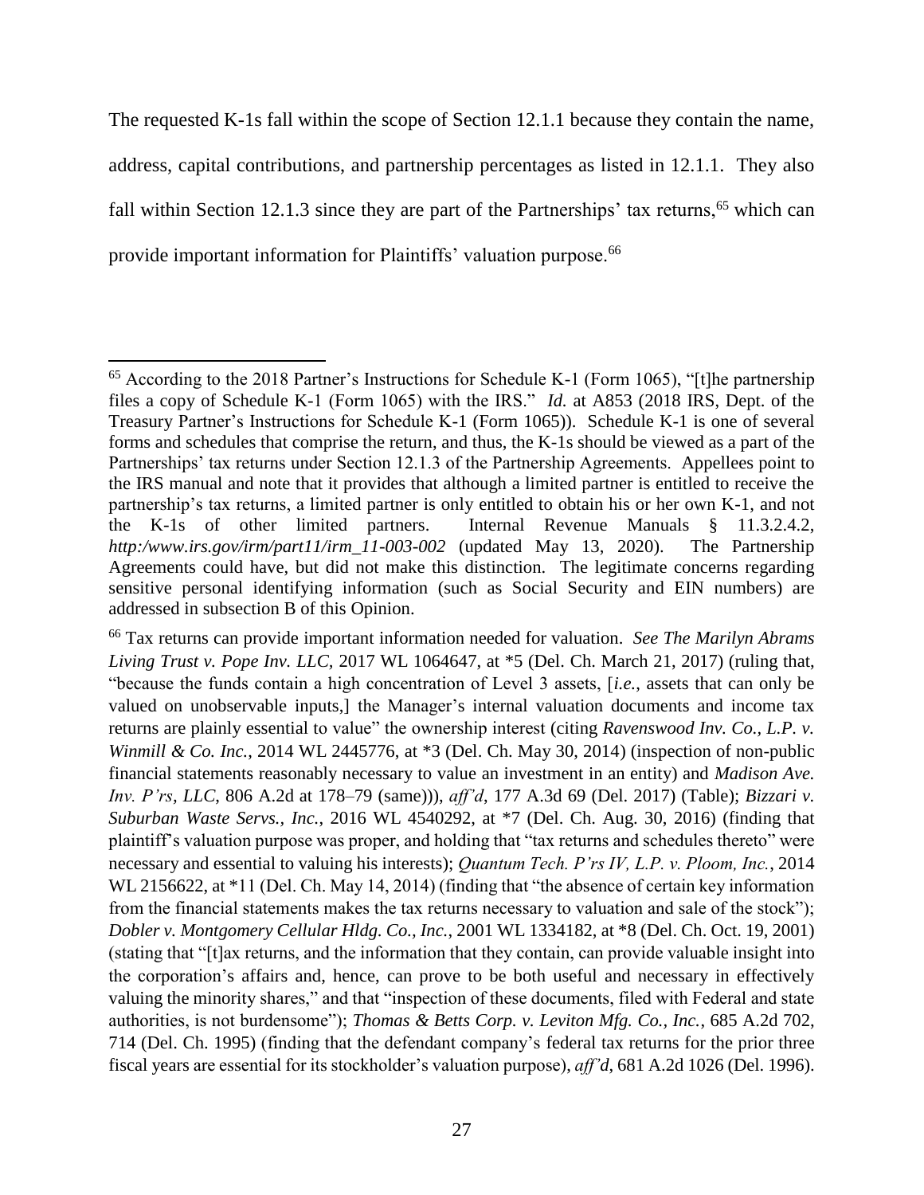The requested K-1s fall within the scope of Section 12.1.1 because they contain the name, address, capital contributions, and partnership percentages as listed in 12.1.1. They also fall within Section 12.1.3 since they are part of the Partnerships' tax returns,[65] which can provide important information for Plaintiffs' valuation purpose.[66]

---

[65] According to the 2018 Partner's Instructions for Schedule K-1 (Form 1065), "[t]he partnership files a copy of Schedule K-1 (Form 1065) with the IRS." *Id.* at A853 (2018 IRS, Dept. of the Treasury Partner's Instructions for Schedule K-1 (Form 1065)). Schedule K-1 is one of several forms and schedules that comprise the return, and thus, the K-1s should be viewed as a part of the Partnerships' tax returns under Section 12.1.3 of the Partnership Agreements. Appellees point to the IRS manual and note that it provides that although a limited partner is entitled to receive the partnership's tax returns, a limited partner is only entitled to obtain his or her own K-1, and not the K-1s of other limited partners. Internal Revenue Manuals § 11.3.2.4.2, *http:/www.irs.gov/irm/part11/irm_11-003-002* (updated May 13, 2020). The Partnership Agreements could have, but did not make this distinction. The legitimate concerns regarding sensitive personal identifying information (such as Social Security and EIN numbers) are addressed in subsection B of this Opinion.

[66] Tax returns can provide important information needed for valuation. *See The Marilyn Abrams Living Trust v. Pope Inv. LLC*, 2017 WL 1064647, at *5 (Del. Ch. March 21, 2017) (ruling that, "because the funds contain a high concentration of Level 3 assets, [*i.e.*, assets that can only be valued on unobservable inputs,] the Manager's internal valuation documents and income tax returns are plainly essential to value" the ownership interest (citing *Ravenswood Inv. Co., L.P. v. Winmill & Co. Inc.*, 2014 WL 2445776, at *3 (Del. Ch. May 30, 2014) (inspection of non-public financial statements reasonably necessary to value an investment in an entity) and *Madison Ave. Inv. P'rs, LLC*, 806 A.2d at 178–79 (same))), *aff'd*, 177 A.3d 69 (Del. 2017) (Table); *Bizzari v. Suburban Waste Servs., Inc.*, 2016 WL 4540292, at *7 (Del. Ch. Aug. 30, 2016) (finding that plaintiff's valuation purpose was proper, and holding that "tax returns and schedules thereto" were necessary and essential to valuing his interests); *Quantum Tech. P'rs IV, L.P. v. Ploom, Inc.*, 2014 WL 2156622, at *11 (Del. Ch. May 14, 2014) (finding that "the absence of certain key information from the financial statements makes the tax returns necessary to valuation and sale of the stock"); *Dobler v. Montgomery Cellular Hldg. Co., Inc.*, 2001 WL 1334182, at *8 (Del. Ch. Oct. 19, 2001) (stating that "[t]ax returns, and the information that they contain, can provide valuable insight into the corporation's affairs and, hence, can prove to be both useful and necessary in effectively valuing the minority shares," and that "inspection of these documents, filed with Federal and state authorities, is not burdensome"); *Thomas & Betts Corp. v. Leviton Mfg. Co., Inc.*, 685 A.2d 702, 714 (Del. Ch. 1995) (finding that the defendant company's federal tax returns for the prior three fiscal years are essential for its stockholder's valuation purpose), *aff'd*, 681 A.2d 1026 (Del. 1996).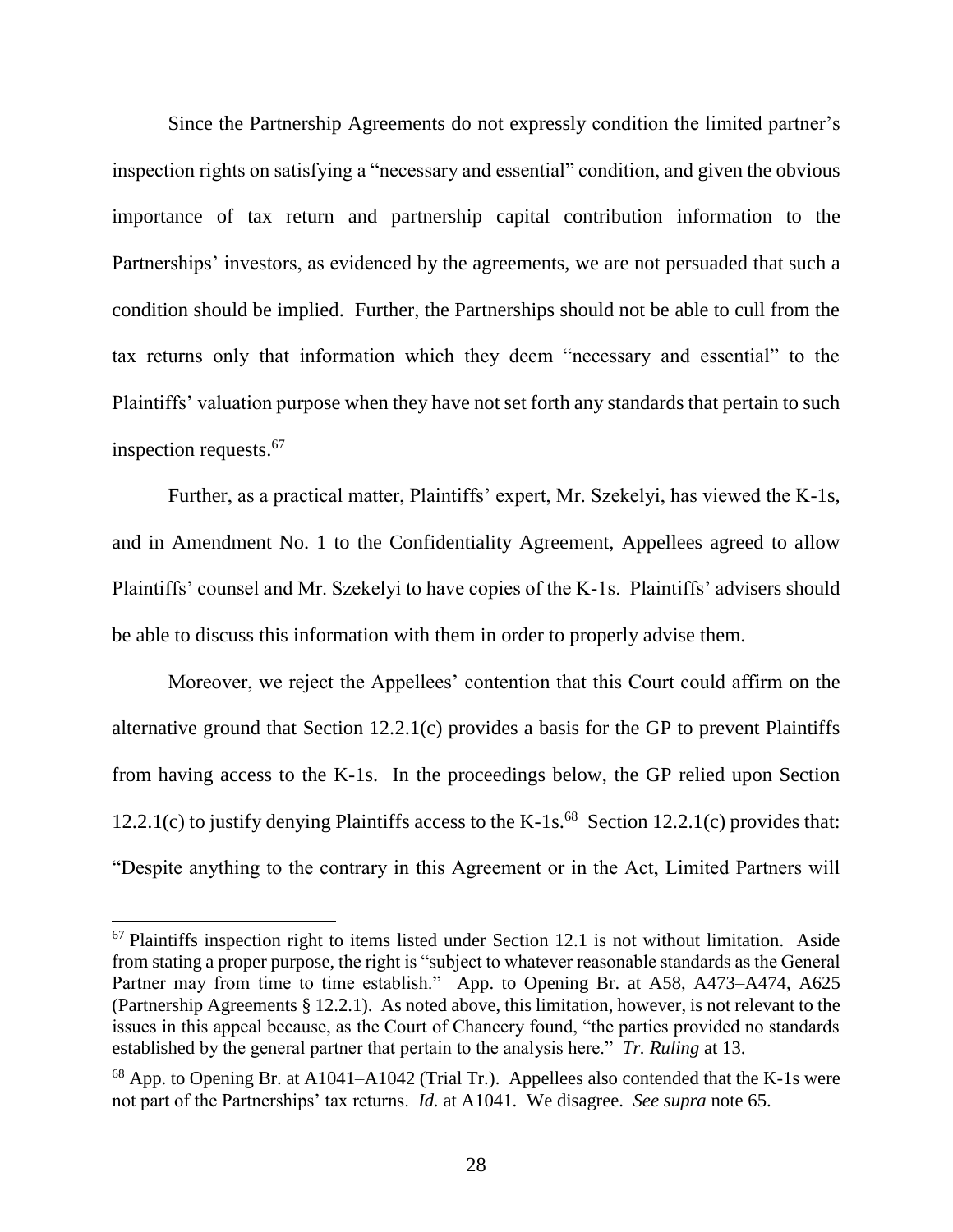Since the Partnership Agreements do not expressly condition the limited partner's inspection rights on satisfying a "necessary and essential" condition, and given the obvious importance of tax return and partnership capital contribution information to the Partnerships' investors, as evidenced by the agreements, we are not persuaded that such a condition should be implied. Further, the Partnerships should not be able to cull from the tax returns only that information which they deem "necessary and essential" to the Plaintiffs' valuation purpose when they have not set forth any standards that pertain to such inspection requests.[67]

Further, as a practical matter, Plaintiffs' expert, Mr. Szekelyi, has viewed the K-1s, and in Amendment No. 1 to the Confidentiality Agreement, Appellees agreed to allow Plaintiffs' counsel and Mr. Szekelyi to have copies of the K-1s. Plaintiffs' advisers should be able to discuss this information with them in order to properly advise them.

Moreover, we reject the Appellees' contention that this Court could affirm on the alternative ground that Section 12.2.1(c) provides a basis for the GP to prevent Plaintiffs from having access to the K-1s. In the proceedings below, the GP relied upon Section 12.2.1(c) to justify denying Plaintiffs access to the K-1s.[68] Section 12.2.1(c) provides that: "Despite anything to the contrary in this Agreement or in the Act, Limited Partners will

---

[67] Plaintiffs inspection right to items listed under Section 12.1 is not without limitation. Aside from stating a proper purpose, the right is "subject to whatever reasonable standards as the General Partner may from time to time establish." App. to Opening Br. at A58, A473–A474, A625 (Partnership Agreements § 12.2.1). As noted above, this limitation, however, is not relevant to the issues in this appeal because, as the Court of Chancery found, "the parties provided no standards established by the general partner that pertain to the analysis here." *Tr. Ruling* at 13.

[68] App. to Opening Br. at A1041–A1042 (Trial Tr.). Appellees also contended that the K-1s were not part of the Partnerships' tax returns. *Id.* at A1041. We disagree. *See supra* note 65.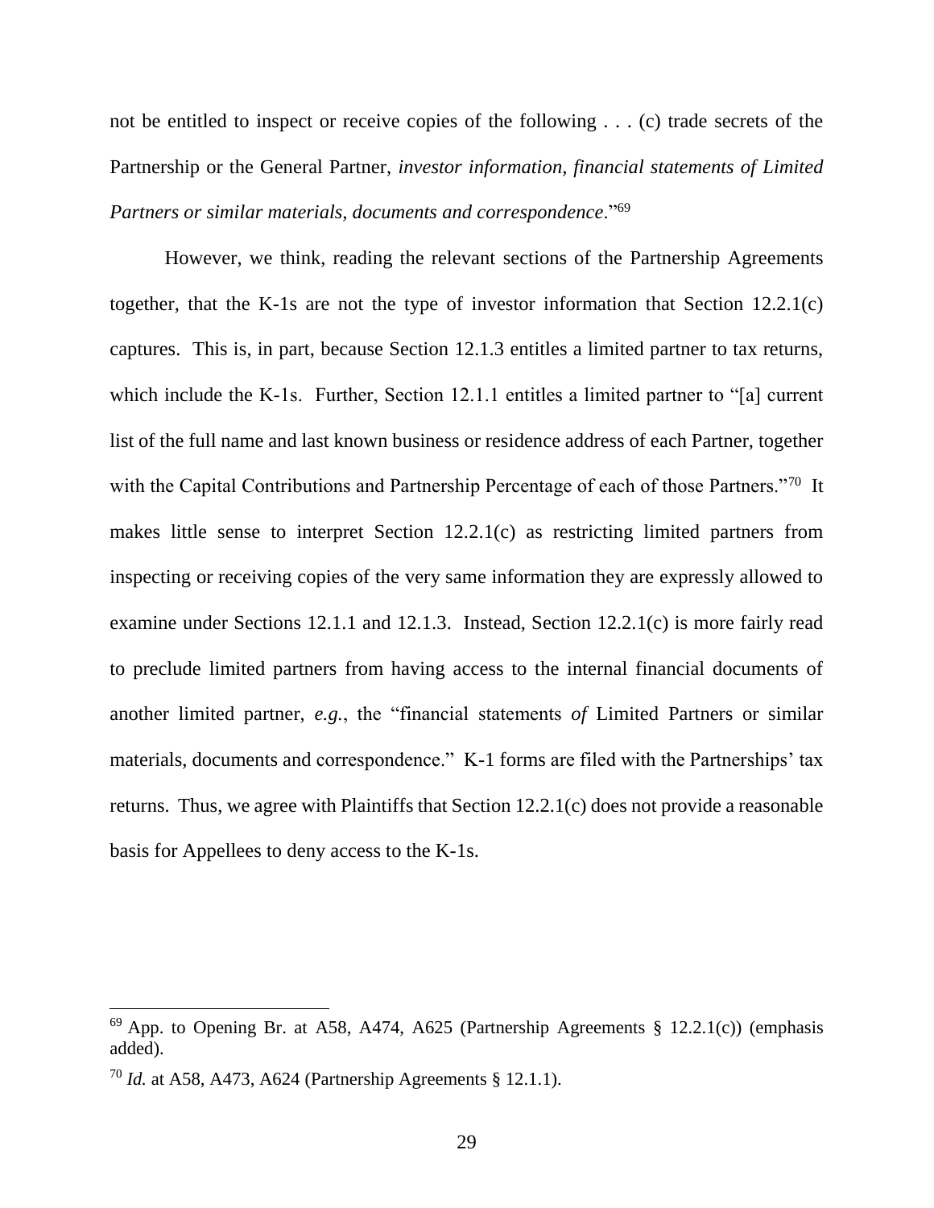not be entitled to inspect or receive copies of the following . . . (c) trade secrets of the Partnership or the General Partner, *investor information, financial statements of Limited Partners or similar materials, documents and correspondence*."[69]

However, we think, reading the relevant sections of the Partnership Agreements together, that the K-1s are not the type of investor information that Section 12.2.1(c) captures. This is, in part, because Section 12.1.3 entitles a limited partner to tax returns, which include the K-1s. Further, Section 12.1.1 entitles a limited partner to "[a] current list of the full name and last known business or residence address of each Partner, together with the Capital Contributions and Partnership Percentage of each of those Partners."[70] It makes little sense to interpret Section 12.2.1(c) as restricting limited partners from inspecting or receiving copies of the very same information they are expressly allowed to examine under Sections 12.1.1 and 12.1.3. Instead, Section 12.2.1(c) is more fairly read to preclude limited partners from having access to the internal financial documents of another limited partner, *e.g.*, the "financial statements *of* Limited Partners or similar materials, documents and correspondence." K-1 forms are filed with the Partnerships' tax returns. Thus, we agree with Plaintiffs that Section 12.2.1(c) does not provide a reasonable basis for Appellees to deny access to the K-1s.

---

[69] App. to Opening Br. at A58, A474, A625 (Partnership Agreements § 12.2.1(c)) (emphasis added).

[70] *Id.* at A58, A473, A624 (Partnership Agreements § 12.1.1).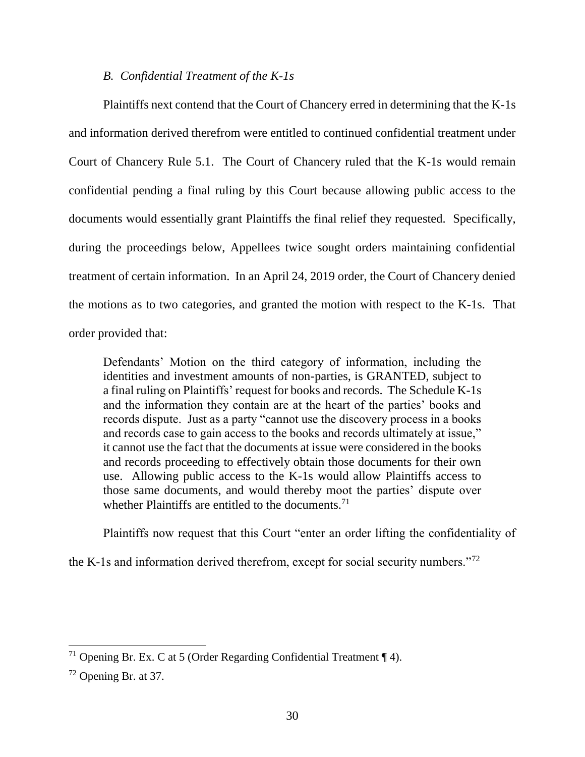### *B. Confidential Treatment of the K-1s*

Plaintiffs next contend that the Court of Chancery erred in determining that the K-1s and information derived therefrom were entitled to continued confidential treatment under Court of Chancery Rule 5.1. The Court of Chancery ruled that the K-1s would remain confidential pending a final ruling by this Court because allowing public access to the documents would essentially grant Plaintiffs the final relief they requested. Specifically, during the proceedings below, Appellees twice sought orders maintaining confidential treatment of certain information. In an April 24, 2019 order, the Court of Chancery denied the motions as to two categories, and granted the motion with respect to the K-1s. That order provided that:

> Defendants' Motion on the third category of information, including the identities and investment amounts of non-parties, is GRANTED, subject to a final ruling on Plaintiffs' request for books and records. The Schedule K-1s and the information they contain are at the heart of the parties' books and records dispute. Just as a party "cannot use the discovery process in a books and records case to gain access to the books and records ultimately at issue," it cannot use the fact that the documents at issue were considered in the books and records proceeding to effectively obtain those documents for their own use. Allowing public access to the K-1s would allow Plaintiffs access to those same documents, and would thereby moot the parties' dispute over whether Plaintiffs are entitled to the documents.[71]

Plaintiffs now request that this Court "enter an order lifting the confidentiality of the K-1s and information derived therefrom, except for social security numbers."[72]

---

[71] Opening Br. Ex. C at 5 (Order Regarding Confidential Treatment ¶ 4).

[72] Opening Br. at 37.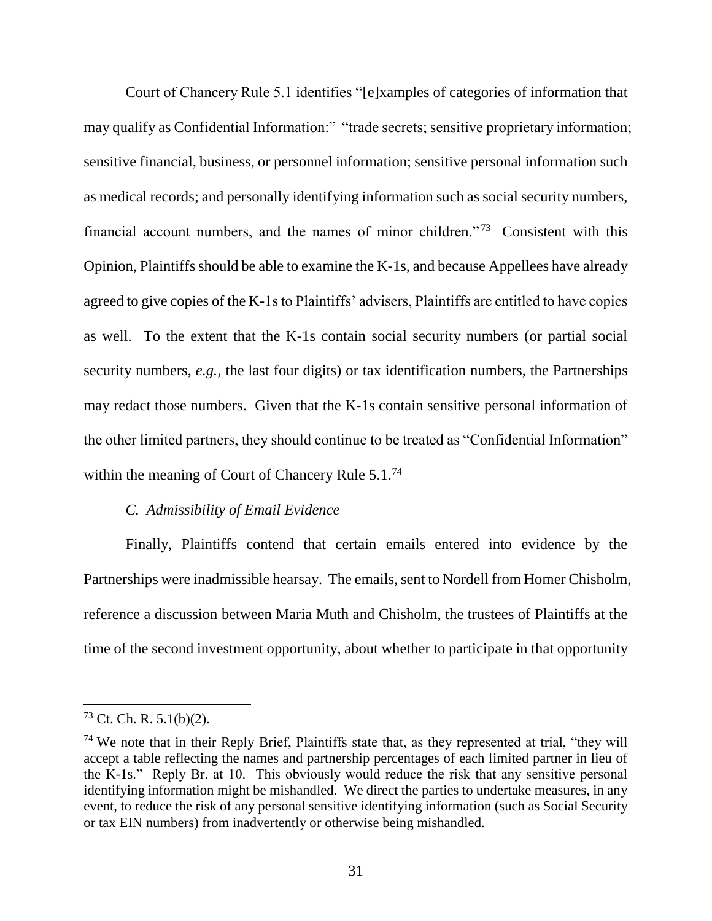Court of Chancery Rule 5.1 identifies "[e]xamples of categories of information that may qualify as Confidential Information:" "trade secrets; sensitive proprietary information; sensitive financial, business, or personnel information; sensitive personal information such as medical records; and personally identifying information such as social security numbers, financial account numbers, and the names of minor children."[73] Consistent with this Opinion, Plaintiffs should be able to examine the K-1s, and because Appellees have already agreed to give copies of the K-1s to Plaintiffs' advisers, Plaintiffs are entitled to have copies as well. To the extent that the K-1s contain social security numbers (or partial social security numbers, *e.g.*, the last four digits) or tax identification numbers, the Partnerships may redact those numbers. Given that the K-1s contain sensitive personal information of the other limited partners, they should continue to be treated as "Confidential Information" within the meaning of Court of Chancery Rule 5.1.[74]

### *C. Admissibility of Email Evidence*

Finally, Plaintiffs contend that certain emails entered into evidence by the Partnerships were inadmissible hearsay. The emails, sent to Nordell from Homer Chisholm, reference a discussion between Maria Muth and Chisholm, the trustees of Plaintiffs at the time of the second investment opportunity, about whether to participate in that opportunity

---

[73] Ct. Ch. R. 5.1(b)(2).

[74] We note that in their Reply Brief, Plaintiffs state that, as they represented at trial, "they will accept a table reflecting the names and partnership percentages of each limited partner in lieu of the K-1s." Reply Br. at 10. This obviously would reduce the risk that any sensitive personal identifying information might be mishandled. We direct the parties to undertake measures, in any event, to reduce the risk of any personal sensitive identifying information (such as Social Security or tax EIN numbers) from inadvertently or otherwise being mishandled.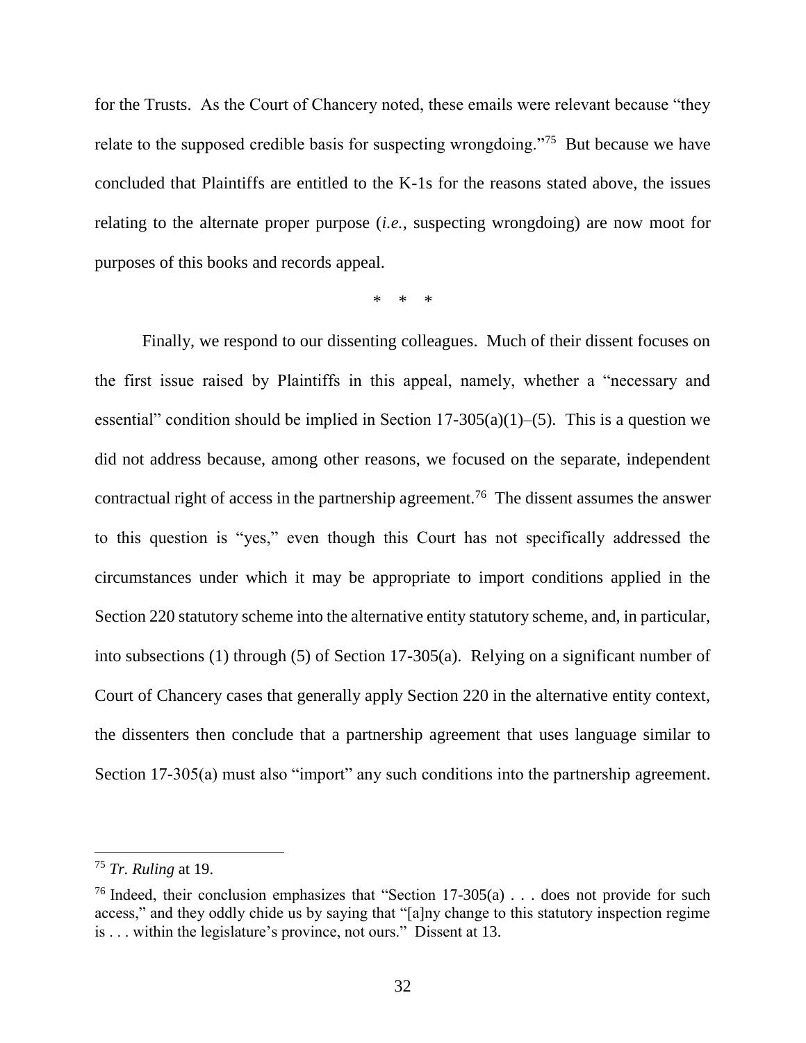for the Trusts. As the Court of Chancery noted, these emails were relevant because "they relate to the supposed credible basis for suspecting wrongdoing."[75] But because we have concluded that Plaintiffs are entitled to the K-1s for the reasons stated above, the issues relating to the alternate proper purpose (*i.e.*, suspecting wrongdoing) are now moot for purposes of this books and records appeal.

\* \* \*

Finally, we respond to our dissenting colleagues. Much of their dissent focuses on the first issue raised by Plaintiffs in this appeal, namely, whether a "necessary and essential" condition should be implied in Section 17-305(a)(1)–(5). This is a question we did not address because, among other reasons, we focused on the separate, independent contractual right of access in the partnership agreement.[76] The dissent assumes the answer to this question is "yes," even though this Court has not specifically addressed the circumstances under which it may be appropriate to import conditions applied in the Section 220 statutory scheme into the alternative entity statutory scheme, and, in particular, into subsections (1) through (5) of Section 17-305(a). Relying on a significant number of Court of Chancery cases that generally apply Section 220 in the alternative entity context, the dissenters then conclude that a partnership agreement that uses language similar to Section 17-305(a) must also "import" any such conditions into the partnership agreement.

---

[75] *Tr. Ruling* at 19.

[76] Indeed, their conclusion emphasizes that "Section 17-305(a) . . . does not provide for such access," and they oddly chide us by saying that "[a]ny change to this statutory inspection regime is . . . within the legislature's province, not ours." Dissent at 13.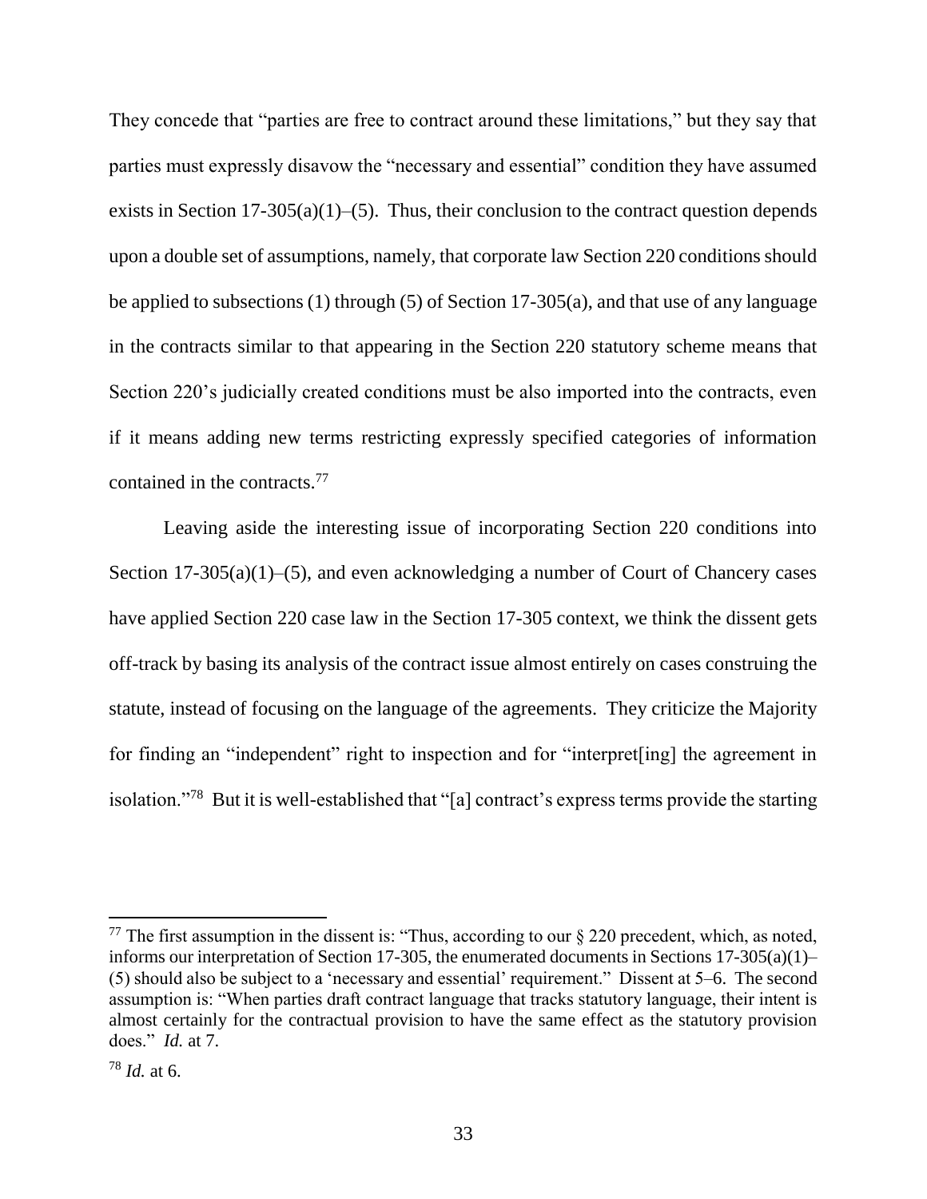They concede that "parties are free to contract around these limitations," but they say that parties must expressly disavow the "necessary and essential" condition they have assumed exists in Section 17-305(a)(1)–(5). Thus, their conclusion to the contract question depends upon a double set of assumptions, namely, that corporate law Section 220 conditions should be applied to subsections (1) through (5) of Section 17-305(a), and that use of any language in the contracts similar to that appearing in the Section 220 statutory scheme means that Section 220's judicially created conditions must be also imported into the contracts, even if it means adding new terms restricting expressly specified categories of information contained in the contracts.[77]

Leaving aside the interesting issue of incorporating Section 220 conditions into Section 17-305(a)(1)–(5), and even acknowledging a number of Court of Chancery cases have applied Section 220 case law in the Section 17-305 context, we think the dissent gets off-track by basing its analysis of the contract issue almost entirely on cases construing the statute, instead of focusing on the language of the agreements. They criticize the Majority for finding an "independent" right to inspection and for "interpret[ing] the agreement in isolation."[78] But it is well-established that "[a] contract's express terms provide the starting

---

[77] The first assumption in the dissent is: "Thus, according to our § 220 precedent, which, as noted, informs our interpretation of Section 17-305, the enumerated documents in Sections 17-305(a)(1)–(5) should also be subject to a 'necessary and essential' requirement." Dissent at 5–6. The second assumption is: "When parties draft contract language that tracks statutory language, their intent is almost certainly for the contractual provision to have the same effect as the statutory provision does." *Id.* at 7.

[78] *Id.* at 6.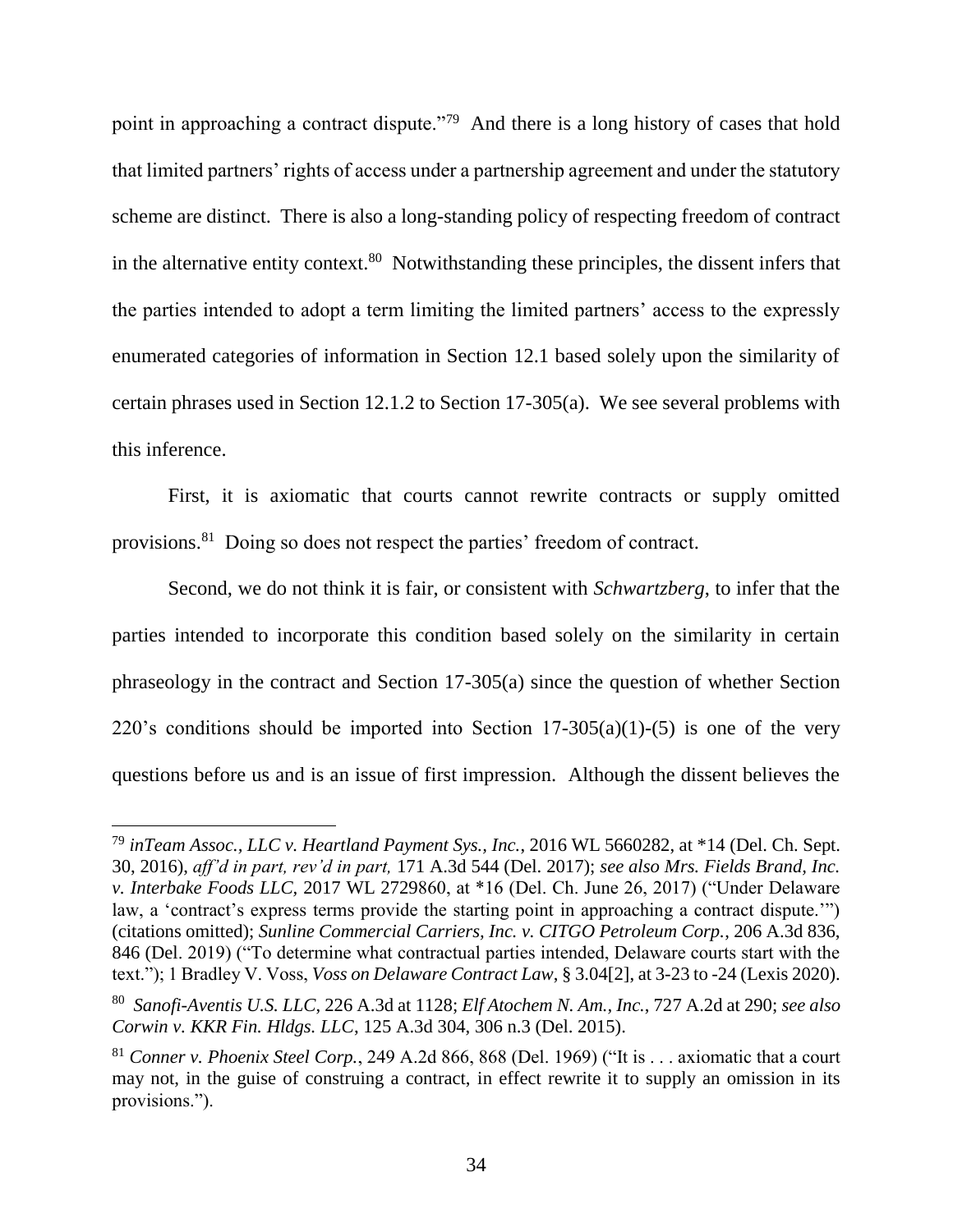point in approaching a contract dispute."[79] And there is a long history of cases that hold that limited partners' rights of access under a partnership agreement and under the statutory scheme are distinct. There is also a long-standing policy of respecting freedom of contract in the alternative entity context.[80] Notwithstanding these principles, the dissent infers that the parties intended to adopt a term limiting the limited partners' access to the expressly enumerated categories of information in Section 12.1 based solely upon the similarity of certain phrases used in Section 12.1.2 to Section 17-305(a). We see several problems with this inference.

First, it is axiomatic that courts cannot rewrite contracts or supply omitted provisions.[81] Doing so does not respect the parties' freedom of contract.

Second, we do not think it is fair, or consistent with *Schwartzberg*, to infer that the parties intended to incorporate this condition based solely on the similarity in certain phraseology in the contract and Section 17-305(a) since the question of whether Section 220's conditions should be imported into Section 17-305(a)(1)-(5) is one of the very questions before us and is an issue of first impression. Although the dissent believes the

---

[79] *inTeam Assoc., LLC v. Heartland Payment Sys., Inc.*, 2016 WL 5660282, at *14 (Del. Ch. Sept. 30, 2016), *aff'd in part, rev'd in part,* 171 A.3d 544 (Del. 2017); *see also Mrs. Fields Brand, Inc. v. Interbake Foods LLC,* 2017 WL 2729860, at *16 (Del. Ch. June 26, 2017) ("Under Delaware law, a 'contract's express terms provide the starting point in approaching a contract dispute.'") (citations omitted); *Sunline Commercial Carriers, Inc. v. CITGO Petroleum Corp.*, 206 A.3d 836, 846 (Del. 2019) ("To determine what contractual parties intended, Delaware courts start with the text."); 1 Bradley V. Voss, *Voss on Delaware Contract Law*, § 3.04[2], at 3-23 to -24 (Lexis 2020).

[80] *Sanofi-Aventis U.S. LLC*, 226 A.3d at 1128; *Elf Atochem N. Am., Inc.*, 727 A.2d at 290; *see also Corwin v. KKR Fin. Hldgs. LLC*, 125 A.3d 304, 306 n.3 (Del. 2015).

[81] *Conner v. Phoenix Steel Corp.*, 249 A.2d 866, 868 (Del. 1969) ("It is . . . axiomatic that a court may not, in the guise of construing a contract, in effect rewrite it to supply an omission in its provisions.").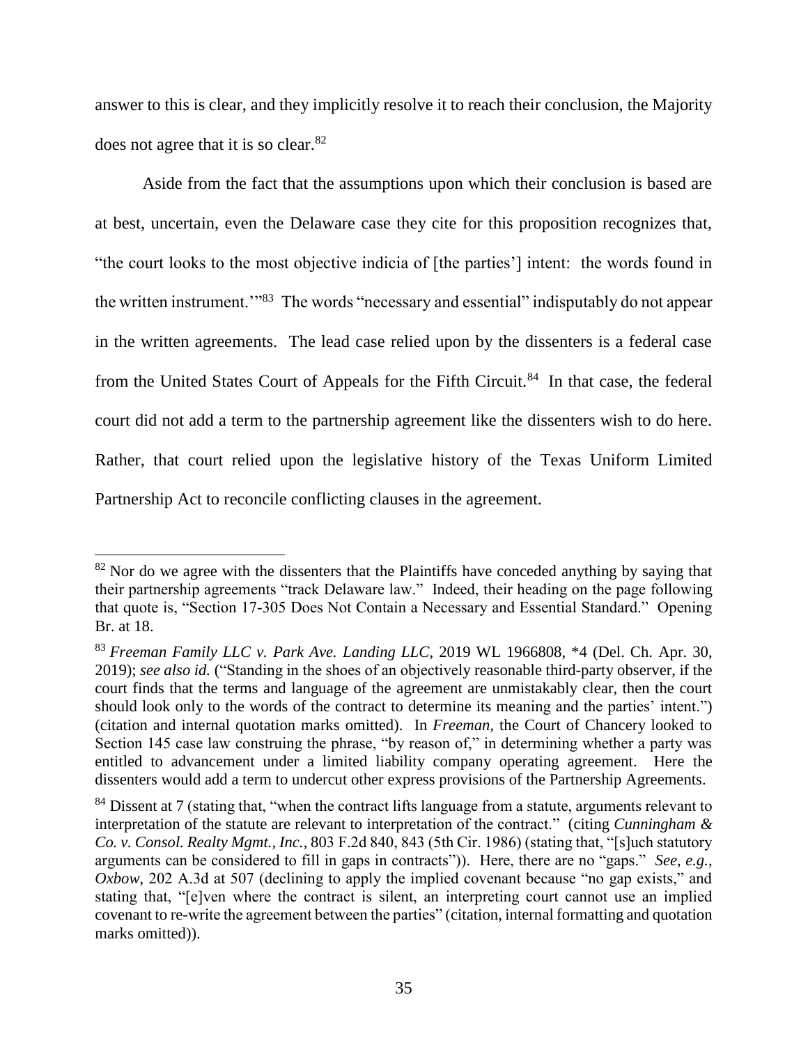answer to this is clear, and they implicitly resolve it to reach their conclusion, the Majority does not agree that it is so clear.[82]

Aside from the fact that the assumptions upon which their conclusion is based are at best, uncertain, even the Delaware case they cite for this proposition recognizes that, "the court looks to the most objective indicia of [the parties'] intent: the words found in the written instrument.'"[83] The words "necessary and essential" indisputably do not appear in the written agreements. The lead case relied upon by the dissenters is a federal case from the United States Court of Appeals for the Fifth Circuit.[84] In that case, the federal court did not add a term to the partnership agreement like the dissenters wish to do here. Rather, that court relied upon the legislative history of the Texas Uniform Limited Partnership Act to reconcile conflicting clauses in the agreement.

---

[82] Nor do we agree with the dissenters that the Plaintiffs have conceded anything by saying that their partnership agreements "track Delaware law." Indeed, their heading on the page following that quote is, "Section 17-305 Does Not Contain a Necessary and Essential Standard." Opening Br. at 18.

[83] *Freeman Family LLC v. Park Ave. Landing LLC*, 2019 WL 1966808, *4 (Del. Ch. Apr. 30, 2019); *see also id.* ("Standing in the shoes of an objectively reasonable third-party observer, if the court finds that the terms and language of the agreement are unmistakably clear, then the court should look only to the words of the contract to determine its meaning and the parties' intent.") (citation and internal quotation marks omitted). In *Freeman*, the Court of Chancery looked to Section 145 case law construing the phrase, "by reason of," in determining whether a party was entitled to advancement under a limited liability company operating agreement. Here the dissenters would add a term to undercut other express provisions of the Partnership Agreements.

[84] Dissent at 7 (stating that, "when the contract lifts language from a statute, arguments relevant to interpretation of the statute are relevant to interpretation of the contract." (citing *Cunningham & Co. v. Consol. Realty Mgmt., Inc.*, 803 F.2d 840, 843 (5th Cir. 1986) (stating that, "[s]uch statutory arguments can be considered to fill in gaps in contracts")). Here, there are no "gaps." *See, e.g.*, *Oxbow*, 202 A.3d at 507 (declining to apply the implied covenant because "no gap exists," and stating that, "[e]ven where the contract is silent, an interpreting court cannot use an implied covenant to re-write the agreement between the parties" (citation, internal formatting and quotation marks omitted)).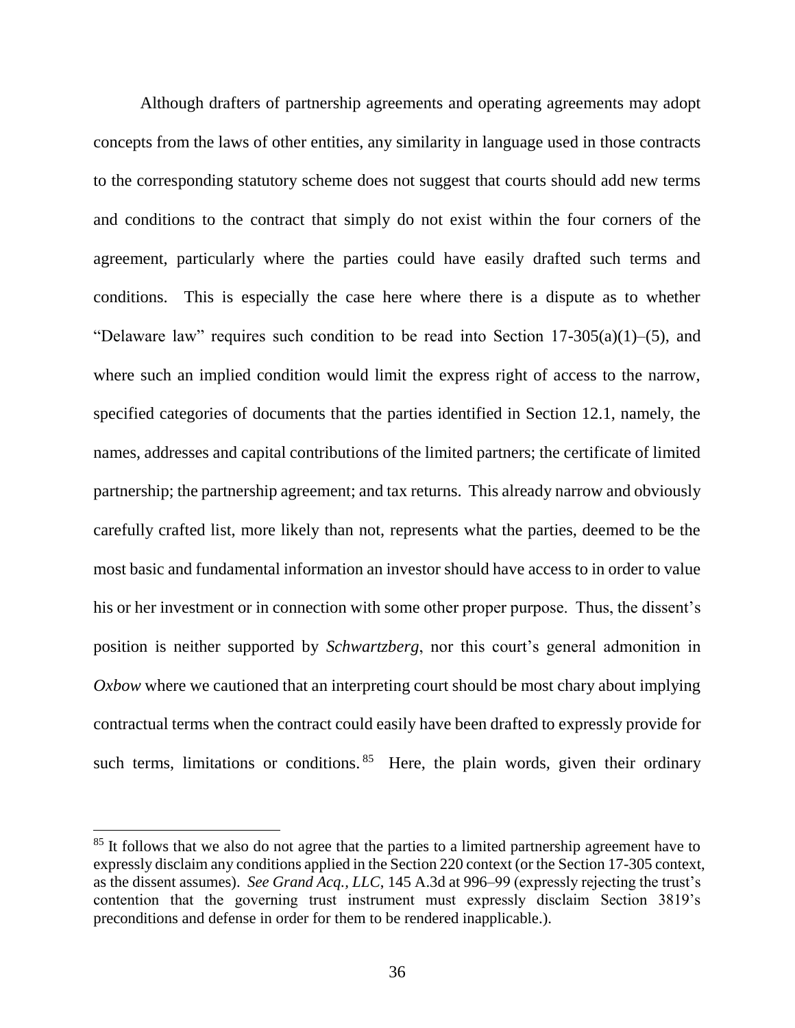Although drafters of partnership agreements and operating agreements may adopt concepts from the laws of other entities, any similarity in language used in those contracts to the corresponding statutory scheme does not suggest that courts should add new terms and conditions to the contract that simply do not exist within the four corners of the agreement, particularly where the parties could have easily drafted such terms and conditions. This is especially the case here where there is a dispute as to whether "Delaware law" requires such condition to be read into Section 17-305(a)(1)–(5), and where such an implied condition would limit the express right of access to the narrow, specified categories of documents that the parties identified in Section 12.1, namely, the names, addresses and capital contributions of the limited partners; the certificate of limited partnership; the partnership agreement; and tax returns. This already narrow and obviously carefully crafted list, more likely than not, represents what the parties, deemed to be the most basic and fundamental information an investor should have access to in order to value his or her investment or in connection with some other proper purpose. Thus, the dissent's position is neither supported by *Schwartzberg*, nor this court's general admonition in *Oxbow* where we cautioned that an interpreting court should be most chary about implying contractual terms when the contract could easily have been drafted to expressly provide for such terms, limitations or conditions.[85] Here, the plain words, given their ordinary

---

[85] It follows that we also do not agree that the parties to a limited partnership agreement have to expressly disclaim any conditions applied in the Section 220 context (or the Section 17-305 context, as the dissent assumes). *See Grand Acq., LLC*, 145 A.3d at 996–99 (expressly rejecting the trust's contention that the governing trust instrument must expressly disclaim Section 3819's preconditions and defense in order for them to be rendered inapplicable.).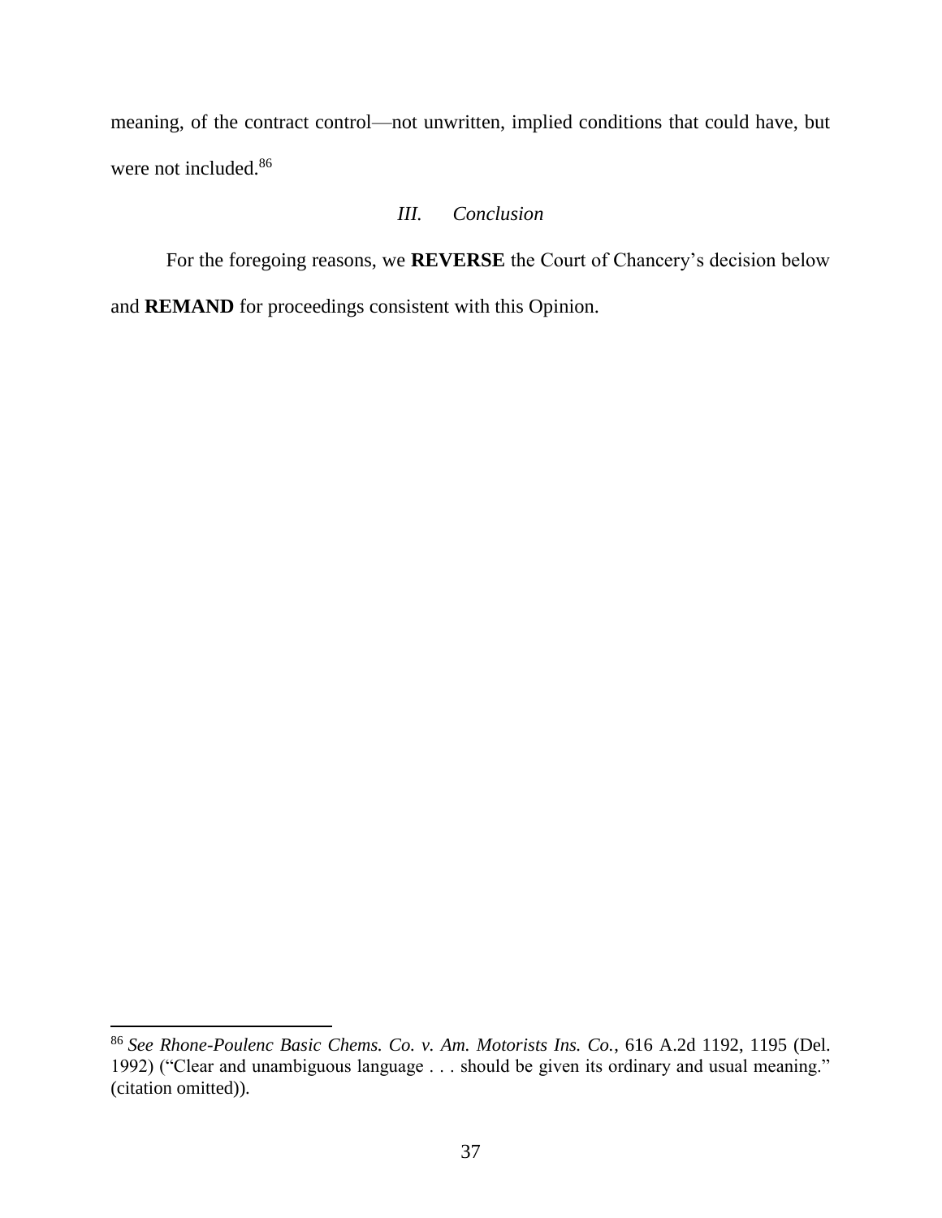meaning, of the contract control—not unwritten, implied conditions that could have, but were not included.[86]

### *III. Conclusion*

For the foregoing reasons, we **REVERSE** the Court of Chancery's decision below and **REMAND** for proceedings consistent with this Opinion.

---

[86] *See Rhone-Poulenc Basic Chems. Co. v. Am. Motorists Ins. Co.*, 616 A.2d 1192, 1195 (Del. 1992) ("Clear and unambiguous language . . . should be given its ordinary and usual meaning." (citation omitted)).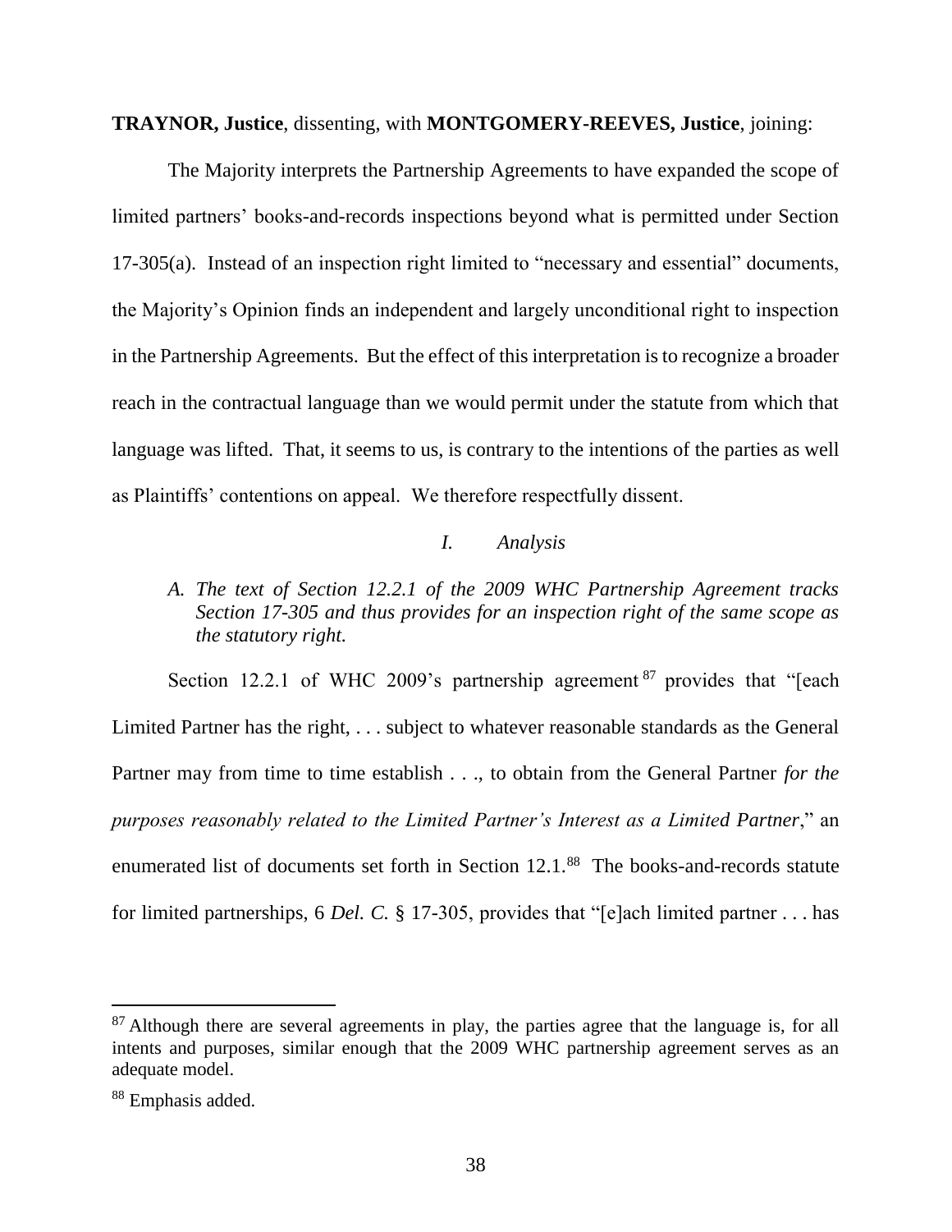**TRAYNOR, Justice**, dissenting, with **MONTGOMERY-REEVES, Justice**, joining:

The Majority interprets the Partnership Agreements to have expanded the scope of limited partners' books-and-records inspections beyond what is permitted under Section 17-305(a). Instead of an inspection right limited to "necessary and essential" documents, the Majority's Opinion finds an independent and largely unconditional right to inspection in the Partnership Agreements. But the effect of this interpretation is to recognize a broader reach in the contractual language than we would permit under the statute from which that language was lifted. That, it seems to us, is contrary to the intentions of the parties as well as Plaintiffs' contentions on appeal. We therefore respectfully dissent.

## *I. Analysis*

### *A. The text of Section 12.2.1 of the 2009 WHC Partnership Agreement tracks Section 17-305 and thus provides for an inspection right of the same scope as the statutory right.*

Section 12.2.1 of WHC 2009's partnership agreement[87] provides that "[each Limited Partner has the right, . . . subject to whatever reasonable standards as the General Partner may from time to time establish . . ., to obtain from the General Partner *for the purposes reasonably related to the Limited Partner's Interest as a Limited Partner*," an enumerated list of documents set forth in Section 12.1.[88] The books-and-records statute for limited partnerships, 6 *Del. C.* § 17-305, provides that "[e]ach limited partner . . . has

---

[87] Although there are several agreements in play, the parties agree that the language is, for all intents and purposes, similar enough that the 2009 WHC partnership agreement serves as an adequate model.

[88] Emphasis added.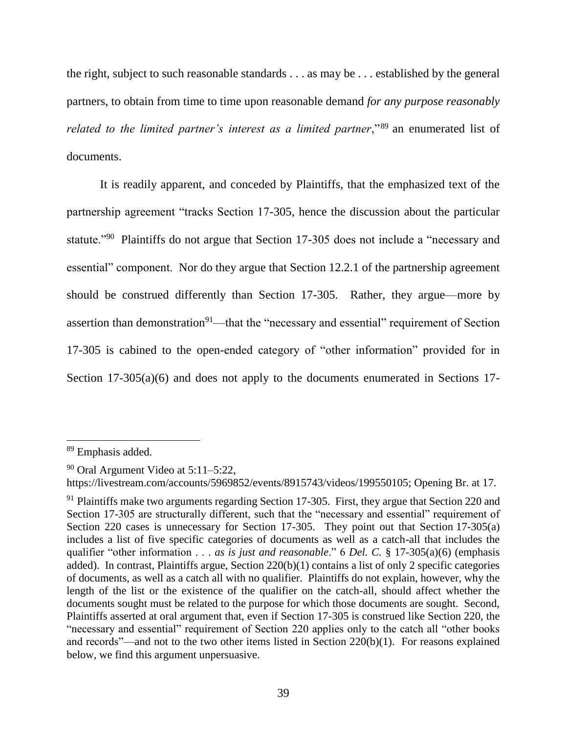the right, subject to such reasonable standards . . . as may be . . . established by the general partners, to obtain from time to time upon reasonable demand *for any purpose reasonably related to the limited partner's interest as a limited partner*,"[89] an enumerated list of documents.

It is readily apparent, and conceded by Plaintiffs, that the emphasized text of the partnership agreement "tracks Section 17-305, hence the discussion about the particular statute."[90] Plaintiffs do not argue that Section 17-305 does not include a "necessary and essential" component. Nor do they argue that Section 12.2.1 of the partnership agreement should be construed differently than Section 17-305. Rather, they argue—more by assertion than demonstration[91]—that the "necessary and essential" requirement of Section 17-305 is cabined to the open-ended category of "other information" provided for in Section 17-305(a)(6) and does not apply to the documents enumerated in Sections 17-

---

[89] Emphasis added.

[90] Oral Argument Video at 5:11–5:22, https://livestream.com/accounts/5969852/events/8915743/videos/199550105; Opening Br. at 17.

[91] Plaintiffs make two arguments regarding Section 17-305. First, they argue that Section 220 and Section 17-305 are structurally different, such that the "necessary and essential" requirement of Section 220 cases is unnecessary for Section 17-305. They point out that Section 17-305(a) includes a list of five specific categories of documents as well as a catch-all that includes the qualifier "other information . . . *as is just and reasonable*." 6 *Del. C.* § 17-305(a)(6) (emphasis added). In contrast, Plaintiffs argue, Section 220(b)(1) contains a list of only 2 specific categories of documents, as well as a catch all with no qualifier. Plaintiffs do not explain, however, why the length of the list or the existence of the qualifier on the catch-all, should affect whether the documents sought must be related to the purpose for which those documents are sought. Second, Plaintiffs asserted at oral argument that, even if Section 17-305 is construed like Section 220, the "necessary and essential" requirement of Section 220 applies only to the catch all "other books and records"—and not to the two other items listed in Section 220(b)(1). For reasons explained below, we find this argument unpersuasive.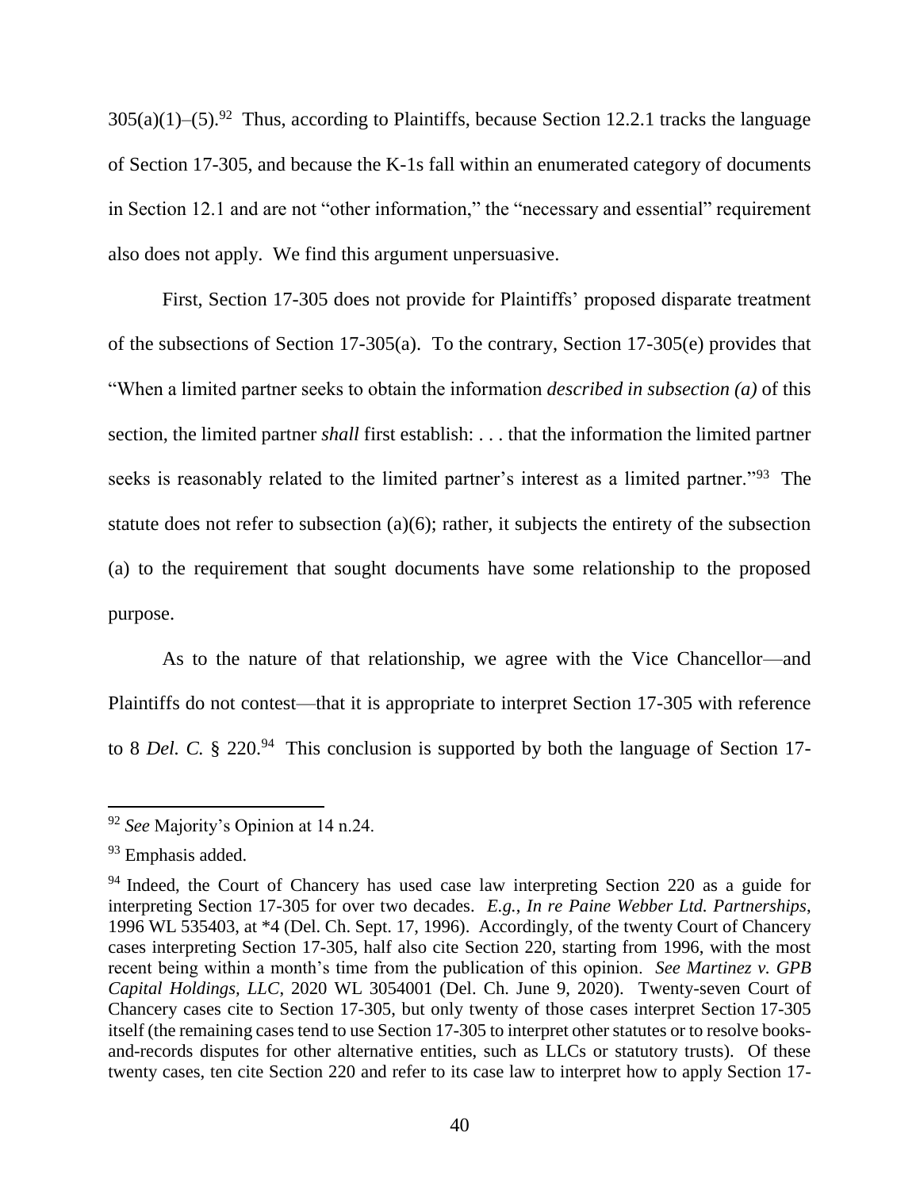305(a)(1)–(5).[92] Thus, according to Plaintiffs, because Section 12.2.1 tracks the language of Section 17-305, and because the K-1s fall within an enumerated category of documents in Section 12.1 and are not "other information," the "necessary and essential" requirement also does not apply. We find this argument unpersuasive.

First, Section 17-305 does not provide for Plaintiffs' proposed disparate treatment of the subsections of Section 17-305(a). To the contrary, Section 17-305(e) provides that "When a limited partner seeks to obtain the information *described in subsection (a)* of this section, the limited partner *shall* first establish: . . . that the information the limited partner seeks is reasonably related to the limited partner's interest as a limited partner."[93] The statute does not refer to subsection (a)(6); rather, it subjects the entirety of the subsection (a) to the requirement that sought documents have some relationship to the proposed purpose.

As to the nature of that relationship, we agree with the Vice Chancellor—and Plaintiffs do not contest—that it is appropriate to interpret Section 17-305 with reference to 8 *Del. C.* § 220.[94] This conclusion is supported by both the language of Section 17-

---

[92] *See* Majority's Opinion at 14 n.24.

[93] Emphasis added.

[94] Indeed, the Court of Chancery has used case law interpreting Section 220 as a guide for interpreting Section 17-305 for over two decades. *E.g.*, *In re Paine Webber Ltd. Partnerships*, 1996 WL 535403, at *4 (Del. Ch. Sept. 17, 1996). Accordingly, of the twenty Court of Chancery cases interpreting Section 17-305, half also cite Section 220, starting from 1996, with the most recent being within a month's time from the publication of this opinion. *See Martinez v. GPB Capital Holdings, LLC*, 2020 WL 3054001 (Del. Ch. June 9, 2020). Twenty-seven Court of Chancery cases cite to Section 17-305, but only twenty of those cases interpret Section 17-305 itself (the remaining cases tend to use Section 17-305 to interpret other statutes or to resolve books-and-records disputes for other alternative entities, such as LLCs or statutory trusts). Of these twenty cases, ten cite Section 220 and refer to its case law to interpret how to apply Section 17-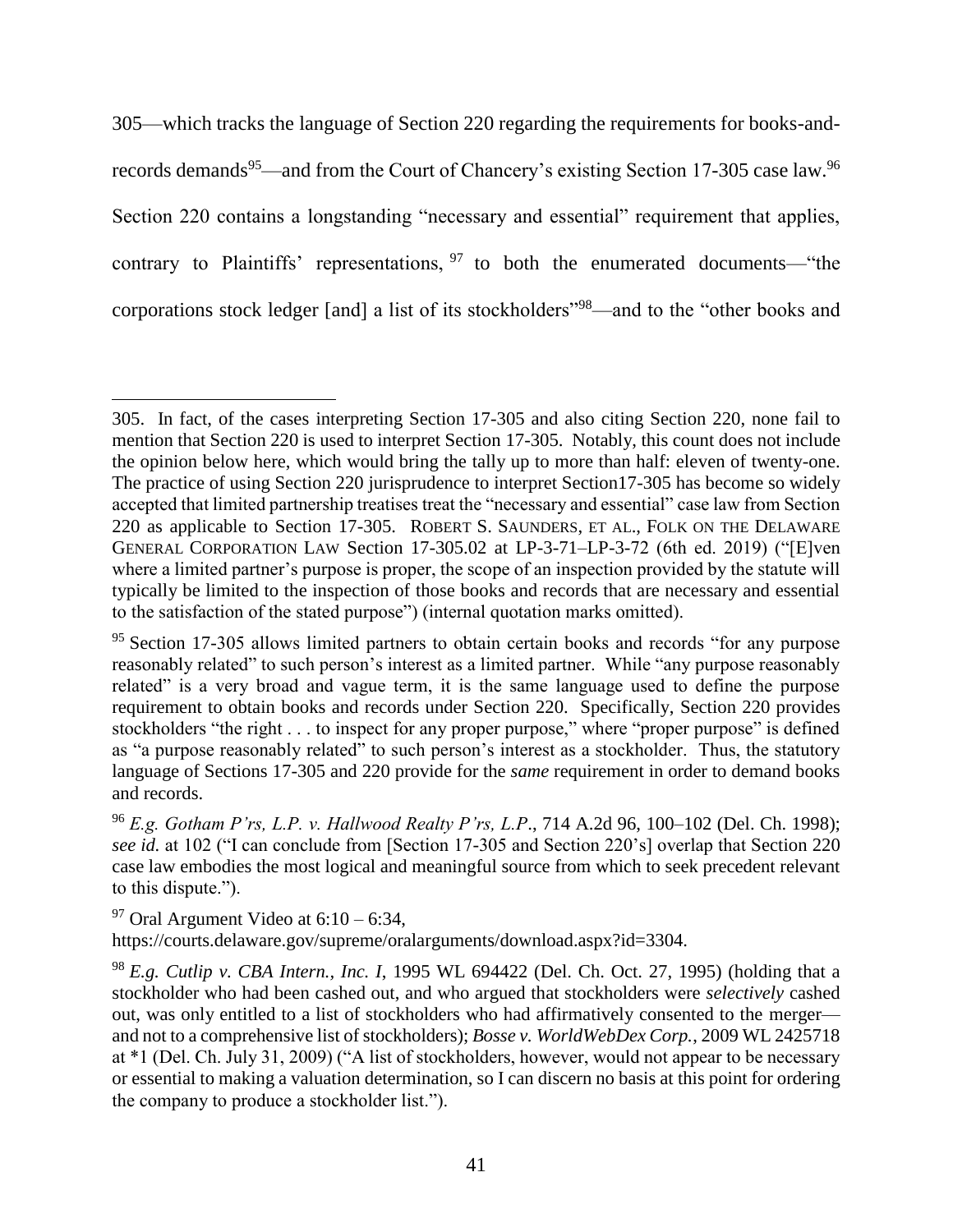305—which tracks the language of Section 220 regarding the requirements for books-and-records demands[95]—and from the Court of Chancery's existing Section 17-305 case law.[96] Section 220 contains a longstanding "necessary and essential" requirement that applies, contrary to Plaintiffs' representations,[97] to both the enumerated documents—"the corporations stock ledger [and] a list of its stockholders"[98]—and to the "other books and

---

305. In fact, of the cases interpreting Section 17-305 and also citing Section 220, none fail to mention that Section 220 is used to interpret Section 17-305. Notably, this count does not include the opinion below here, which would bring the tally up to more than half: eleven of twenty-one. The practice of using Section 220 jurisprudence to interpret Section17-305 has become so widely accepted that limited partnership treatises treat the "necessary and essential" case law from Section 220 as applicable to Section 17-305. ROBERT S. SAUNDERS, ET AL., FOLK ON THE DELAWARE GENERAL CORPORATION LAW Section 17-305.02 at LP-3-71–LP-3-72 (6th ed. 2019) ("[E]ven where a limited partner's purpose is proper, the scope of an inspection provided by the statute will typically be limited to the inspection of those books and records that are necessary and essential to the satisfaction of the stated purpose") (internal quotation marks omitted).

[95] Section 17-305 allows limited partners to obtain certain books and records "for any purpose reasonably related" to such person's interest as a limited partner. While "any purpose reasonably related" is a very broad and vague term, it is the same language used to define the purpose requirement to obtain books and records under Section 220. Specifically, Section 220 provides stockholders "the right . . . to inspect for any proper purpose," where "proper purpose" is defined as "a purpose reasonably related" to such person's interest as a stockholder. Thus, the statutory language of Sections 17-305 and 220 provide for the *same* requirement in order to demand books and records.

[96] *E.g. Gotham P'rs, L.P. v. Hallwood Realty P'rs, L.P.*, 714 A.2d 96, 100–102 (Del. Ch. 1998); *see id.* at 102 ("I can conclude from [Section 17-305 and Section 220's] overlap that Section 220 case law embodies the most logical and meaningful source from which to seek precedent relevant to this dispute.").

[97] Oral Argument Video at 6:10 – 6:34, https://courts.delaware.gov/supreme/oralarguments/download.aspx?id=3304.

[98] *E.g. Cutlip v. CBA Intern., Inc. I*, 1995 WL 694422 (Del. Ch. Oct. 27, 1995) (holding that a stockholder who had been cashed out, and who argued that stockholders were *selectively* cashed out, was only entitled to a list of stockholders who had affirmatively consented to the merger—and not to a comprehensive list of stockholders); *Bosse v. WorldWebDex Corp.*, 2009 WL 2425718 at *1 (Del. Ch. July 31, 2009) ("A list of stockholders, however, would not appear to be necessary or essential to making a valuation determination, so I can discern no basis at this point for ordering the company to produce a stockholder list.").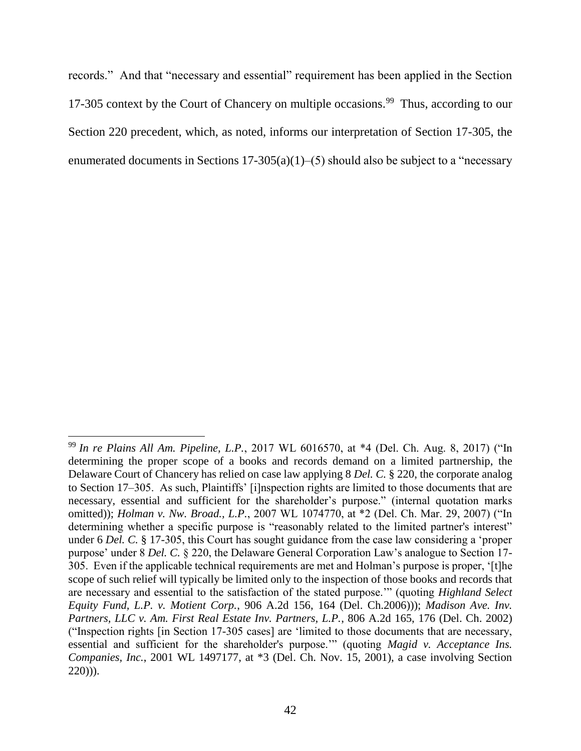records." And that "necessary and essential" requirement has been applied in the Section 17-305 context by the Court of Chancery on multiple occasions.[99] Thus, according to our Section 220 precedent, which, as noted, informs our interpretation of Section 17-305, the enumerated documents in Sections 17-305(a)(1)–(5) should also be subject to a "necessary

---

[99] *In re Plains All Am. Pipeline, L.P.*, 2017 WL 6016570, at *4 (Del. Ch. Aug. 8, 2017) ("In determining the proper scope of a books and records demand on a limited partnership, the Delaware Court of Chancery has relied on case law applying 8 *Del. C.* § 220, the corporate analog to Section 17–305. As such, Plaintiffs' [i]nspection rights are limited to those documents that are necessary, essential and sufficient for the shareholder's purpose." (internal quotation marks omitted)); *Holman v. Nw. Broad., L.P.*, 2007 WL 1074770, at *2 (Del. Ch. Mar. 29, 2007) ("In determining whether a specific purpose is "reasonably related to the limited partner's interest" under 6 *Del. C.* § 17-305, this Court has sought guidance from the case law considering a 'proper purpose' under 8 *Del. C.* § 220, the Delaware General Corporation Law's analogue to Section 17-305. Even if the applicable technical requirements are met and Holman's purpose is proper, '[t]he scope of such relief will typically be limited only to the inspection of those books and records that are necessary and essential to the satisfaction of the stated purpose.'" (quoting *Highland Select Equity Fund, L.P. v. Motient Corp.*, 906 A.2d 156, 164 (Del. Ch.2006))); *Madison Ave. Inv. Partners, LLC v. Am. First Real Estate Inv. Partners, L.P.*, 806 A.2d 165, 176 (Del. Ch. 2002) ("Inspection rights [in Section 17-305 cases] are 'limited to those documents that are necessary, essential and sufficient for the shareholder's purpose.'" (quoting *Magid v. Acceptance Ins. Companies, Inc.*, 2001 WL 1497177, at *3 (Del. Ch. Nov. 15, 2001), a case involving Section 220))).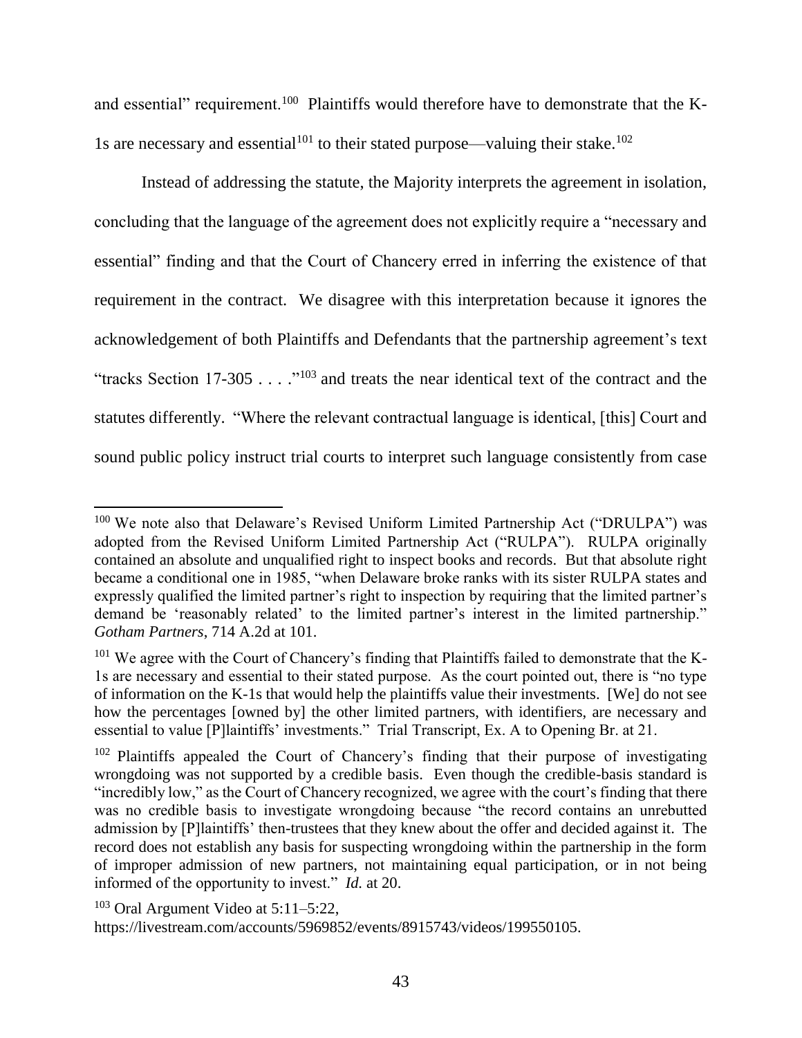and essential" requirement.[100] Plaintiffs would therefore have to demonstrate that the K-1s are necessary and essential[101] to their stated purpose—valuing their stake.[102]

Instead of addressing the statute, the Majority interprets the agreement in isolation, concluding that the language of the agreement does not explicitly require a "necessary and essential" finding and that the Court of Chancery erred in inferring the existence of that requirement in the contract. We disagree with this interpretation because it ignores the acknowledgement of both Plaintiffs and Defendants that the partnership agreement's text "tracks Section 17-305 . . . ."[103] and treats the near identical text of the contract and the statutes differently. "Where the relevant contractual language is identical, [this] Court and sound public policy instruct trial courts to interpret such language consistently from case

---

[100] We note also that Delaware's Revised Uniform Limited Partnership Act ("DRULPA") was adopted from the Revised Uniform Limited Partnership Act ("RULPA"). RULPA originally contained an absolute and unqualified right to inspect books and records. But that absolute right became a conditional one in 1985, "when Delaware broke ranks with its sister RULPA states and expressly qualified the limited partner's right to inspection by requiring that the limited partner's demand be 'reasonably related' to the limited partner's interest in the limited partnership." *Gotham Partners*, 714 A.2d at 101.

[101] We agree with the Court of Chancery's finding that Plaintiffs failed to demonstrate that the K-1s are necessary and essential to their stated purpose. As the court pointed out, there is "no type of information on the K-1s that would help the plaintiffs value their investments. [We] do not see how the percentages [owned by] the other limited partners, with identifiers, are necessary and essential to value [P]laintiffs' investments." Trial Transcript, Ex. A to Opening Br. at 21.

[102] Plaintiffs appealed the Court of Chancery's finding that their purpose of investigating wrongdoing was not supported by a credible basis. Even though the credible-basis standard is "incredibly low," as the Court of Chancery recognized, we agree with the court's finding that there was no credible basis to investigate wrongdoing because "the record contains an unrebutted admission by [P]laintiffs' then-trustees that they knew about the offer and decided against it. The record does not establish any basis for suspecting wrongdoing within the partnership in the form of improper admission of new partners, not maintaining equal participation, or in not being informed of the opportunity to invest." *Id.* at 20.

[103] Oral Argument Video at 5:11–5:22, https://livestream.com/accounts/5969852/events/8915743/videos/199550105.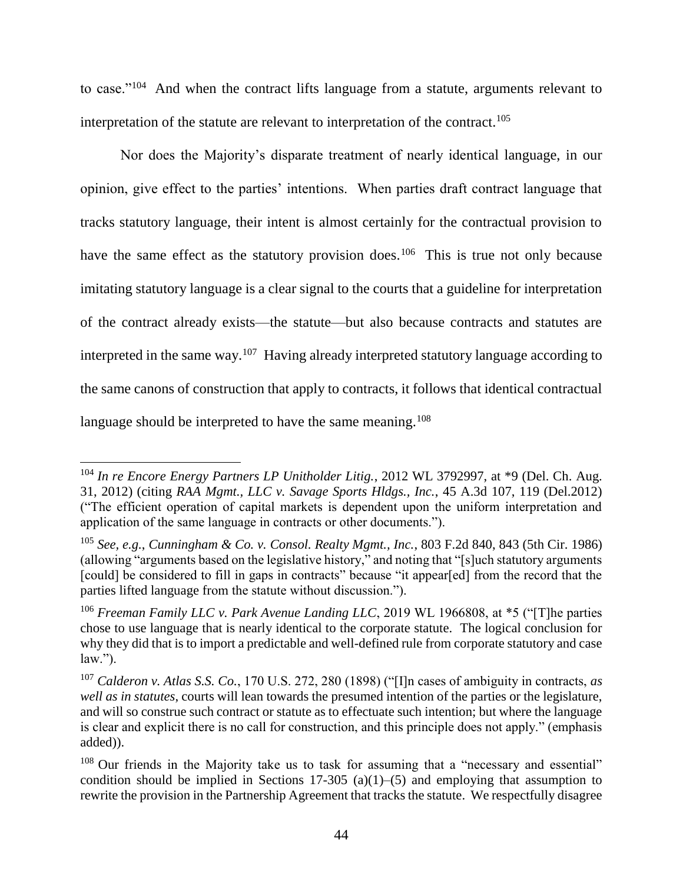to case."[104] And when the contract lifts language from a statute, arguments relevant to interpretation of the statute are relevant to interpretation of the contract.[105]

Nor does the Majority's disparate treatment of nearly identical language, in our opinion, give effect to the parties' intentions. When parties draft contract language that tracks statutory language, their intent is almost certainly for the contractual provision to have the same effect as the statutory provision does.[106] This is true not only because imitating statutory language is a clear signal to the courts that a guideline for interpretation of the contract already exists—the statute—but also because contracts and statutes are interpreted in the same way.[107] Having already interpreted statutory language according to the same canons of construction that apply to contracts, it follows that identical contractual language should be interpreted to have the same meaning.[108]

---

[104] *In re Encore Energy Partners LP Unitholder Litig.*, 2012 WL 3792997, at *9 (Del. Ch. Aug. 31, 2012) (citing *RAA Mgmt., LLC v. Savage Sports Hldgs., Inc.*, 45 A.3d 107, 119 (Del.2012) ("The efficient operation of capital markets is dependent upon the uniform interpretation and application of the same language in contracts or other documents.").

[105] *See, e.g.*, *Cunningham & Co. v. Consol. Realty Mgmt., Inc.*, 803 F.2d 840, 843 (5th Cir. 1986) (allowing "arguments based on the legislative history," and noting that "[s]uch statutory arguments [could] be considered to fill in gaps in contracts" because "it appear[ed] from the record that the parties lifted language from the statute without discussion.").

[106] *Freeman Family LLC v. Park Avenue Landing LLC*, 2019 WL 1966808, at *5 ("[T]he parties chose to use language that is nearly identical to the corporate statute. The logical conclusion for why they did that is to import a predictable and well-defined rule from corporate statutory and case law.").

[107] *Calderon v. Atlas S.S. Co.*, 170 U.S. 272, 280 (1898) ("[I]n cases of ambiguity in contracts, *as well as in statutes*, courts will lean towards the presumed intention of the parties or the legislature, and will so construe such contract or statute as to effectuate such intention; but where the language is clear and explicit there is no call for construction, and this principle does not apply." (emphasis added)).

[108] Our friends in the Majority take us to task for assuming that a "necessary and essential" condition should be implied in Sections 17-305 (a)(1)–(5) and employing that assumption to rewrite the provision in the Partnership Agreement that tracks the statute. We respectfully disagree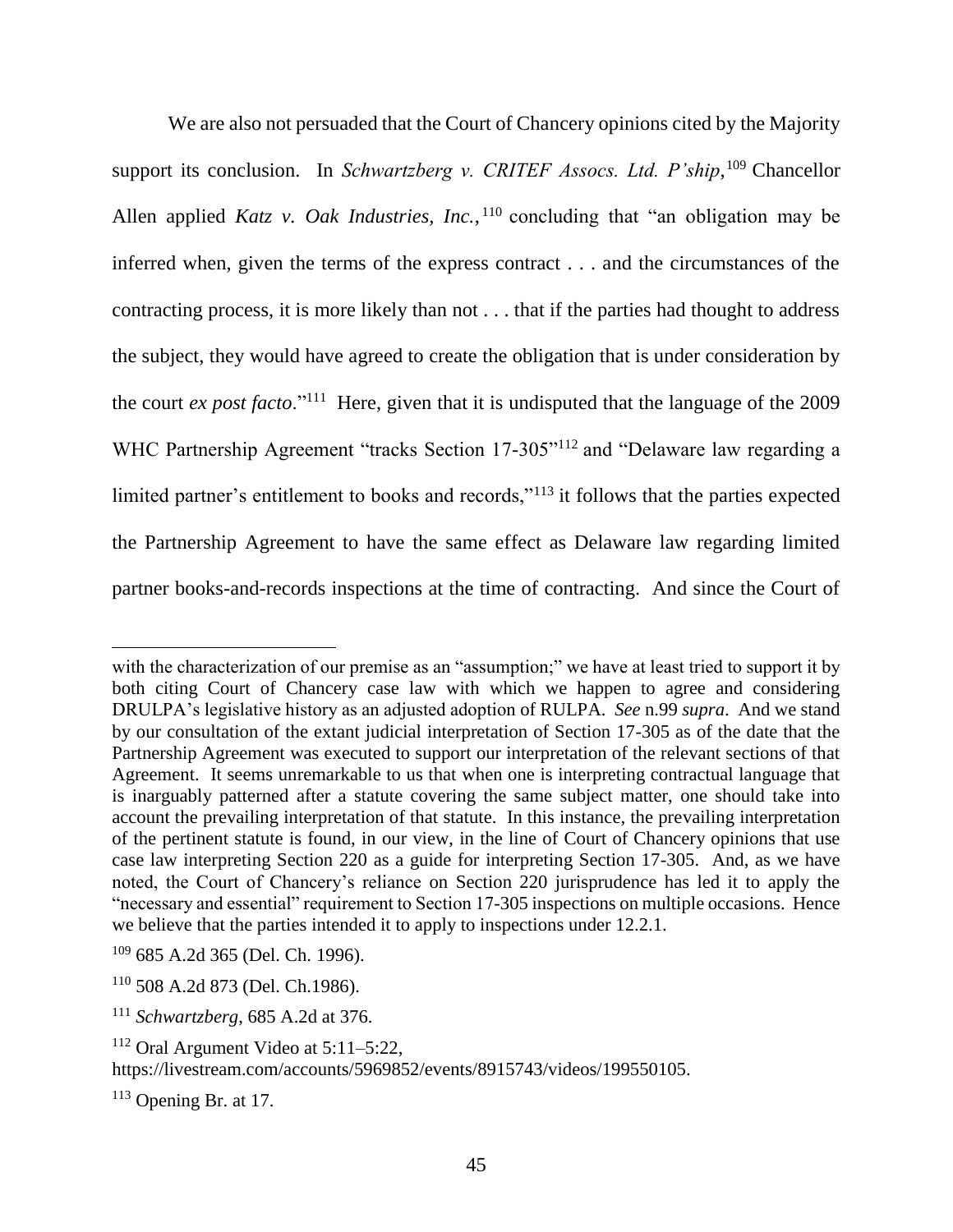We are also not persuaded that the Court of Chancery opinions cited by the Majority support its conclusion. In *Schwartzberg v. CRITEF Assocs. Ltd. P'ship*,[109] Chancellor Allen applied *Katz v. Oak Industries, Inc.*,[110] concluding that "an obligation may be inferred when, given the terms of the express contract . . . and the circumstances of the contracting process, it is more likely than not . . . that if the parties had thought to address the subject, they would have agreed to create the obligation that is under consideration by the court *ex post facto*."[111] Here, given that it is undisputed that the language of the 2009 WHC Partnership Agreement "tracks Section 17-305"[112] and "Delaware law regarding a limited partner's entitlement to books and records,"[113] it follows that the parties expected the Partnership Agreement to have the same effect as Delaware law regarding limited partner books-and-records inspections at the time of contracting. And since the Court of

---

with the characterization of our premise as an "assumption;" we have at least tried to support it by both citing Court of Chancery case law with which we happen to agree and considering DRULPA's legislative history as an adjusted adoption of RULPA. *See* n.99 *supra*. And we stand by our consultation of the extant judicial interpretation of Section 17-305 as of the date that the Partnership Agreement was executed to support our interpretation of the relevant sections of that Agreement. It seems unremarkable to us that when one is interpreting contractual language that is inarguably patterned after a statute covering the same subject matter, one should take into account the prevailing interpretation of that statute. In this instance, the prevailing interpretation of the pertinent statute is found, in our view, in the line of Court of Chancery opinions that use case law interpreting Section 220 as a guide for interpreting Section 17-305. And, as we have noted, the Court of Chancery's reliance on Section 220 jurisprudence has led it to apply the "necessary and essential" requirement to Section 17-305 inspections on multiple occasions. Hence we believe that the parties intended it to apply to inspections under 12.2.1.

[109] 685 A.2d 365 (Del. Ch. 1996).

[110] 508 A.2d 873 (Del. Ch.1986).

[111] *Schwartzberg*, 685 A.2d at 376.

[112] Oral Argument Video at 5:11–5:22, https://livestream.com/accounts/5969852/events/8915743/videos/199550105.

[113] Opening Br. at 17.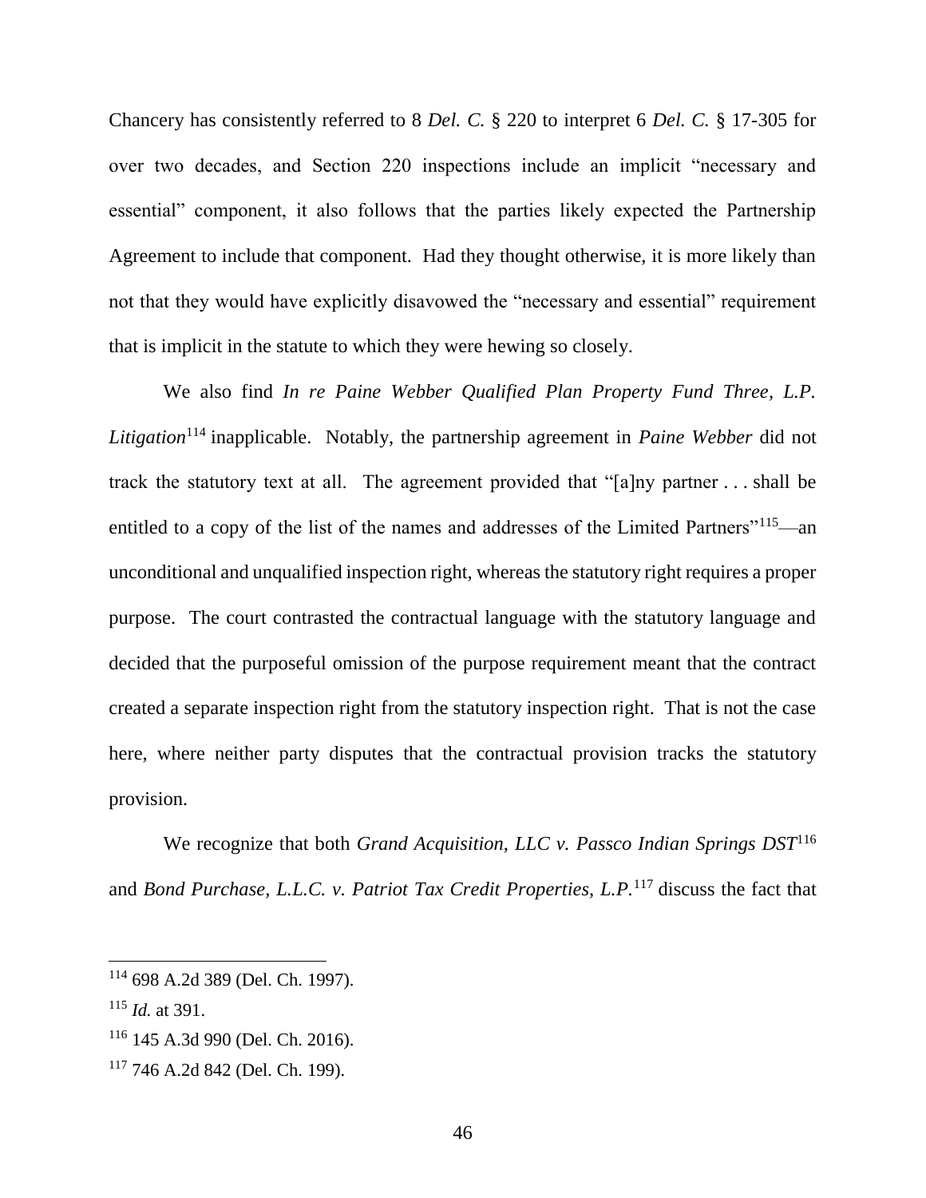Chancery has consistently referred to 8 *Del. C.* § 220 to interpret 6 *Del. C.* § 17-305 for over two decades, and Section 220 inspections include an implicit "necessary and essential" component, it also follows that the parties likely expected the Partnership Agreement to include that component. Had they thought otherwise, it is more likely than not that they would have explicitly disavowed the "necessary and essential" requirement that is implicit in the statute to which they were hewing so closely.

We also find *In re Paine Webber Qualified Plan Property Fund Three, L.P. Litigation*[114] inapplicable. Notably, the partnership agreement in *Paine Webber* did not track the statutory text at all. The agreement provided that "[a]ny partner . . . shall be entitled to a copy of the list of the names and addresses of the Limited Partners"[115]—an unconditional and unqualified inspection right, whereas the statutory right requires a proper purpose. The court contrasted the contractual language with the statutory language and decided that the purposeful omission of the purpose requirement meant that the contract created a separate inspection right from the statutory inspection right. That is not the case here, where neither party disputes that the contractual provision tracks the statutory provision.

We recognize that both *Grand Acquisition, LLC v. Passco Indian Springs DST*[116] and *Bond Purchase, L.L.C. v. Patriot Tax Credit Properties, L.P.*[117] discuss the fact that

---

[114] 698 A.2d 389 (Del. Ch. 1997).

[115] *Id.* at 391.

[116] 145 A.3d 990 (Del. Ch. 2016).

[117] 746 A.2d 842 (Del. Ch. 199).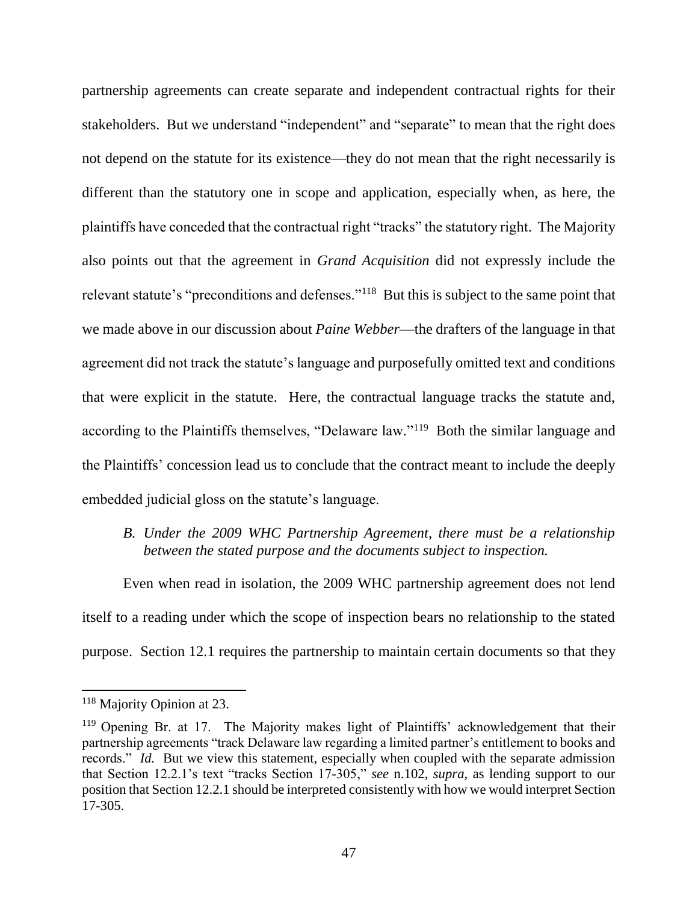partnership agreements can create separate and independent contractual rights for their stakeholders. But we understand "independent" and "separate" to mean that the right does not depend on the statute for its existence—they do not mean that the right necessarily is different than the statutory one in scope and application, especially when, as here, the plaintiffs have conceded that the contractual right "tracks" the statutory right. The Majority also points out that the agreement in *Grand Acquisition* did not expressly include the relevant statute's "preconditions and defenses."[118] But this is subject to the same point that we made above in our discussion about *Paine Webber*—the drafters of the language in that agreement did not track the statute's language and purposefully omitted text and conditions that were explicit in the statute. Here, the contractual language tracks the statute and, according to the Plaintiffs themselves, "Delaware law."[119] Both the similar language and the Plaintiffs' concession lead us to conclude that the contract meant to include the deeply embedded judicial gloss on the statute's language.

### *B. Under the 2009 WHC Partnership Agreement, there must be a relationship between the stated purpose and the documents subject to inspection.*

Even when read in isolation, the 2009 WHC partnership agreement does not lend itself to a reading under which the scope of inspection bears no relationship to the stated purpose. Section 12.1 requires the partnership to maintain certain documents so that they

---

[118] Majority Opinion at 23.

[119] Opening Br. at 17. The Majority makes light of Plaintiffs' acknowledgement that their partnership agreements "track Delaware law regarding a limited partner's entitlement to books and records." *Id.* But we view this statement, especially when coupled with the separate admission that Section 12.2.1's text "tracks Section 17-305," *see* n.102, *supra*, as lending support to our position that Section 12.2.1 should be interpreted consistently with how we would interpret Section 17-305.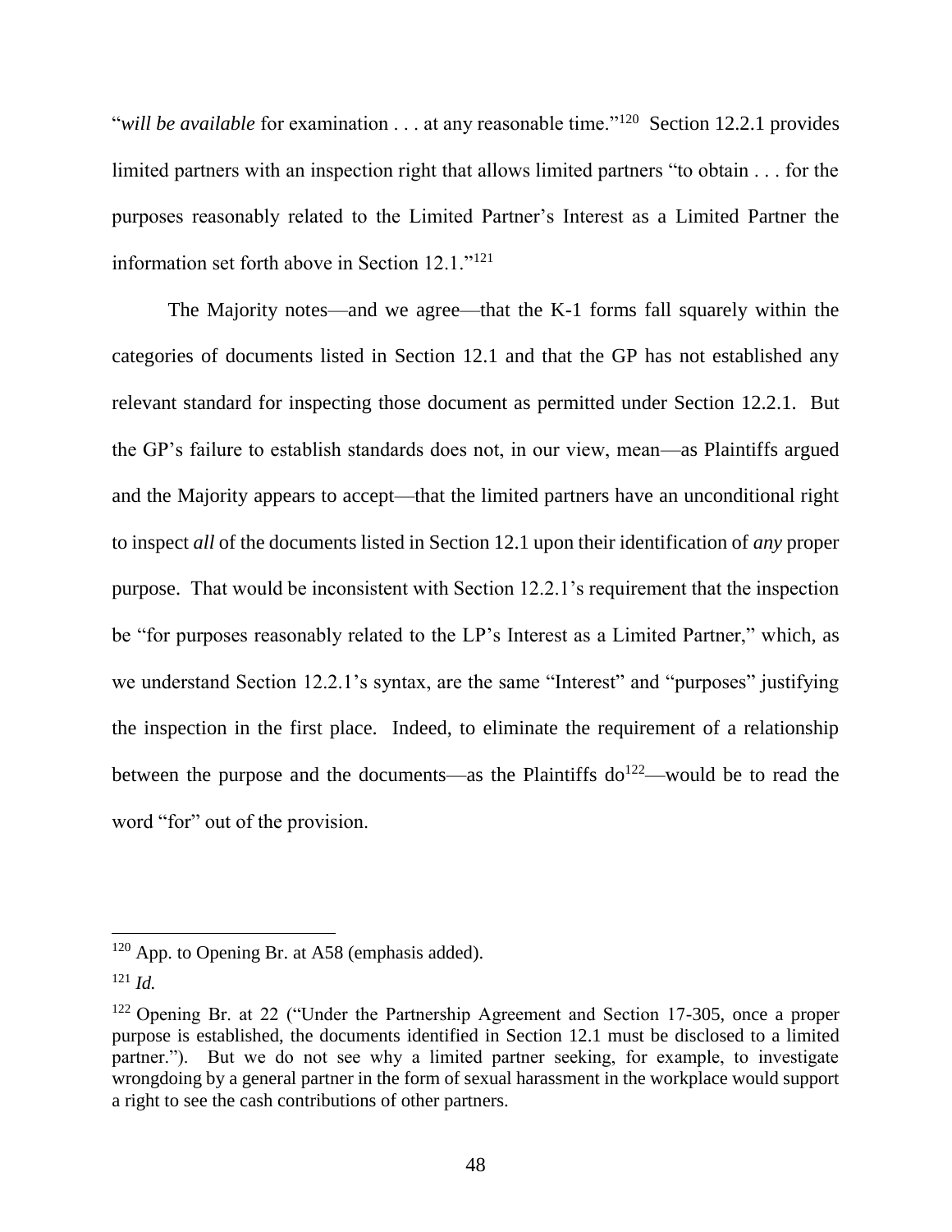"*will be available* for examination . . . at any reasonable time."[120] Section 12.2.1 provides limited partners with an inspection right that allows limited partners "to obtain . . . for the purposes reasonably related to the Limited Partner's Interest as a Limited Partner the information set forth above in Section 12.1."[121]

The Majority notes—and we agree—that the K-1 forms fall squarely within the categories of documents listed in Section 12.1 and that the GP has not established any relevant standard for inspecting those document as permitted under Section 12.2.1. But the GP's failure to establish standards does not, in our view, mean—as Plaintiffs argued and the Majority appears to accept—that the limited partners have an unconditional right to inspect *all* of the documents listed in Section 12.1 upon their identification of *any* proper purpose. That would be inconsistent with Section 12.2.1's requirement that the inspection be "for purposes reasonably related to the LP's Interest as a Limited Partner," which, as we understand Section 12.2.1's syntax, are the same "Interest" and "purposes" justifying the inspection in the first place. Indeed, to eliminate the requirement of a relationship between the purpose and the documents—as the Plaintiffs do[122]—would be to read the word "for" out of the provision.

---

[120] App. to Opening Br. at A58 (emphasis added).

[121] *Id.*

[122] Opening Br. at 22 ("Under the Partnership Agreement and Section 17-305, once a proper purpose is established, the documents identified in Section 12.1 must be disclosed to a limited partner."). But we do not see why a limited partner seeking, for example, to investigate wrongdoing by a general partner in the form of sexual harassment in the workplace would support a right to see the cash contributions of other partners.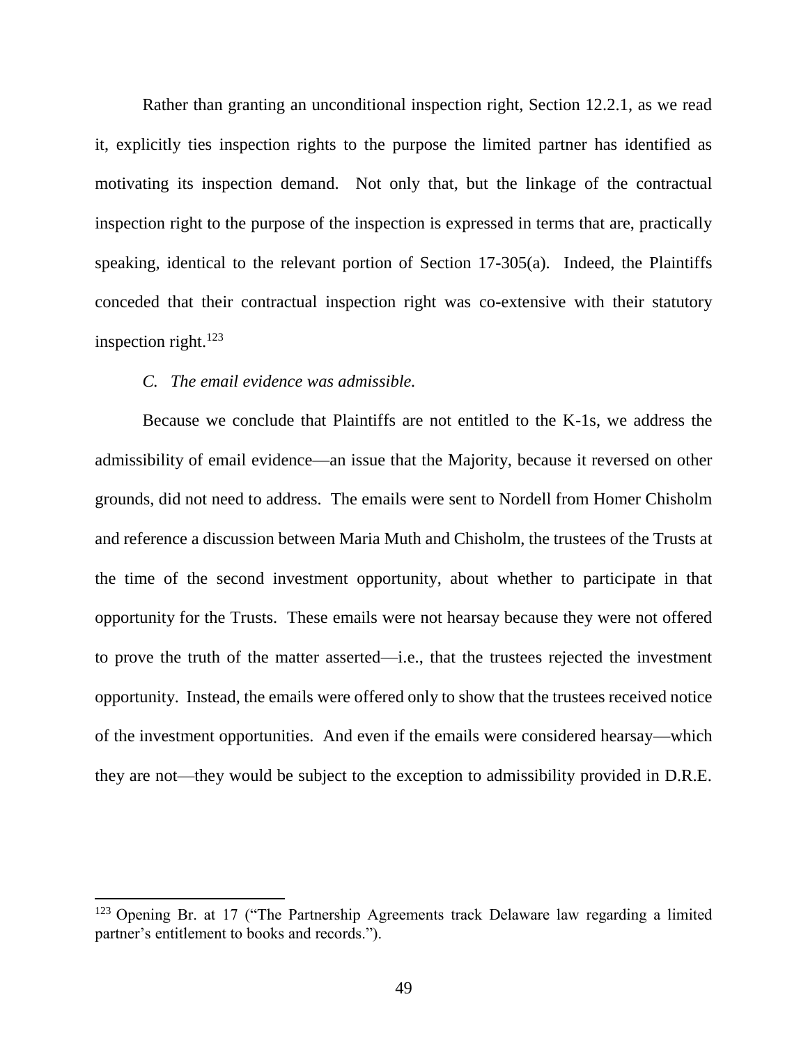Rather than granting an unconditional inspection right, Section 12.2.1, as we read it, explicitly ties inspection rights to the purpose the limited partner has identified as motivating its inspection demand. Not only that, but the linkage of the contractual inspection right to the purpose of the inspection is expressed in terms that are, practically speaking, identical to the relevant portion of Section 17-305(a). Indeed, the Plaintiffs conceded that their contractual inspection right was co-extensive with their statutory inspection right.[123]

*C. The email evidence was admissible.*

Because we conclude that Plaintiffs are not entitled to the K-1s, we address the admissibility of email evidence—an issue that the Majority, because it reversed on other grounds, did not need to address. The emails were sent to Nordell from Homer Chisholm and reference a discussion between Maria Muth and Chisholm, the trustees of the Trusts at the time of the second investment opportunity, about whether to participate in that opportunity for the Trusts. These emails were not hearsay because they were not offered to prove the truth of the matter asserted—i.e., that the trustees rejected the investment opportunity. Instead, the emails were offered only to show that the trustees received notice of the investment opportunities. And even if the emails were considered hearsay—which they are not—they would be subject to the exception to admissibility provided in D.R.E.

---

[123] Opening Br. at 17 ("The Partnership Agreements track Delaware law regarding a limited partner's entitlement to books and records.").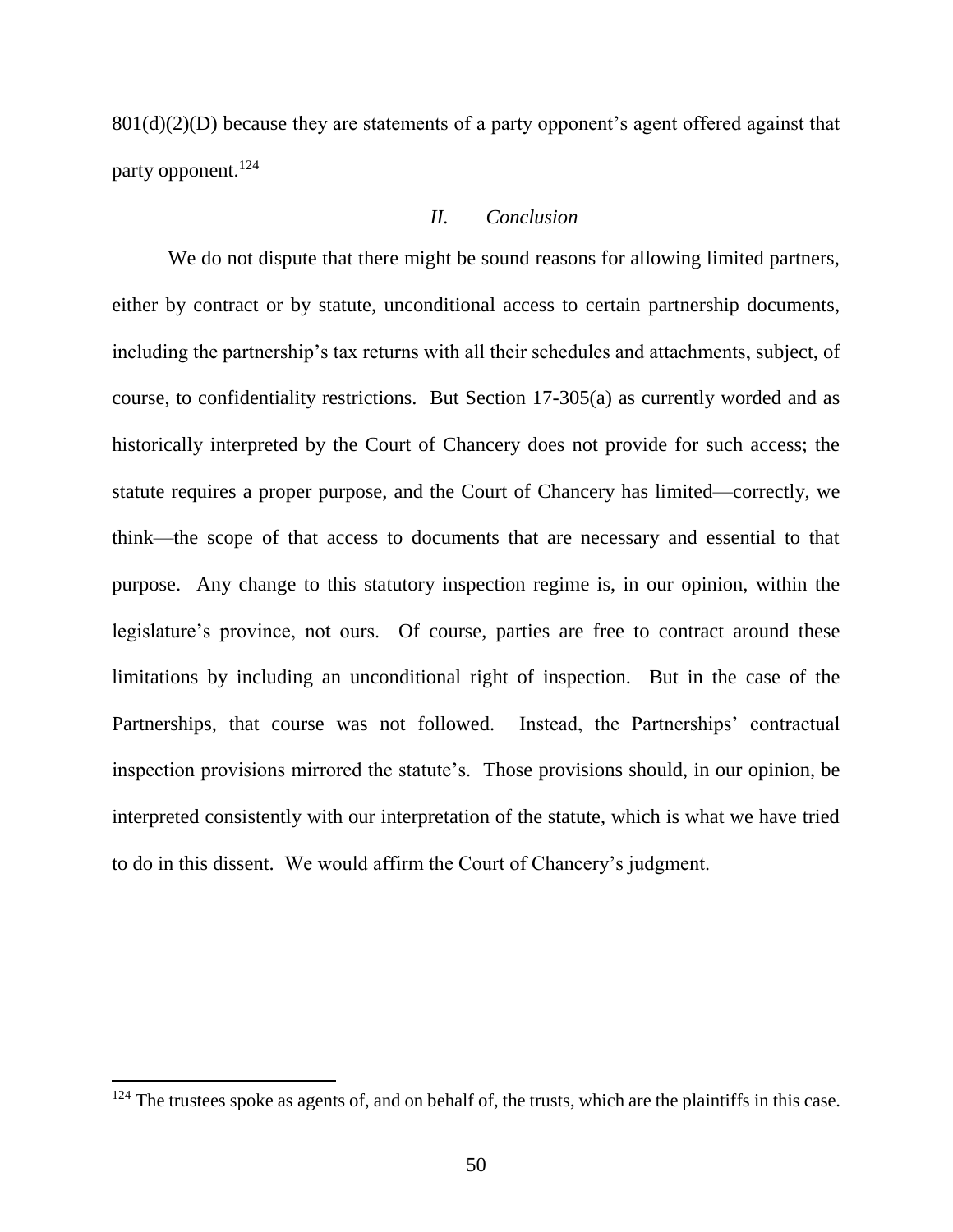801(d)(2)(D) because they are statements of a party opponent's agent offered against that party opponent.[124]

## *II. Conclusion*

We do not dispute that there might be sound reasons for allowing limited partners, either by contract or by statute, unconditional access to certain partnership documents, including the partnership's tax returns with all their schedules and attachments, subject, of course, to confidentiality restrictions. But Section 17-305(a) as currently worded and as historically interpreted by the Court of Chancery does not provide for such access; the statute requires a proper purpose, and the Court of Chancery has limited—correctly, we think—the scope of that access to documents that are necessary and essential to that purpose. Any change to this statutory inspection regime is, in our opinion, within the legislature's province, not ours. Of course, parties are free to contract around these limitations by including an unconditional right of inspection. But in the case of the Partnerships, that course was not followed. Instead, the Partnerships' contractual inspection provisions mirrored the statute's. Those provisions should, in our opinion, be interpreted consistently with our interpretation of the statute, which is what we have tried to do in this dissent. We would affirm the Court of Chancery's judgment.

---

[124] The trustees spoke as agents of, and on behalf of, the trusts, which are the plaintiffs in this case.